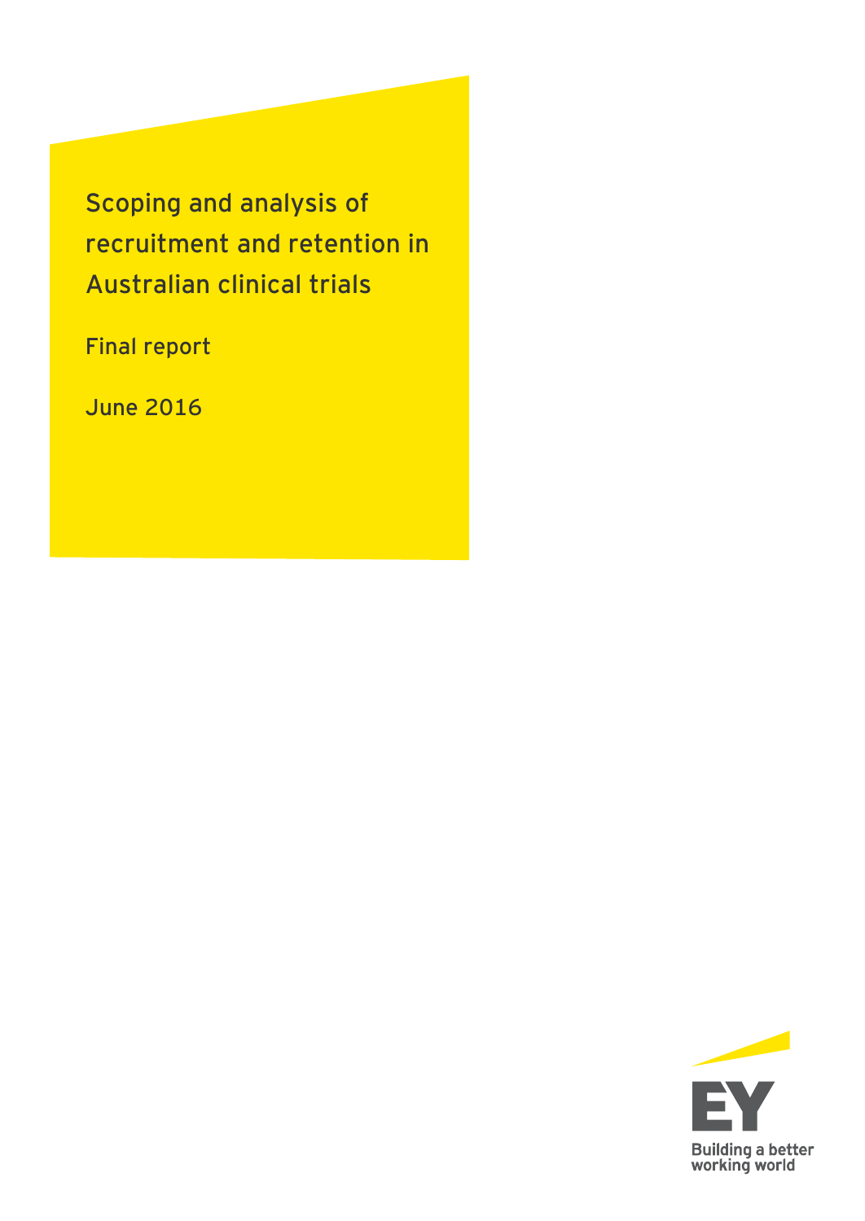# Scoping and analysis of recruitment and retention in Australian clinical trials

Final report

June 2016

Building a better working world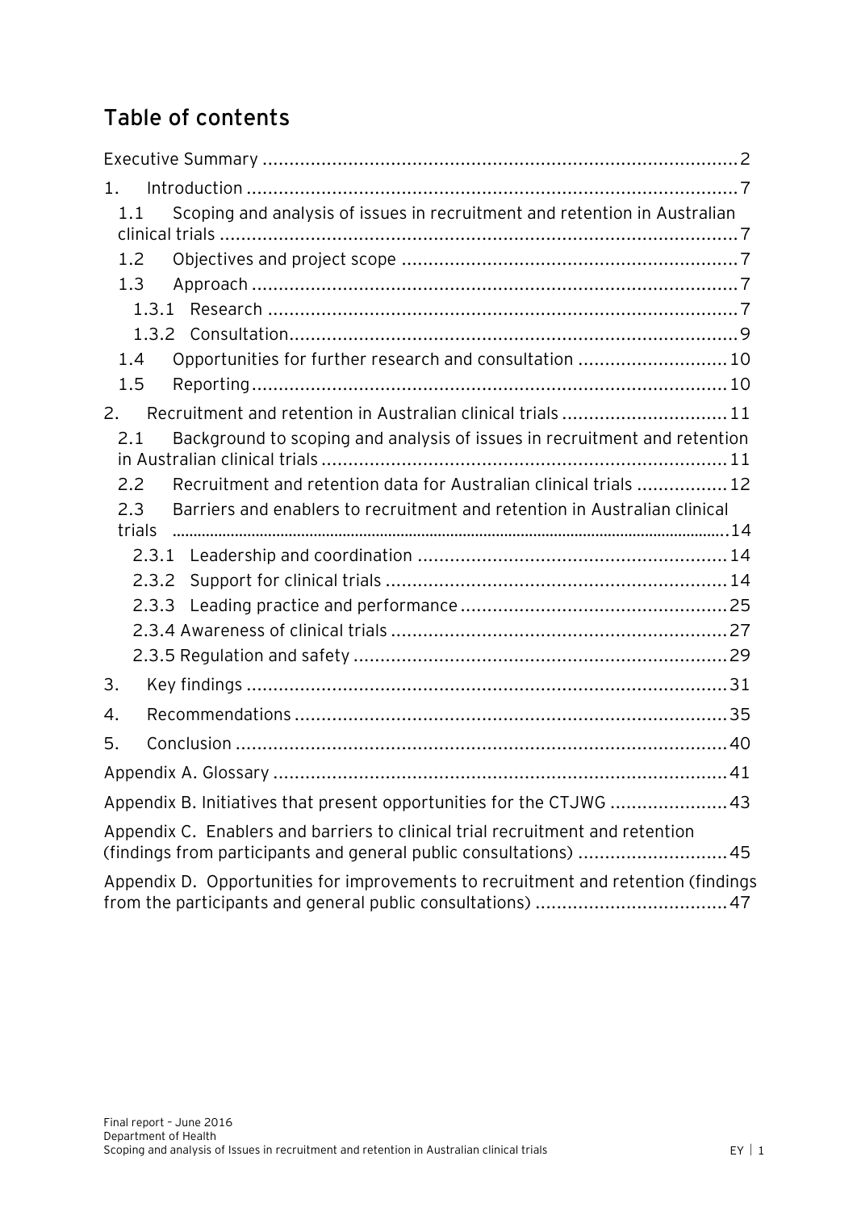## Table of contents

Executive Summary ........................................................................................2

1. Introduction ............................................................................................7
   - 1.1 Scoping and analysis of issues in recruitment and retention in Australian clinical trials .................................................................................7
   - 1.2 Objectives and project scope .............................................................7
   - 1.3 Approach ..........................................................................................7
     - 1.3.1 Research .......................................................................................7
     - 1.3.2 Consultation...................................................................................9
   - 1.4 Opportunities for further research and consultation ............................10
   - 1.5 Reporting.........................................................................................10
2. Recruitment and retention in Australian clinical trials ...............................11
   - 2.1 Background to scoping and analysis of issues in recruitment and retention in Australian clinical trials ............................................................................11
   - 2.2 Recruitment and retention data for Australian clinical trials .................12
   - 2.3 Barriers and enablers to recruitment and retention in Australian clinical trials ..................................................................................................14
     - 2.3.1 Leadership and coordination .........................................................14
     - 2.3.2 Support for clinical trials ...............................................................14
     - 2.3.3 Leading practice and performance .................................................25
     - 2.3.4 Awareness of clinical trials ..............................................................27
     - 2.3.5 Regulation and safety .....................................................................29
3. Key findings ..........................................................................................31
4. Recommendations ................................................................................35
5. Conclusion ...........................................................................................40

Appendix A. Glossary ....................................................................................41

Appendix B. Initiatives that present opportunities for the CTJWG ......................43

Appendix C. Enablers and barriers to clinical trial recruitment and retention (findings from participants and general public consultations) ............................45

Appendix D. Opportunities for improvements to recruitment and retention (findings from the participants and general public consultations) ....................................47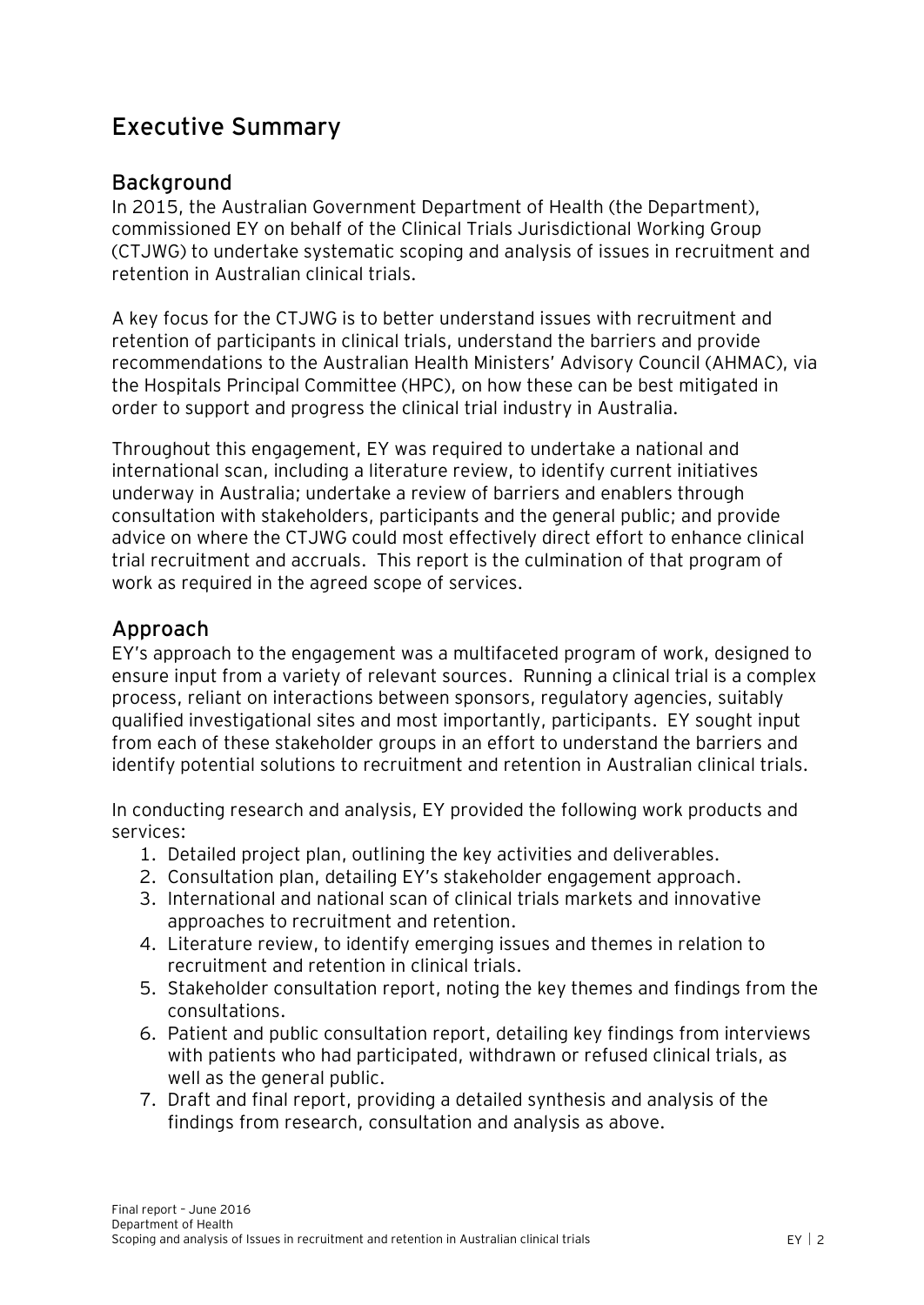# Executive Summary

## Background

In 2015, the Australian Government Department of Health (the Department), commissioned EY on behalf of the Clinical Trials Jurisdictional Working Group (CTJWG) to undertake systematic scoping and analysis of issues in recruitment and retention in Australian clinical trials.

A key focus for the CTJWG is to better understand issues with recruitment and retention of participants in clinical trials, understand the barriers and provide recommendations to the Australian Health Ministers' Advisory Council (AHMAC), via the Hospitals Principal Committee (HPC), on how these can be best mitigated in order to support and progress the clinical trial industry in Australia.

Throughout this engagement, EY was required to undertake a national and international scan, including a literature review, to identify current initiatives underway in Australia; undertake a review of barriers and enablers through consultation with stakeholders, participants and the general public; and provide advice on where the CTJWG could most effectively direct effort to enhance clinical trial recruitment and accruals. This report is the culmination of that program of work as required in the agreed scope of services.

## Approach

EY's approach to the engagement was a multifaceted program of work, designed to ensure input from a variety of relevant sources. Running a clinical trial is a complex process, reliant on interactions between sponsors, regulatory agencies, suitably qualified investigational sites and most importantly, participants. EY sought input from each of these stakeholder groups in an effort to understand the barriers and identify potential solutions to recruitment and retention in Australian clinical trials.

In conducting research and analysis, EY provided the following work products and services:

1. Detailed project plan, outlining the key activities and deliverables.
2. Consultation plan, detailing EY's stakeholder engagement approach.
3. International and national scan of clinical trials markets and innovative approaches to recruitment and retention.
4. Literature review, to identify emerging issues and themes in relation to recruitment and retention in clinical trials.
5. Stakeholder consultation report, noting the key themes and findings from the consultations.
6. Patient and public consultation report, detailing key findings from interviews with patients who had participated, withdrawn or refused clinical trials, as well as the general public.
7. Draft and final report, providing a detailed synthesis and analysis of the findings from research, consultation and analysis as above.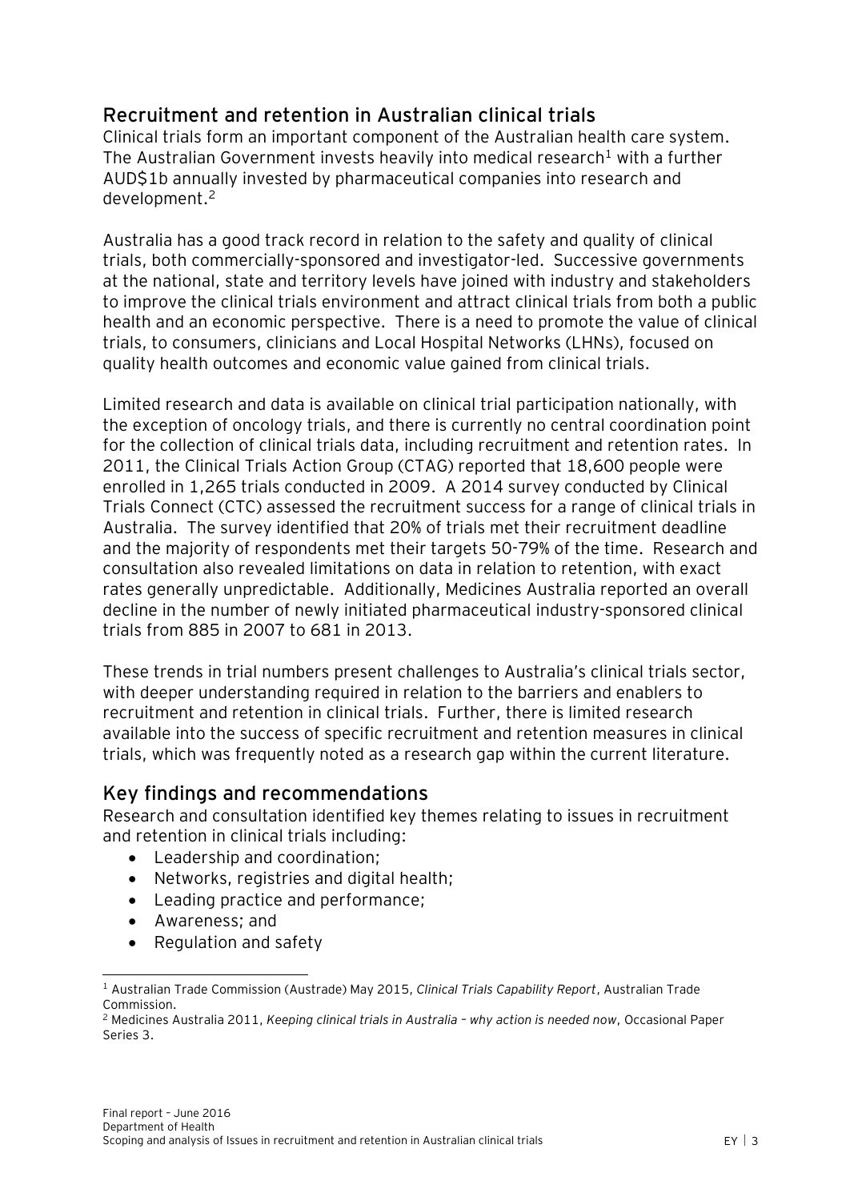## Recruitment and retention in Australian clinical trials

Clinical trials form an important component of the Australian health care system. The Australian Government invests heavily into medical research[1] with a further AUD$1b annually invested by pharmaceutical companies into research and development.[2]

Australia has a good track record in relation to the safety and quality of clinical trials, both commercially-sponsored and investigator-led. Successive governments at the national, state and territory levels have joined with industry and stakeholders to improve the clinical trials environment and attract clinical trials from both a public health and an economic perspective. There is a need to promote the value of clinical trials, to consumers, clinicians and Local Hospital Networks (LHNs), focused on quality health outcomes and economic value gained from clinical trials.

Limited research and data is available on clinical trial participation nationally, with the exception of oncology trials, and there is currently no central coordination point for the collection of clinical trials data, including recruitment and retention rates. In 2011, the Clinical Trials Action Group (CTAG) reported that 18,600 people were enrolled in 1,265 trials conducted in 2009. A 2014 survey conducted by Clinical Trials Connect (CTC) assessed the recruitment success for a range of clinical trials in Australia. The survey identified that 20% of trials met their recruitment deadline and the majority of respondents met their targets 50-79% of the time. Research and consultation also revealed limitations on data in relation to retention, with exact rates generally unpredictable. Additionally, Medicines Australia reported an overall decline in the number of newly initiated pharmaceutical industry-sponsored clinical trials from 885 in 2007 to 681 in 2013.

These trends in trial numbers present challenges to Australia's clinical trials sector, with deeper understanding required in relation to the barriers and enablers to recruitment and retention in clinical trials. Further, there is limited research available into the success of specific recruitment and retention measures in clinical trials, which was frequently noted as a research gap within the current literature.

## Key findings and recommendations

Research and consultation identified key themes relating to issues in recruitment and retention in clinical trials including:

- Leadership and coordination;
- Networks, registries and digital health;
- Leading practice and performance;
- Awareness; and
- Regulation and safety

[1] Australian Trade Commission (Austrade) May 2015, *Clinical Trials Capability Report*, Australian Trade Commission.

[2] Medicines Australia 2011, *Keeping clinical trials in Australia – why action is needed now*, Occasional Paper Series 3.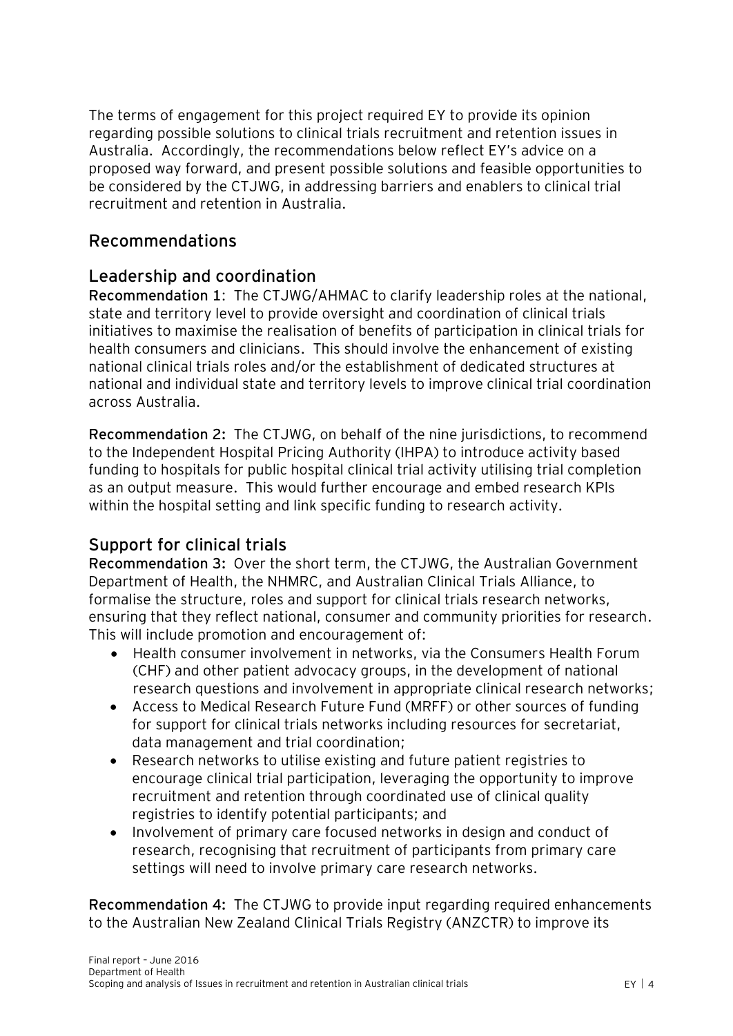The terms of engagement for this project required EY to provide its opinion regarding possible solutions to clinical trials recruitment and retention issues in Australia. Accordingly, the recommendations below reflect EY's advice on a proposed way forward, and present possible solutions and feasible opportunities to be considered by the CTJWG, in addressing barriers and enablers to clinical trial recruitment and retention in Australia.

## Recommendations

## Leadership and coordination

**Recommendation 1**: The CTJWG/AHMAC to clarify leadership roles at the national, state and territory level to provide oversight and coordination of clinical trials initiatives to maximise the realisation of benefits of participation in clinical trials for health consumers and clinicians. This should involve the enhancement of existing national clinical trials roles and/or the establishment of dedicated structures at national and individual state and territory levels to improve clinical trial coordination across Australia.

**Recommendation 2:** The CTJWG, on behalf of the nine jurisdictions, to recommend to the Independent Hospital Pricing Authority (IHPA) to introduce activity based funding to hospitals for public hospital clinical trial activity utilising trial completion as an output measure. This would further encourage and embed research KPIs within the hospital setting and link specific funding to research activity.

## Support for clinical trials

**Recommendation 3:** Over the short term, the CTJWG, the Australian Government Department of Health, the NHMRC, and Australian Clinical Trials Alliance, to formalise the structure, roles and support for clinical trials research networks, ensuring that they reflect national, consumer and community priorities for research. This will include promotion and encouragement of:

- Health consumer involvement in networks, via the Consumers Health Forum (CHF) and other patient advocacy groups, in the development of national research questions and involvement in appropriate clinical research networks;
- Access to Medical Research Future Fund (MRFF) or other sources of funding for support for clinical trials networks including resources for secretariat, data management and trial coordination;
- Research networks to utilise existing and future patient registries to encourage clinical trial participation, leveraging the opportunity to improve recruitment and retention through coordinated use of clinical quality registries to identify potential participants; and
- Involvement of primary care focused networks in design and conduct of research, recognising that recruitment of participants from primary care settings will need to involve primary care research networks.

**Recommendation 4:** The CTJWG to provide input regarding required enhancements to the Australian New Zealand Clinical Trials Registry (ANZCTR) to improve its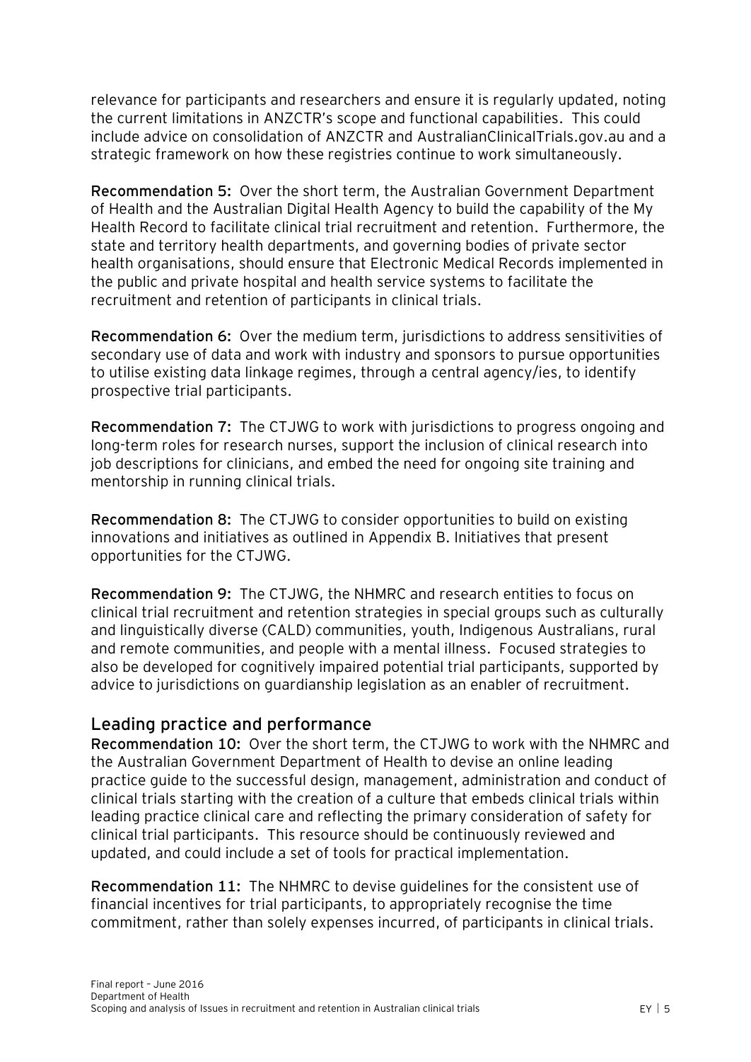relevance for participants and researchers and ensure it is regularly updated, noting the current limitations in ANZCTR's scope and functional capabilities. This could include advice on consolidation of ANZCTR and AustralianClinicalTrials.gov.au and a strategic framework on how these registries continue to work simultaneously.

**Recommendation 5:** Over the short term, the Australian Government Department of Health and the Australian Digital Health Agency to build the capability of the My Health Record to facilitate clinical trial recruitment and retention. Furthermore, the state and territory health departments, and governing bodies of private sector health organisations, should ensure that Electronic Medical Records implemented in the public and private hospital and health service systems to facilitate the recruitment and retention of participants in clinical trials.

**Recommendation 6:** Over the medium term, jurisdictions to address sensitivities of secondary use of data and work with industry and sponsors to pursue opportunities to utilise existing data linkage regimes, through a central agency/ies, to identify prospective trial participants.

**Recommendation 7:** The CTJWG to work with jurisdictions to progress ongoing and long-term roles for research nurses, support the inclusion of clinical research into job descriptions for clinicians, and embed the need for ongoing site training and mentorship in running clinical trials.

**Recommendation 8:** The CTJWG to consider opportunities to build on existing innovations and initiatives as outlined in Appendix B. Initiatives that present opportunities for the CTJWG.

**Recommendation 9:** The CTJWG, the NHMRC and research entities to focus on clinical trial recruitment and retention strategies in special groups such as culturally and linguistically diverse (CALD) communities, youth, Indigenous Australians, rural and remote communities, and people with a mental illness. Focused strategies to also be developed for cognitively impaired potential trial participants, supported by advice to jurisdictions on guardianship legislation as an enabler of recruitment.

## Leading practice and performance

**Recommendation 10:** Over the short term, the CTJWG to work with the NHMRC and the Australian Government Department of Health to devise an online leading practice guide to the successful design, management, administration and conduct of clinical trials starting with the creation of a culture that embeds clinical trials within leading practice clinical care and reflecting the primary consideration of safety for clinical trial participants. This resource should be continuously reviewed and updated, and could include a set of tools for practical implementation.

**Recommendation 11:** The NHMRC to devise guidelines for the consistent use of financial incentives for trial participants, to appropriately recognise the time commitment, rather than solely expenses incurred, of participants in clinical trials.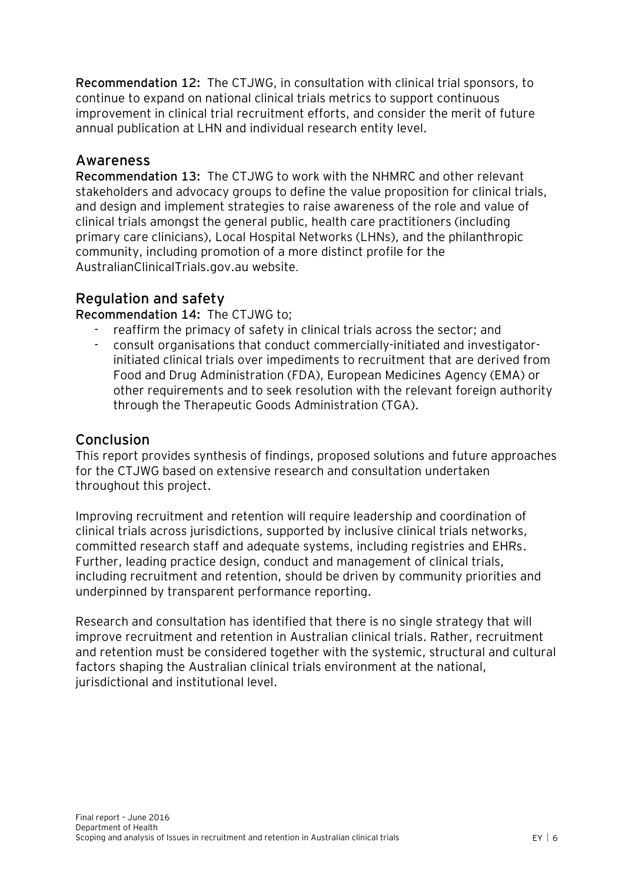**Recommendation 12:** The CTJWG, in consultation with clinical trial sponsors, to continue to expand on national clinical trials metrics to support continuous improvement in clinical trial recruitment efforts, and consider the merit of future annual publication at LHN and individual research entity level.

## Awareness

**Recommendation 13:** The CTJWG to work with the NHMRC and other relevant stakeholders and advocacy groups to define the value proposition for clinical trials, and design and implement strategies to raise awareness of the role and value of clinical trials amongst the general public, health care practitioners (including primary care clinicians), Local Hospital Networks (LHNs), and the philanthropic community, including promotion of a more distinct profile for the AustralianClinicalTrials.gov.au website.

## Regulation and safety

**Recommendation 14:** The CTJWG to;

- reaffirm the primacy of safety in clinical trials across the sector; and
- consult organisations that conduct commercially-initiated and investigator-initiated clinical trials over impediments to recruitment that are derived from Food and Drug Administration (FDA), European Medicines Agency (EMA) or other requirements and to seek resolution with the relevant foreign authority through the Therapeutic Goods Administration (TGA).

## Conclusion

This report provides synthesis of findings, proposed solutions and future approaches for the CTJWG based on extensive research and consultation undertaken throughout this project.

Improving recruitment and retention will require leadership and coordination of clinical trials across jurisdictions, supported by inclusive clinical trials networks, committed research staff and adequate systems, including registries and EHRs. Further, leading practice design, conduct and management of clinical trials, including recruitment and retention, should be driven by community priorities and underpinned by transparent performance reporting.

Research and consultation has identified that there is no single strategy that will improve recruitment and retention in Australian clinical trials. Rather, recruitment and retention must be considered together with the systemic, structural and cultural factors shaping the Australian clinical trials environment at the national, jurisdictional and institutional level.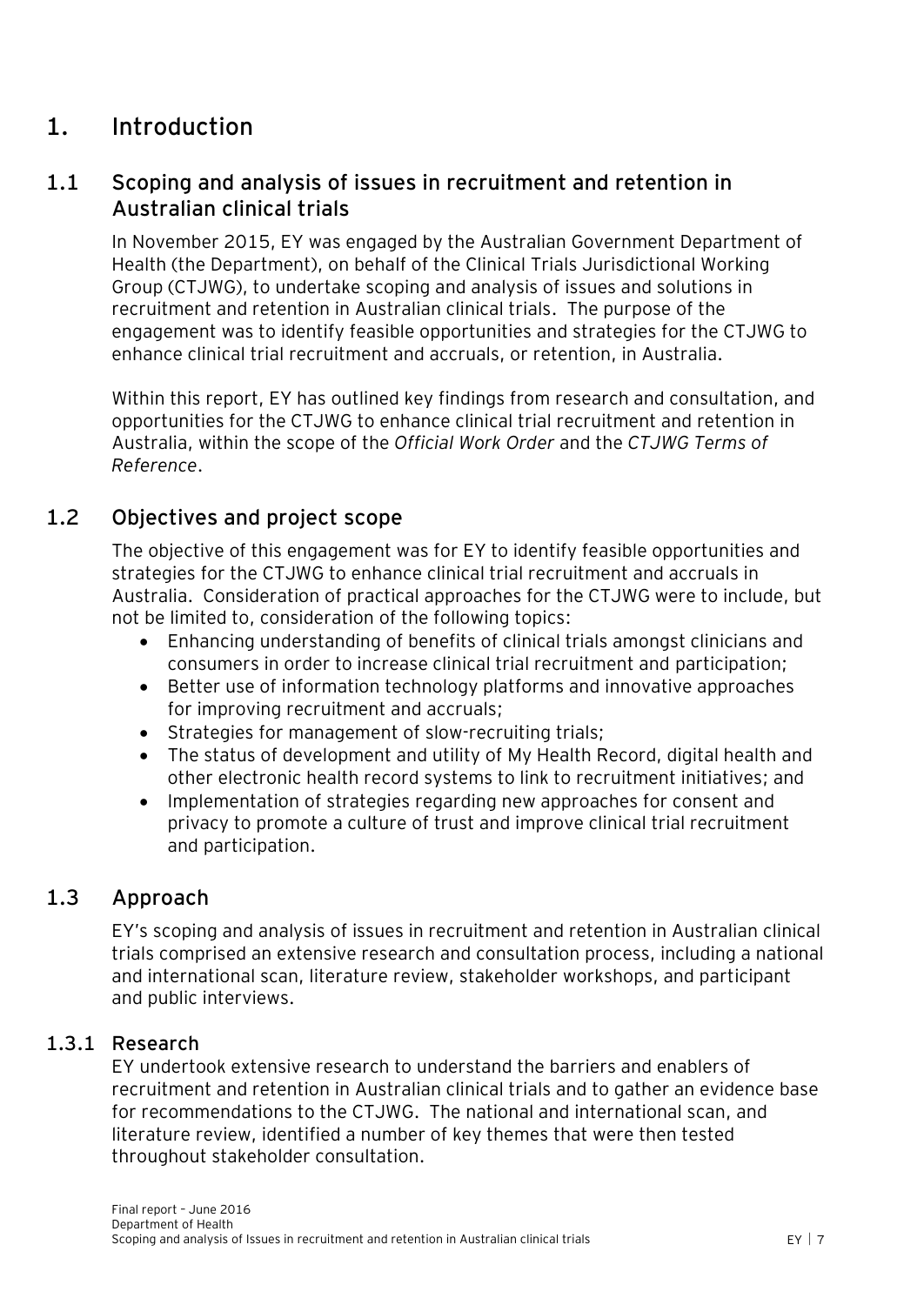# 1. Introduction

## 1.1 Scoping and analysis of issues in recruitment and retention in Australian clinical trials

In November 2015, EY was engaged by the Australian Government Department of Health (the Department), on behalf of the Clinical Trials Jurisdictional Working Group (CTJWG), to undertake scoping and analysis of issues and solutions in recruitment and retention in Australian clinical trials. The purpose of the engagement was to identify feasible opportunities and strategies for the CTJWG to enhance clinical trial recruitment and accruals, or retention, in Australia.

Within this report, EY has outlined key findings from research and consultation, and opportunities for the CTJWG to enhance clinical trial recruitment and retention in Australia, within the scope of the *Official Work Order* and the *CTJWG Terms of Reference*.

## 1.2 Objectives and project scope

The objective of this engagement was for EY to identify feasible opportunities and strategies for the CTJWG to enhance clinical trial recruitment and accruals in Australia. Consideration of practical approaches for the CTJWG were to include, but not be limited to, consideration of the following topics:

- Enhancing understanding of benefits of clinical trials amongst clinicians and consumers in order to increase clinical trial recruitment and participation;
- Better use of information technology platforms and innovative approaches for improving recruitment and accruals;
- Strategies for management of slow-recruiting trials;
- The status of development and utility of My Health Record, digital health and other electronic health record systems to link to recruitment initiatives; and
- Implementation of strategies regarding new approaches for consent and privacy to promote a culture of trust and improve clinical trial recruitment and participation.

## 1.3 Approach

EY's scoping and analysis of issues in recruitment and retention in Australian clinical trials comprised an extensive research and consultation process, including a national and international scan, literature review, stakeholder workshops, and participant and public interviews.

### 1.3.1 Research

EY undertook extensive research to understand the barriers and enablers of recruitment and retention in Australian clinical trials and to gather an evidence base for recommendations to the CTJWG. The national and international scan, and literature review, identified a number of key themes that were then tested throughout stakeholder consultation.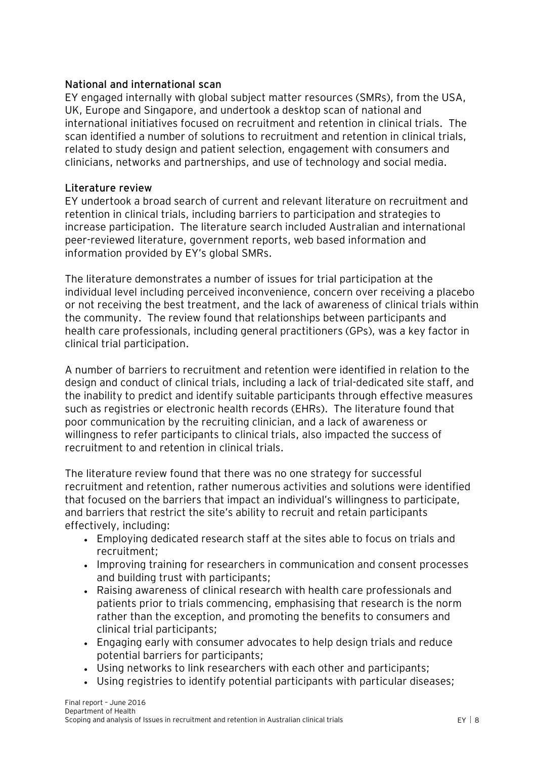### National and international scan

EY engaged internally with global subject matter resources (SMRs), from the USA, UK, Europe and Singapore, and undertook a desktop scan of national and international initiatives focused on recruitment and retention in clinical trials. The scan identified a number of solutions to recruitment and retention in clinical trials, related to study design and patient selection, engagement with consumers and clinicians, networks and partnerships, and use of technology and social media.

### Literature review

EY undertook a broad search of current and relevant literature on recruitment and retention in clinical trials, including barriers to participation and strategies to increase participation. The literature search included Australian and international peer-reviewed literature, government reports, web based information and information provided by EY's global SMRs.

The literature demonstrates a number of issues for trial participation at the individual level including perceived inconvenience, concern over receiving a placebo or not receiving the best treatment, and the lack of awareness of clinical trials within the community. The review found that relationships between participants and health care professionals, including general practitioners (GPs), was a key factor in clinical trial participation.

A number of barriers to recruitment and retention were identified in relation to the design and conduct of clinical trials, including a lack of trial-dedicated site staff, and the inability to predict and identify suitable participants through effective measures such as registries or electronic health records (EHRs). The literature found that poor communication by the recruiting clinician, and a lack of awareness or willingness to refer participants to clinical trials, also impacted the success of recruitment to and retention in clinical trials.

The literature review found that there was no one strategy for successful recruitment and retention, rather numerous activities and solutions were identified that focused on the barriers that impact an individual's willingness to participate, and barriers that restrict the site's ability to recruit and retain participants effectively, including:

- Employing dedicated research staff at the sites able to focus on trials and recruitment;
- Improving training for researchers in communication and consent processes and building trust with participants;
- Raising awareness of clinical research with health care professionals and patients prior to trials commencing, emphasising that research is the norm rather than the exception, and promoting the benefits to consumers and clinical trial participants;
- Engaging early with consumer advocates to help design trials and reduce potential barriers for participants;
- Using networks to link researchers with each other and participants;
- Using registries to identify potential participants with particular diseases;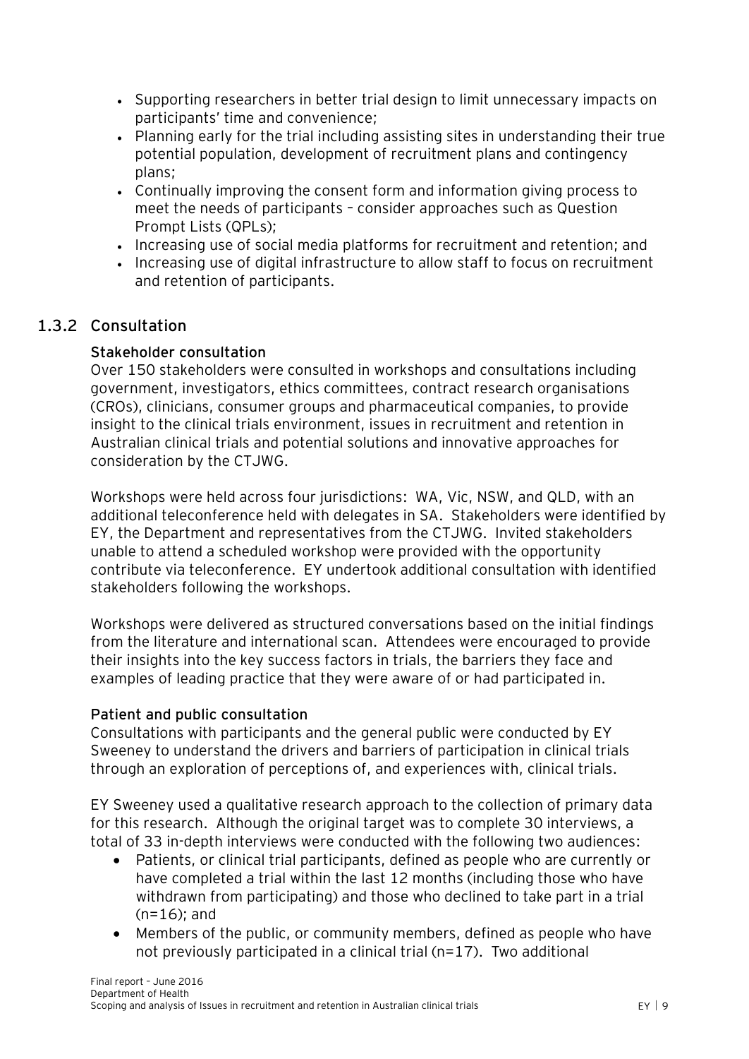- Supporting researchers in better trial design to limit unnecessary impacts on participants' time and convenience;
- Planning early for the trial including assisting sites in understanding their true potential population, development of recruitment plans and contingency plans;
- Continually improving the consent form and information giving process to meet the needs of participants – consider approaches such as Question Prompt Lists (QPLs);
- Increasing use of social media platforms for recruitment and retention; and
- Increasing use of digital infrastructure to allow staff to focus on recruitment and retention of participants.

### 1.3.2 Consultation

**Stakeholder consultation**

Over 150 stakeholders were consulted in workshops and consultations including government, investigators, ethics committees, contract research organisations (CROs), clinicians, consumer groups and pharmaceutical companies, to provide insight to the clinical trials environment, issues in recruitment and retention in Australian clinical trials and potential solutions and innovative approaches for consideration by the CTJWG.

Workshops were held across four jurisdictions: WA, Vic, NSW, and QLD, with an additional teleconference held with delegates in SA. Stakeholders were identified by EY, the Department and representatives from the CTJWG. Invited stakeholders unable to attend a scheduled workshop were provided with the opportunity contribute via teleconference. EY undertook additional consultation with identified stakeholders following the workshops.

Workshops were delivered as structured conversations based on the initial findings from the literature and international scan. Attendees were encouraged to provide their insights into the key success factors in trials, the barriers they face and examples of leading practice that they were aware of or had participated in.

**Patient and public consultation**

Consultations with participants and the general public were conducted by EY Sweeney to understand the drivers and barriers of participation in clinical trials through an exploration of perceptions of, and experiences with, clinical trials.

EY Sweeney used a qualitative research approach to the collection of primary data for this research. Although the original target was to complete 30 interviews, a total of 33 in-depth interviews were conducted with the following two audiences:

- Patients, or clinical trial participants, defined as people who are currently or have completed a trial within the last 12 months (including those who have withdrawn from participating) and those who declined to take part in a trial (n=16); and
- Members of the public, or community members, defined as people who have not previously participated in a clinical trial (n=17). Two additional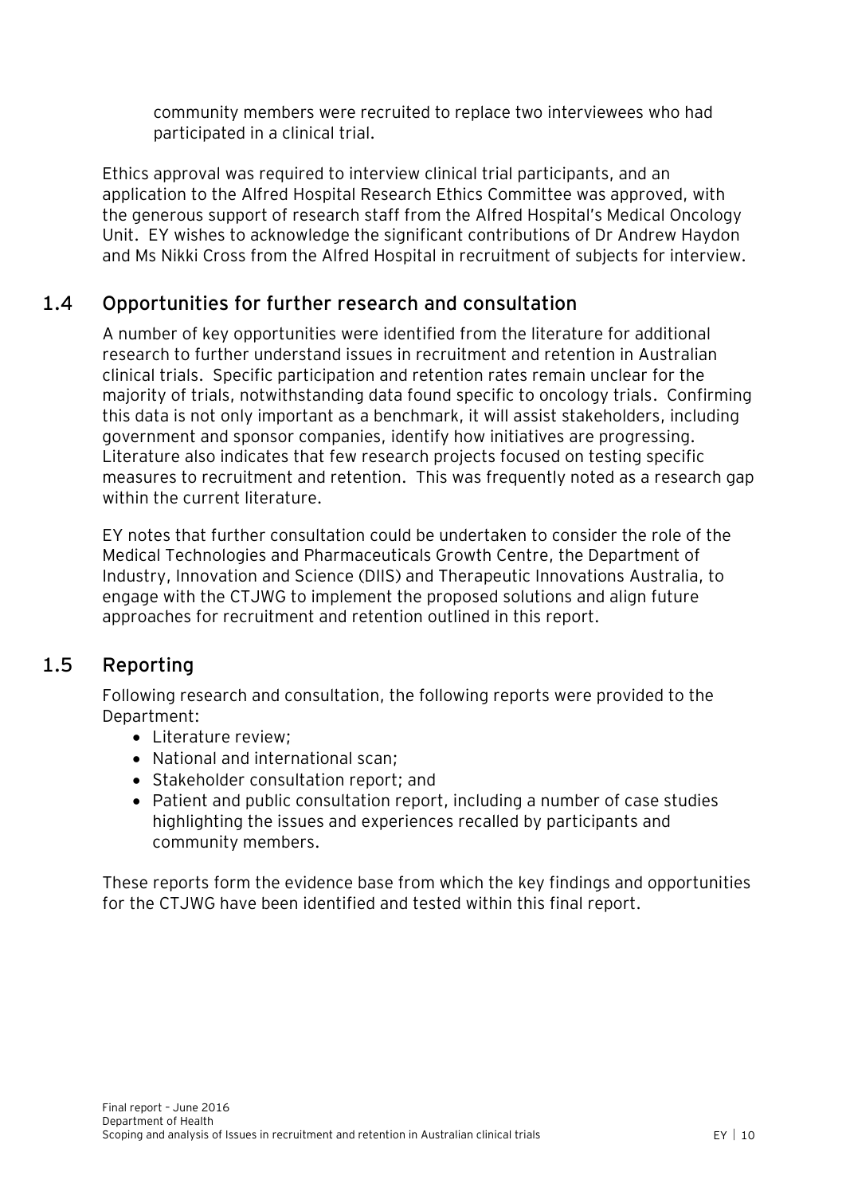community members were recruited to replace two interviewees who had participated in a clinical trial.

Ethics approval was required to interview clinical trial participants, and an application to the Alfred Hospital Research Ethics Committee was approved, with the generous support of research staff from the Alfred Hospital's Medical Oncology Unit. EY wishes to acknowledge the significant contributions of Dr Andrew Haydon and Ms Nikki Cross from the Alfred Hospital in recruitment of subjects for interview.

## 1.4 Opportunities for further research and consultation

A number of key opportunities were identified from the literature for additional research to further understand issues in recruitment and retention in Australian clinical trials. Specific participation and retention rates remain unclear for the majority of trials, notwithstanding data found specific to oncology trials. Confirming this data is not only important as a benchmark, it will assist stakeholders, including government and sponsor companies, identify how initiatives are progressing. Literature also indicates that few research projects focused on testing specific measures to recruitment and retention. This was frequently noted as a research gap within the current literature.

EY notes that further consultation could be undertaken to consider the role of the Medical Technologies and Pharmaceuticals Growth Centre, the Department of Industry, Innovation and Science (DIIS) and Therapeutic Innovations Australia, to engage with the CTJWG to implement the proposed solutions and align future approaches for recruitment and retention outlined in this report.

## 1.5 Reporting

Following research and consultation, the following reports were provided to the Department:

- Literature review;
- National and international scan;
- Stakeholder consultation report; and
- Patient and public consultation report, including a number of case studies highlighting the issues and experiences recalled by participants and community members.

These reports form the evidence base from which the key findings and opportunities for the CTJWG have been identified and tested within this final report.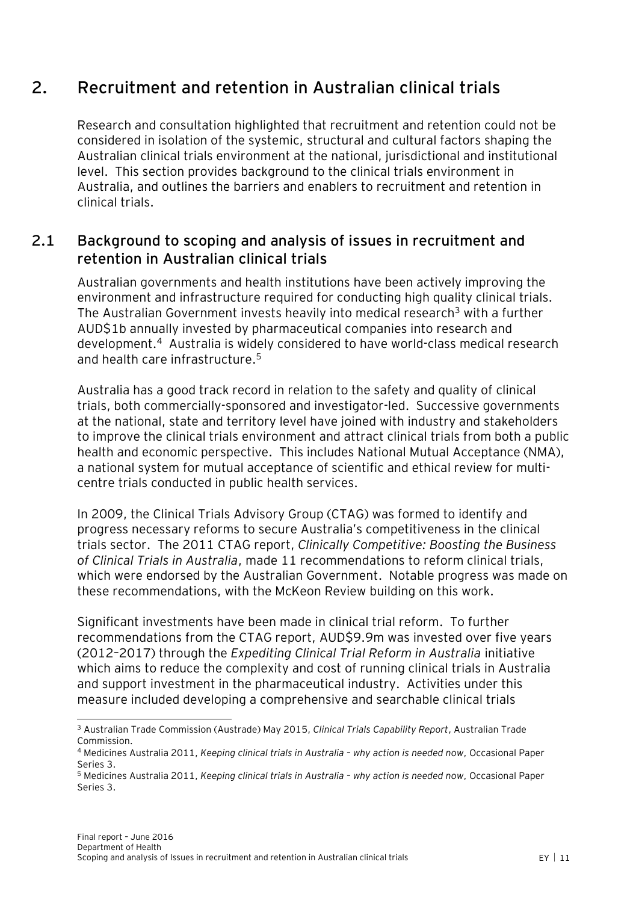# 2. Recruitment and retention in Australian clinical trials

Research and consultation highlighted that recruitment and retention could not be considered in isolation of the systemic, structural and cultural factors shaping the Australian clinical trials environment at the national, jurisdictional and institutional level. This section provides background to the clinical trials environment in Australia, and outlines the barriers and enablers to recruitment and retention in clinical trials.

## 2.1 Background to scoping and analysis of issues in recruitment and retention in Australian clinical trials

Australian governments and health institutions have been actively improving the environment and infrastructure required for conducting high quality clinical trials. The Australian Government invests heavily into medical research[3] with a further AUD$1b annually invested by pharmaceutical companies into research and development.[4] Australia is widely considered to have world-class medical research and health care infrastructure.[5]

Australia has a good track record in relation to the safety and quality of clinical trials, both commercially-sponsored and investigator-led. Successive governments at the national, state and territory level have joined with industry and stakeholders to improve the clinical trials environment and attract clinical trials from both a public health and economic perspective. This includes National Mutual Acceptance (NMA), a national system for mutual acceptance of scientific and ethical review for multi-centre trials conducted in public health services.

In 2009, the Clinical Trials Advisory Group (CTAG) was formed to identify and progress necessary reforms to secure Australia's competitiveness in the clinical trials sector. The 2011 CTAG report, *Clinically Competitive: Boosting the Business of Clinical Trials in Australia*, made 11 recommendations to reform clinical trials, which were endorsed by the Australian Government. Notable progress was made on these recommendations, with the McKeon Review building on this work.

Significant investments have been made in clinical trial reform. To further recommendations from the CTAG report, AUD$9.9m was invested over five years (2012–2017) through the *Expediting Clinical Trial Reform in Australia* initiative which aims to reduce the complexity and cost of running clinical trials in Australia and support investment in the pharmaceutical industry. Activities under this measure included developing a comprehensive and searchable clinical trials

---

[3] Australian Trade Commission (Austrade) May 2015, *Clinical Trials Capability Report*, Australian Trade Commission.

[4] Medicines Australia 2011, *Keeping clinical trials in Australia – why action is needed now*, Occasional Paper Series 3.

[5] Medicines Australia 2011, *Keeping clinical trials in Australia – why action is needed now*, Occasional Paper Series 3.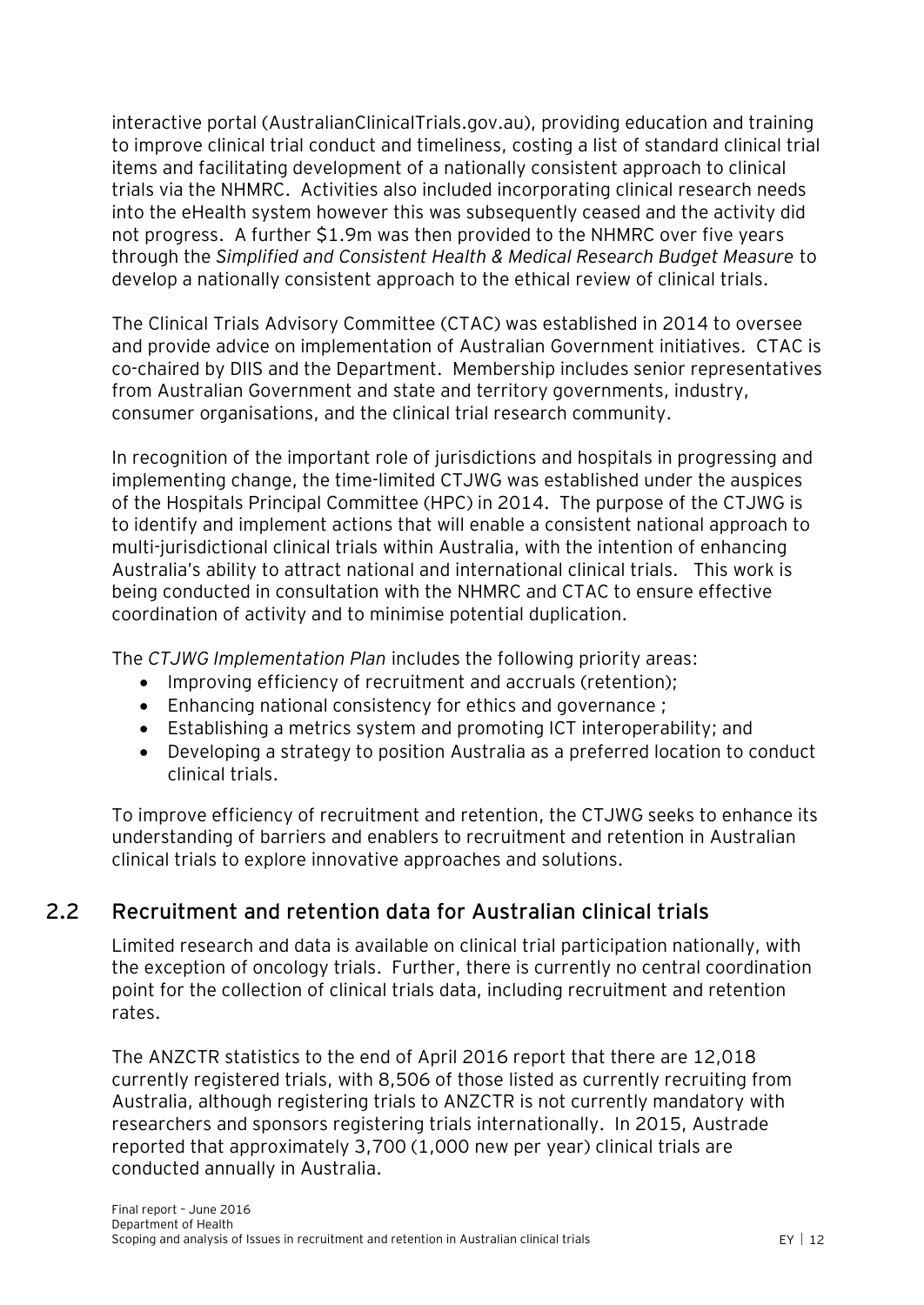interactive portal (AustralianClinicalTrials.gov.au), providing education and training to improve clinical trial conduct and timeliness, costing a list of standard clinical trial items and facilitating development of a nationally consistent approach to clinical trials via the NHMRC. Activities also included incorporating clinical research needs into the eHealth system however this was subsequently ceased and the activity did not progress. A further $1.9m was then provided to the NHMRC over five years through the *Simplified and Consistent Health & Medical Research Budget Measure* to develop a nationally consistent approach to the ethical review of clinical trials.

The Clinical Trials Advisory Committee (CTAC) was established in 2014 to oversee and provide advice on implementation of Australian Government initiatives. CTAC is co-chaired by DIIS and the Department. Membership includes senior representatives from Australian Government and state and territory governments, industry, consumer organisations, and the clinical trial research community.

In recognition of the important role of jurisdictions and hospitals in progressing and implementing change, the time-limited CTJWG was established under the auspices of the Hospitals Principal Committee (HPC) in 2014. The purpose of the CTJWG is to identify and implement actions that will enable a consistent national approach to multi-jurisdictional clinical trials within Australia, with the intention of enhancing Australia's ability to attract national and international clinical trials. This work is being conducted in consultation with the NHMRC and CTAC to ensure effective coordination of activity and to minimise potential duplication.

The *CTJWG Implementation Plan* includes the following priority areas:

- Improving efficiency of recruitment and accruals (retention);
- Enhancing national consistency for ethics and governance ;
- Establishing a metrics system and promoting ICT interoperability; and
- Developing a strategy to position Australia as a preferred location to conduct clinical trials.

To improve efficiency of recruitment and retention, the CTJWG seeks to enhance its understanding of barriers and enablers to recruitment and retention in Australian clinical trials to explore innovative approaches and solutions.

## 2.2 Recruitment and retention data for Australian clinical trials

Limited research and data is available on clinical trial participation nationally, with the exception of oncology trials. Further, there is currently no central coordination point for the collection of clinical trials data, including recruitment and retention rates.

The ANZCTR statistics to the end of April 2016 report that there are 12,018 currently registered trials, with 8,506 of those listed as currently recruiting from Australia, although registering trials to ANZCTR is not currently mandatory with researchers and sponsors registering trials internationally. In 2015, Austrade reported that approximately 3,700 (1,000 new per year) clinical trials are conducted annually in Australia.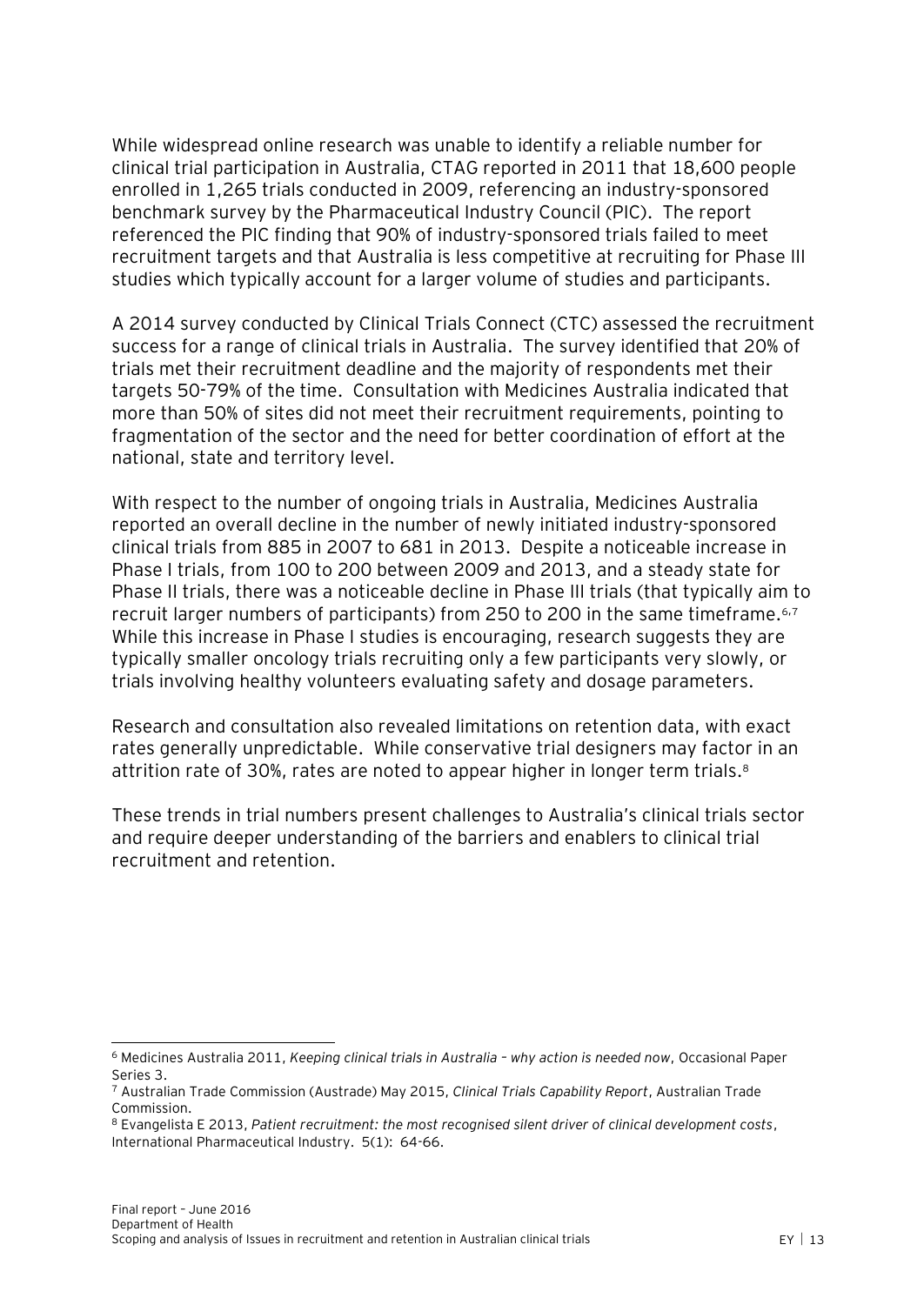While widespread online research was unable to identify a reliable number for clinical trial participation in Australia, CTAG reported in 2011 that 18,600 people enrolled in 1,265 trials conducted in 2009, referencing an industry-sponsored benchmark survey by the Pharmaceutical Industry Council (PIC). The report referenced the PIC finding that 90% of industry-sponsored trials failed to meet recruitment targets and that Australia is less competitive at recruiting for Phase III studies which typically account for a larger volume of studies and participants.

A 2014 survey conducted by Clinical Trials Connect (CTC) assessed the recruitment success for a range of clinical trials in Australia. The survey identified that 20% of trials met their recruitment deadline and the majority of respondents met their targets 50-79% of the time. Consultation with Medicines Australia indicated that more than 50% of sites did not meet their recruitment requirements, pointing to fragmentation of the sector and the need for better coordination of effort at the national, state and territory level.

With respect to the number of ongoing trials in Australia, Medicines Australia reported an overall decline in the number of newly initiated industry-sponsored clinical trials from 885 in 2007 to 681 in 2013. Despite a noticeable increase in Phase I trials, from 100 to 200 between 2009 and 2013, and a steady state for Phase II trials, there was a noticeable decline in Phase III trials (that typically aim to recruit larger numbers of participants) from 250 to 200 in the same timeframe.[6,7] While this increase in Phase I studies is encouraging, research suggests they are typically smaller oncology trials recruiting only a few participants very slowly, or trials involving healthy volunteers evaluating safety and dosage parameters.

Research and consultation also revealed limitations on retention data, with exact rates generally unpredictable. While conservative trial designers may factor in an attrition rate of 30%, rates are noted to appear higher in longer term trials.[8]

These trends in trial numbers present challenges to Australia's clinical trials sector and require deeper understanding of the barriers and enablers to clinical trial recruitment and retention.

---

[6] Medicines Australia 2011, *Keeping clinical trials in Australia – why action is needed now*, Occasional Paper Series 3.

[7] Australian Trade Commission (Austrade) May 2015, *Clinical Trials Capability Report*, Australian Trade Commission.

[8] Evangelista E 2013, *Patient recruitment: the most recognised silent driver of clinical development costs*, International Pharmaceutical Industry. 5(1): 64-66.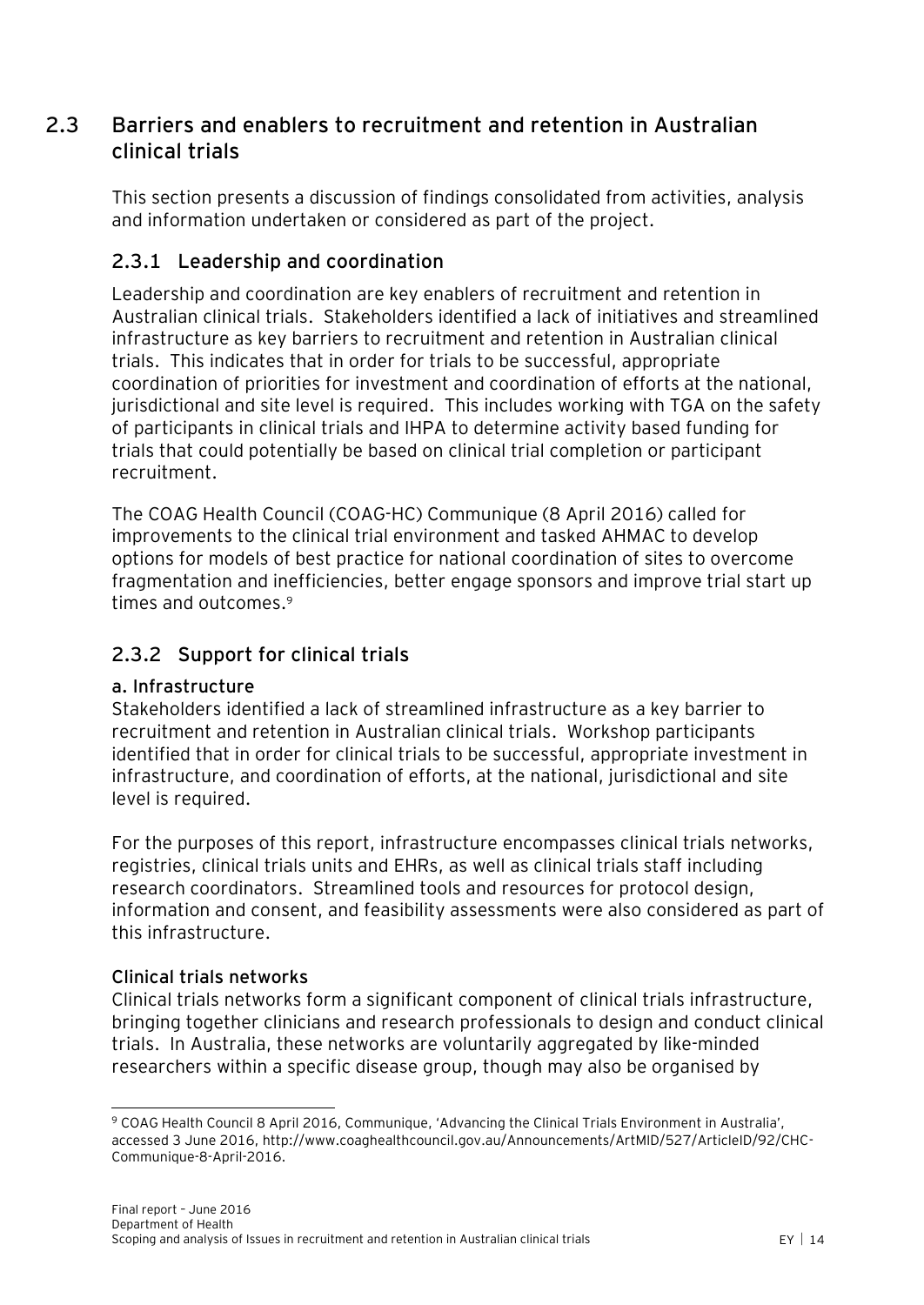## 2.3 Barriers and enablers to recruitment and retention in Australian clinical trials

This section presents a discussion of findings consolidated from activities, analysis and information undertaken or considered as part of the project.

### 2.3.1 Leadership and coordination

Leadership and coordination are key enablers of recruitment and retention in Australian clinical trials. Stakeholders identified a lack of initiatives and streamlined infrastructure as key barriers to recruitment and retention in Australian clinical trials. This indicates that in order for trials to be successful, appropriate coordination of priorities for investment and coordination of efforts at the national, jurisdictional and site level is required. This includes working with TGA on the safety of participants in clinical trials and IHPA to determine activity based funding for trials that could potentially be based on clinical trial completion or participant recruitment.

The COAG Health Council (COAG-HC) Communique (8 April 2016) called for improvements to the clinical trial environment and tasked AHMAC to develop options for models of best practice for national coordination of sites to overcome fragmentation and inefficiencies, better engage sponsors and improve trial start up times and outcomes.[9]

### 2.3.2 Support for clinical trials

#### a. Infrastructure

Stakeholders identified a lack of streamlined infrastructure as a key barrier to recruitment and retention in Australian clinical trials. Workshop participants identified that in order for clinical trials to be successful, appropriate investment in infrastructure, and coordination of efforts, at the national, jurisdictional and site level is required.

For the purposes of this report, infrastructure encompasses clinical trials networks, registries, clinical trials units and EHRs, as well as clinical trials staff including research coordinators. Streamlined tools and resources for protocol design, information and consent, and feasibility assessments were also considered as part of this infrastructure.

**Clinical trials networks**

Clinical trials networks form a significant component of clinical trials infrastructure, bringing together clinicians and research professionals to design and conduct clinical trials. In Australia, these networks are voluntarily aggregated by like-minded researchers within a specific disease group, though may also be organised by

---

[9] COAG Health Council 8 April 2016, Communique, 'Advancing the Clinical Trials Environment in Australia', accessed 3 June 2016, http://www.coaghealthcouncil.gov.au/Announcements/ArtMID/527/ArticleID/92/CHC-Communique-8-April-2016.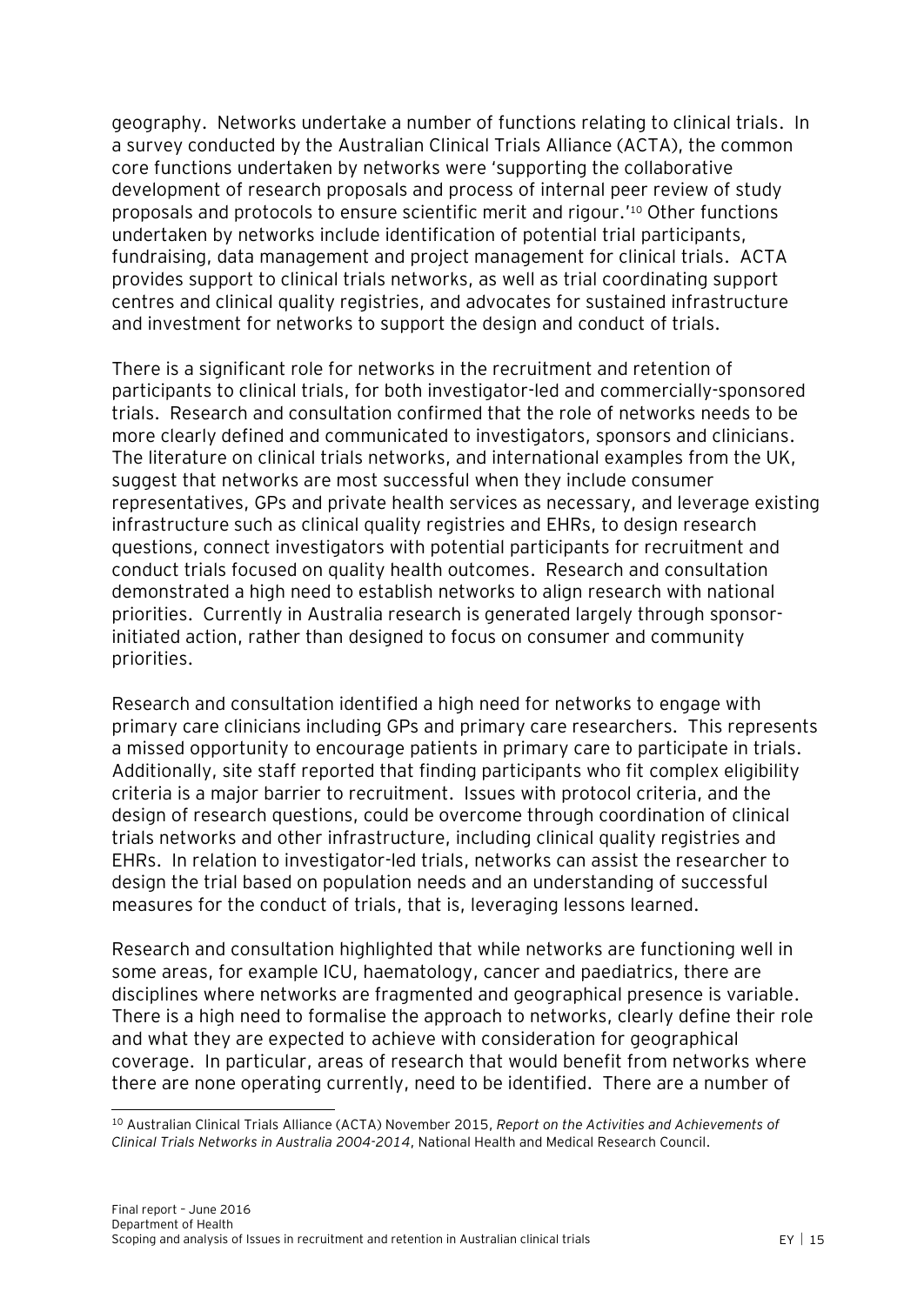geography. Networks undertake a number of functions relating to clinical trials. In a survey conducted by the Australian Clinical Trials Alliance (ACTA), the common core functions undertaken by networks were 'supporting the collaborative development of research proposals and process of internal peer review of study proposals and protocols to ensure scientific merit and rigour.'[10] Other functions undertaken by networks include identification of potential trial participants, fundraising, data management and project management for clinical trials. ACTA provides support to clinical trials networks, as well as trial coordinating support centres and clinical quality registries, and advocates for sustained infrastructure and investment for networks to support the design and conduct of trials.

There is a significant role for networks in the recruitment and retention of participants to clinical trials, for both investigator-led and commercially-sponsored trials. Research and consultation confirmed that the role of networks needs to be more clearly defined and communicated to investigators, sponsors and clinicians. The literature on clinical trials networks, and international examples from the UK, suggest that networks are most successful when they include consumer representatives, GPs and private health services as necessary, and leverage existing infrastructure such as clinical quality registries and EHRs, to design research questions, connect investigators with potential participants for recruitment and conduct trials focused on quality health outcomes. Research and consultation demonstrated a high need to establish networks to align research with national priorities. Currently in Australia research is generated largely through sponsor-initiated action, rather than designed to focus on consumer and community priorities.

Research and consultation identified a high need for networks to engage with primary care clinicians including GPs and primary care researchers. This represents a missed opportunity to encourage patients in primary care to participate in trials. Additionally, site staff reported that finding participants who fit complex eligibility criteria is a major barrier to recruitment. Issues with protocol criteria, and the design of research questions, could be overcome through coordination of clinical trials networks and other infrastructure, including clinical quality registries and EHRs. In relation to investigator-led trials, networks can assist the researcher to design the trial based on population needs and an understanding of successful measures for the conduct of trials, that is, leveraging lessons learned.

Research and consultation highlighted that while networks are functioning well in some areas, for example ICU, haematology, cancer and paediatrics, there are disciplines where networks are fragmented and geographical presence is variable. There is a high need to formalise the approach to networks, clearly define their role and what they are expected to achieve with consideration for geographical coverage. In particular, areas of research that would benefit from networks where there are none operating currently, need to be identified. There are a number of

---

[10] Australian Clinical Trials Alliance (ACTA) November 2015, *Report on the Activities and Achievements of Clinical Trials Networks in Australia 2004-2014*, National Health and Medical Research Council.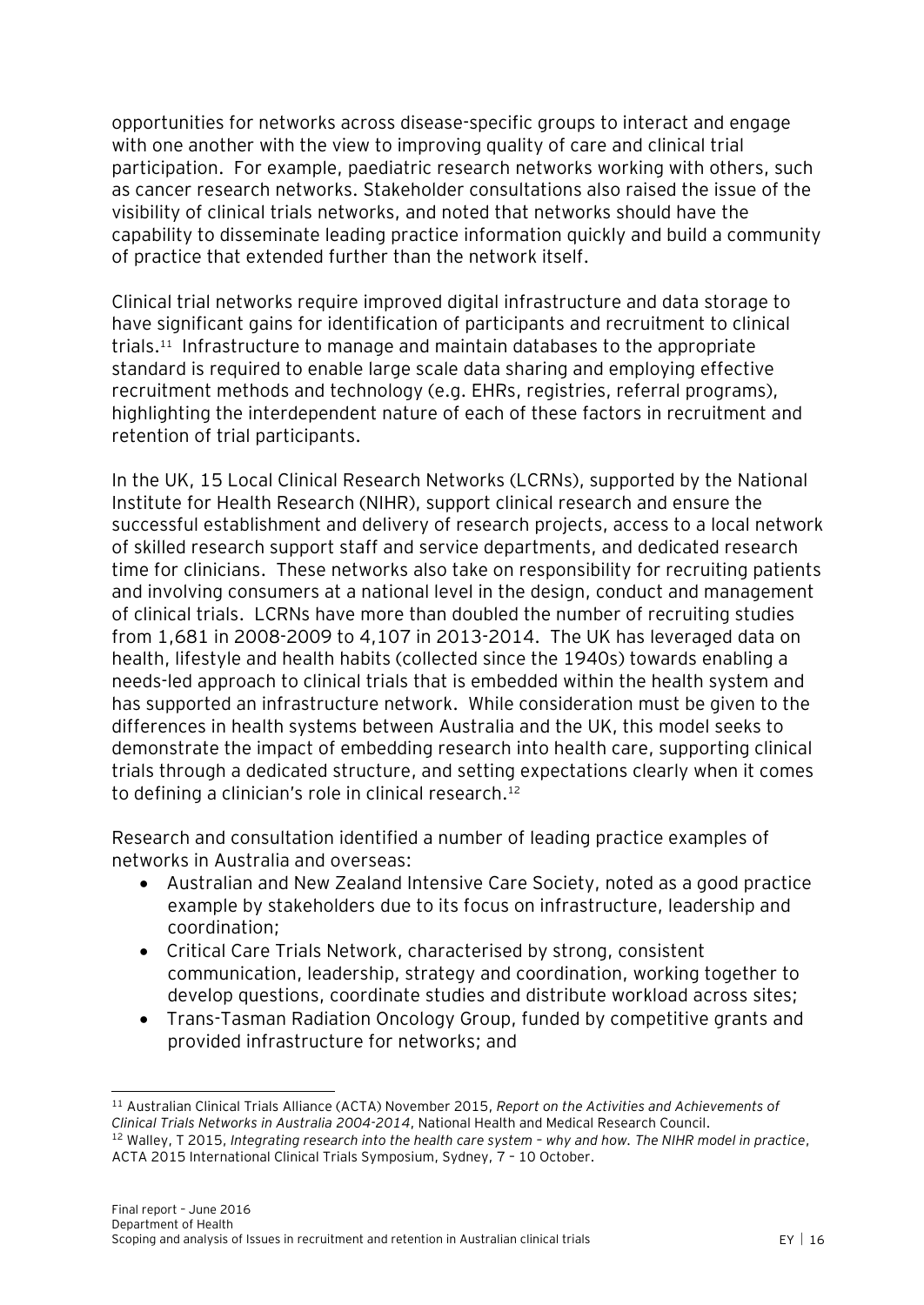opportunities for networks across disease-specific groups to interact and engage with one another with the view to improving quality of care and clinical trial participation. For example, paediatric research networks working with others, such as cancer research networks. Stakeholder consultations also raised the issue of the visibility of clinical trials networks, and noted that networks should have the capability to disseminate leading practice information quickly and build a community of practice that extended further than the network itself.

Clinical trial networks require improved digital infrastructure and data storage to have significant gains for identification of participants and recruitment to clinical trials.[11] Infrastructure to manage and maintain databases to the appropriate standard is required to enable large scale data sharing and employing effective recruitment methods and technology (e.g. EHRs, registries, referral programs), highlighting the interdependent nature of each of these factors in recruitment and retention of trial participants.

In the UK, 15 Local Clinical Research Networks (LCRNs), supported by the National Institute for Health Research (NIHR), support clinical research and ensure the successful establishment and delivery of research projects, access to a local network of skilled research support staff and service departments, and dedicated research time for clinicians. These networks also take on responsibility for recruiting patients and involving consumers at a national level in the design, conduct and management of clinical trials. LCRNs have more than doubled the number of recruiting studies from 1,681 in 2008-2009 to 4,107 in 2013-2014. The UK has leveraged data on health, lifestyle and health habits (collected since the 1940s) towards enabling a needs-led approach to clinical trials that is embedded within the health system and has supported an infrastructure network. While consideration must be given to the differences in health systems between Australia and the UK, this model seeks to demonstrate the impact of embedding research into health care, supporting clinical trials through a dedicated structure, and setting expectations clearly when it comes to defining a clinician's role in clinical research.[12]

Research and consultation identified a number of leading practice examples of networks in Australia and overseas:

- Australian and New Zealand Intensive Care Society, noted as a good practice example by stakeholders due to its focus on infrastructure, leadership and coordination;
- Critical Care Trials Network, characterised by strong, consistent communication, leadership, strategy and coordination, working together to develop questions, coordinate studies and distribute workload across sites;
- Trans-Tasman Radiation Oncology Group, funded by competitive grants and provided infrastructure for networks; and

---

[11] Australian Clinical Trials Alliance (ACTA) November 2015, *Report on the Activities and Achievements of Clinical Trials Networks in Australia 2004-2014*, National Health and Medical Research Council.

[12] Walley, T 2015, *Integrating research into the health care system – why and how. The NIHR model in practice*, ACTA 2015 International Clinical Trials Symposium, Sydney, 7 – 10 October.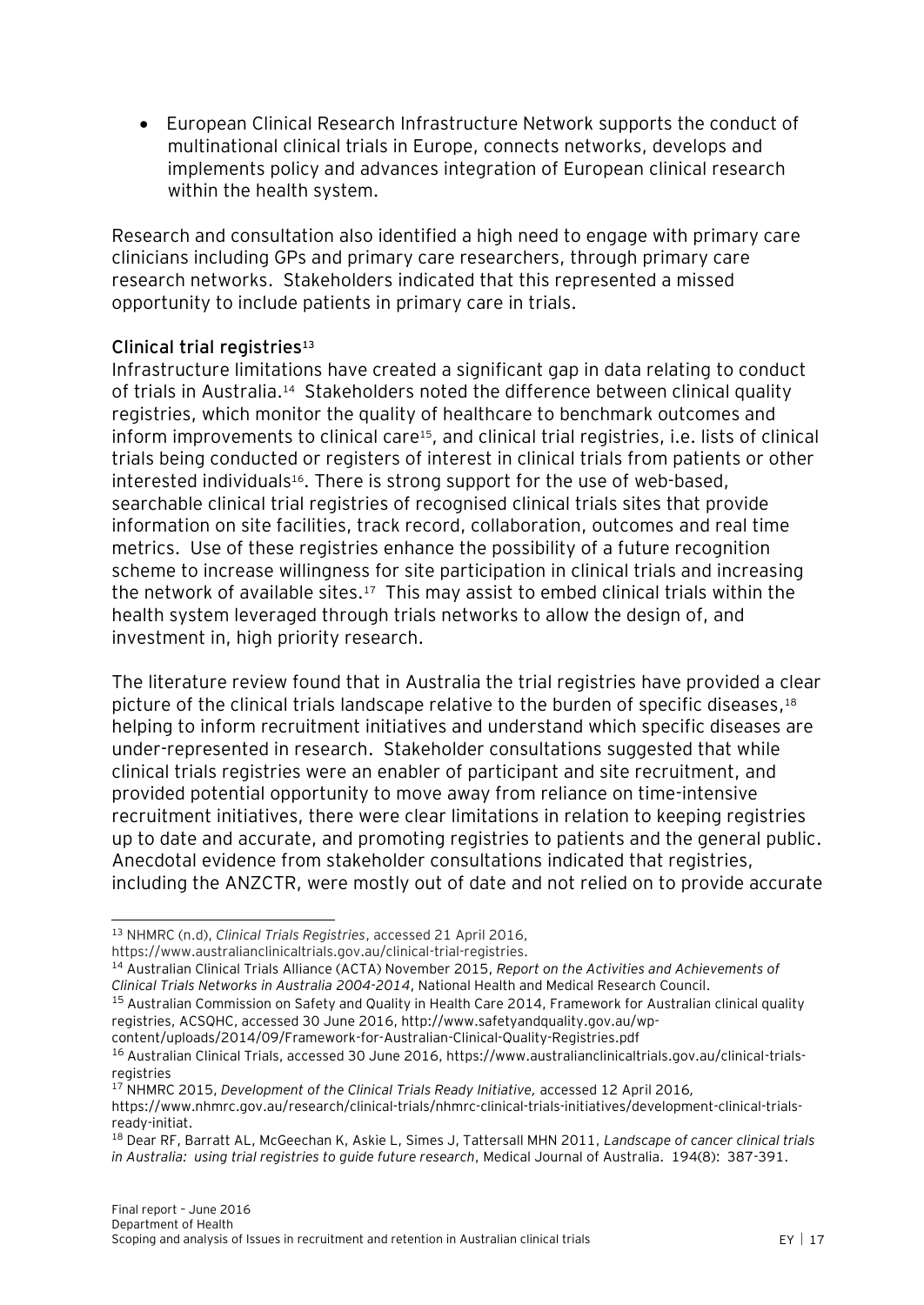- European Clinical Research Infrastructure Network supports the conduct of multinational clinical trials in Europe, connects networks, develops and implements policy and advances integration of European clinical research within the health system.

Research and consultation also identified a high need to engage with primary care clinicians including GPs and primary care researchers, through primary care research networks. Stakeholders indicated that this represented a missed opportunity to include patients in primary care in trials.

### Clinical trial registries[13]

Infrastructure limitations have created a significant gap in data relating to conduct of trials in Australia.[14] Stakeholders noted the difference between clinical quality registries, which monitor the quality of healthcare to benchmark outcomes and inform improvements to clinical care[15], and clinical trial registries, i.e. lists of clinical trials being conducted or registers of interest in clinical trials from patients or other interested individuals[16]. There is strong support for the use of web-based, searchable clinical trial registries of recognised clinical trials sites that provide information on site facilities, track record, collaboration, outcomes and real time metrics. Use of these registries enhance the possibility of a future recognition scheme to increase willingness for site participation in clinical trials and increasing the network of available sites.[17] This may assist to embed clinical trials within the health system leveraged through trials networks to allow the design of, and investment in, high priority research.

The literature review found that in Australia the trial registries have provided a clear picture of the clinical trials landscape relative to the burden of specific diseases,[18] helping to inform recruitment initiatives and understand which specific diseases are under-represented in research. Stakeholder consultations suggested that while clinical trials registries were an enabler of participant and site recruitment, and provided potential opportunity to move away from reliance on time-intensive recruitment initiatives, there were clear limitations in relation to keeping registries up to date and accurate, and promoting registries to patients and the general public. Anecdotal evidence from stakeholder consultations indicated that registries, including the ANZCTR, were mostly out of date and not relied on to provide accurate

---

[13] NHMRC (n.d), *Clinical Trials Registries*, accessed 21 April 2016, https://www.australianclinicaltrials.gov.au/clinical-trial-registries.

[14] Australian Clinical Trials Alliance (ACTA) November 2015, *Report on the Activities and Achievements of Clinical Trials Networks in Australia 2004-2014*, National Health and Medical Research Council.

[15] Australian Commission on Safety and Quality in Health Care 2014, Framework for Australian clinical quality registries, ACSQHC, accessed 30 June 2016, http://www.safetyandquality.gov.au/wp-content/uploads/2014/09/Framework-for-Australian-Clinical-Quality-Registries.pdf

[16] Australian Clinical Trials, accessed 30 June 2016, https://www.australianclinicaltrials.gov.au/clinical-trials-registries

[17] NHMRC 2015, *Development of the Clinical Trials Ready Initiative*, accessed 12 April 2016, https://www.nhmrc.gov.au/research/clinical-trials/nhmrc-clinical-trials-initiatives/development-clinical-trials-ready-initiat.

[18] Dear RF, Barratt AL, McGeechan K, Askie L, Simes J, Tattersall MHN 2011, *Landscape of cancer clinical trials in Australia: using trial registries to guide future research*, Medical Journal of Australia. 194(8): 387-391.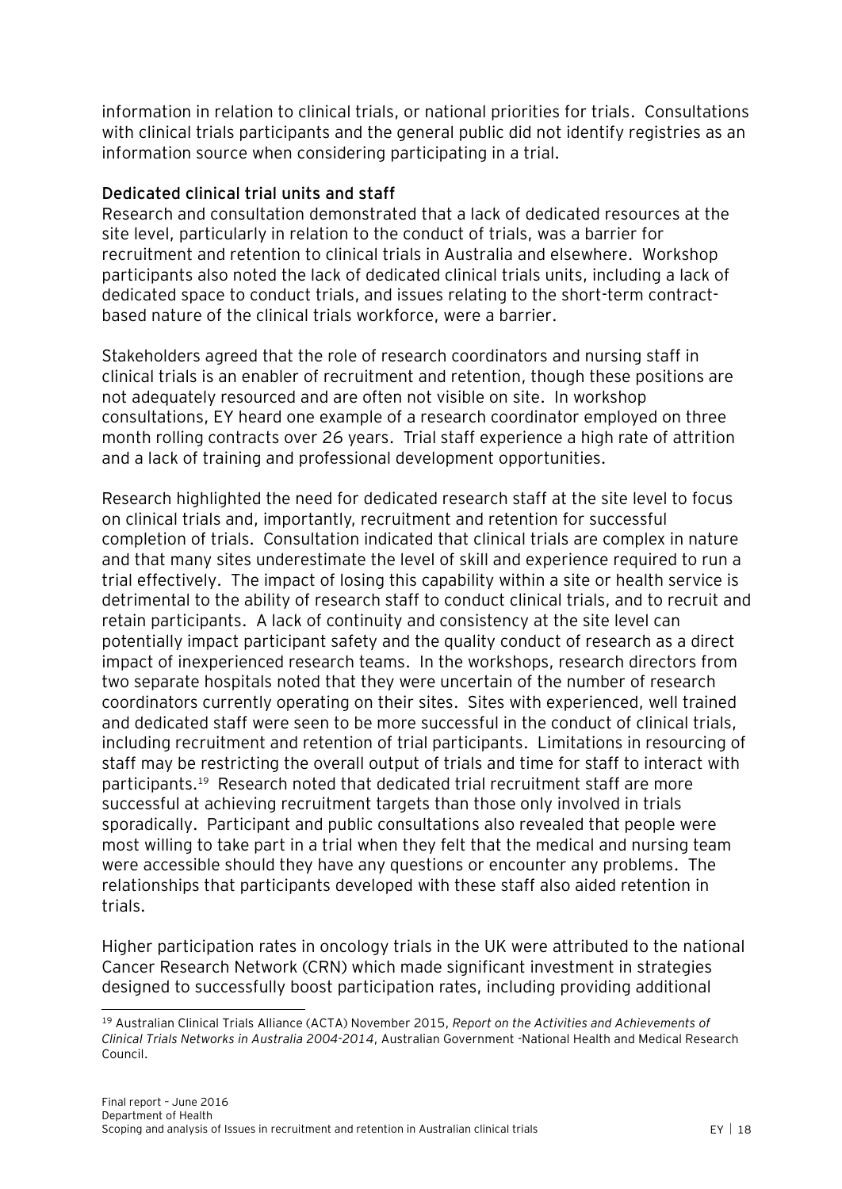information in relation to clinical trials, or national priorities for trials. Consultations with clinical trials participants and the general public did not identify registries as an information source when considering participating in a trial.

**Dedicated clinical trial units and staff**

Research and consultation demonstrated that a lack of dedicated resources at the site level, particularly in relation to the conduct of trials, was a barrier for recruitment and retention to clinical trials in Australia and elsewhere. Workshop participants also noted the lack of dedicated clinical trials units, including a lack of dedicated space to conduct trials, and issues relating to the short-term contract-based nature of the clinical trials workforce, were a barrier.

Stakeholders agreed that the role of research coordinators and nursing staff in clinical trials is an enabler of recruitment and retention, though these positions are not adequately resourced and are often not visible on site. In workshop consultations, EY heard one example of a research coordinator employed on three month rolling contracts over 26 years. Trial staff experience a high rate of attrition and a lack of training and professional development opportunities.

Research highlighted the need for dedicated research staff at the site level to focus on clinical trials and, importantly, recruitment and retention for successful completion of trials. Consultation indicated that clinical trials are complex in nature and that many sites underestimate the level of skill and experience required to run a trial effectively. The impact of losing this capability within a site or health service is detrimental to the ability of research staff to conduct clinical trials, and to recruit and retain participants. A lack of continuity and consistency at the site level can potentially impact participant safety and the quality conduct of research as a direct impact of inexperienced research teams. In the workshops, research directors from two separate hospitals noted that they were uncertain of the number of research coordinators currently operating on their sites. Sites with experienced, well trained and dedicated staff were seen to be more successful in the conduct of clinical trials, including recruitment and retention of trial participants. Limitations in resourcing of staff may be restricting the overall output of trials and time for staff to interact with participants.[19] Research noted that dedicated trial recruitment staff are more successful at achieving recruitment targets than those only involved in trials sporadically. Participant and public consultations also revealed that people were most willing to take part in a trial when they felt that the medical and nursing team were accessible should they have any questions or encounter any problems. The relationships that participants developed with these staff also aided retention in trials.

Higher participation rates in oncology trials in the UK were attributed to the national Cancer Research Network (CRN) which made significant investment in strategies designed to successfully boost participation rates, including providing additional

---

[19] Australian Clinical Trials Alliance (ACTA) November 2015, *Report on the Activities and Achievements of Clinical Trials Networks in Australia 2004-2014*, Australian Government -National Health and Medical Research Council.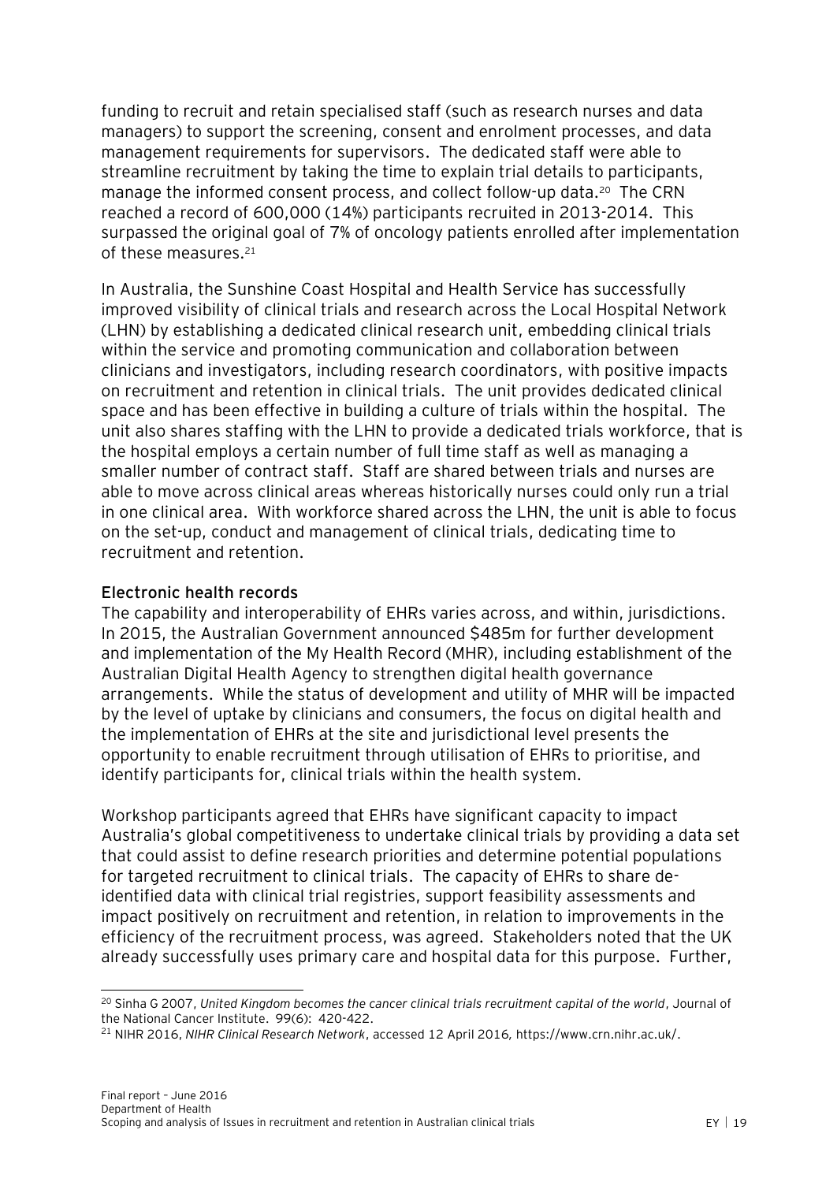funding to recruit and retain specialised staff (such as research nurses and data managers) to support the screening, consent and enrolment processes, and data management requirements for supervisors. The dedicated staff were able to streamline recruitment by taking the time to explain trial details to participants, manage the informed consent process, and collect follow-up data.[20] The CRN reached a record of 600,000 (14%) participants recruited in 2013-2014. This surpassed the original goal of 7% of oncology patients enrolled after implementation of these measures.[21]

In Australia, the Sunshine Coast Hospital and Health Service has successfully improved visibility of clinical trials and research across the Local Hospital Network (LHN) by establishing a dedicated clinical research unit, embedding clinical trials within the service and promoting communication and collaboration between clinicians and investigators, including research coordinators, with positive impacts on recruitment and retention in clinical trials. The unit provides dedicated clinical space and has been effective in building a culture of trials within the hospital. The unit also shares staffing with the LHN to provide a dedicated trials workforce, that is the hospital employs a certain number of full time staff as well as managing a smaller number of contract staff. Staff are shared between trials and nurses are able to move across clinical areas whereas historically nurses could only run a trial in one clinical area. With workforce shared across the LHN, the unit is able to focus on the set-up, conduct and management of clinical trials, dedicating time to recruitment and retention.

**Electronic health records**

The capability and interoperability of EHRs varies across, and within, jurisdictions. In 2015, the Australian Government announced $485m for further development and implementation of the My Health Record (MHR), including establishment of the Australian Digital Health Agency to strengthen digital health governance arrangements. While the status of development and utility of MHR will be impacted by the level of uptake by clinicians and consumers, the focus on digital health and the implementation of EHRs at the site and jurisdictional level presents the opportunity to enable recruitment through utilisation of EHRs to prioritise, and identify participants for, clinical trials within the health system.

Workshop participants agreed that EHRs have significant capacity to impact Australia's global competitiveness to undertake clinical trials by providing a data set that could assist to define research priorities and determine potential populations for targeted recruitment to clinical trials. The capacity of EHRs to share de-identified data with clinical trial registries, support feasibility assessments and impact positively on recruitment and retention, in relation to improvements in the efficiency of the recruitment process, was agreed. Stakeholders noted that the UK already successfully uses primary care and hospital data for this purpose. Further,

---

[20] Sinha G 2007, *United Kingdom becomes the cancer clinical trials recruitment capital of the world*, Journal of the National Cancer Institute. 99(6): 420-422.

[21] NIHR 2016, *NIHR Clinical Research Network*, accessed 12 April 2016, https://www.crn.nihr.ac.uk/.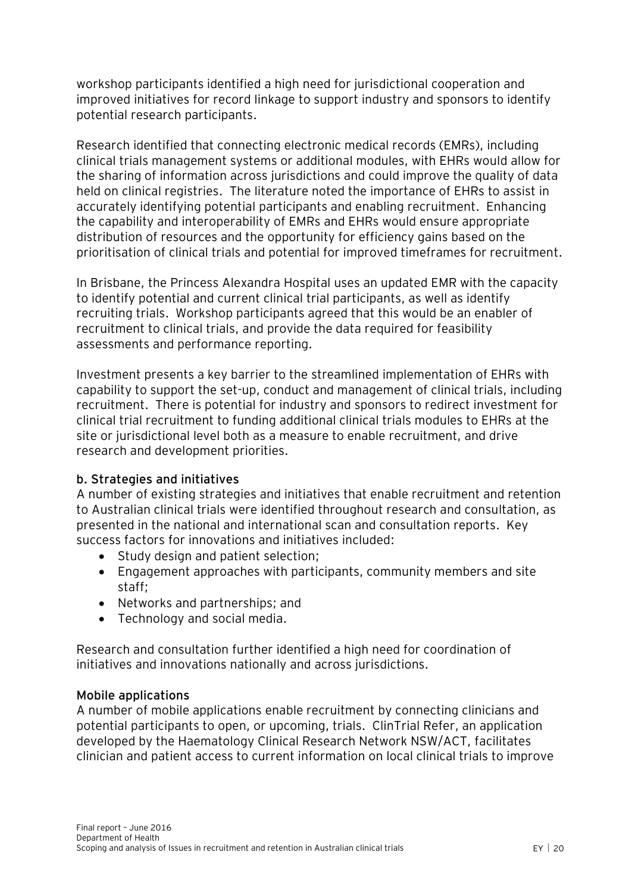workshop participants identified a high need for jurisdictional cooperation and improved initiatives for record linkage to support industry and sponsors to identify potential research participants.

Research identified that connecting electronic medical records (EMRs), including clinical trials management systems or additional modules, with EHRs would allow for the sharing of information across jurisdictions and could improve the quality of data held on clinical registries. The literature noted the importance of EHRs to assist in accurately identifying potential participants and enabling recruitment. Enhancing the capability and interoperability of EMRs and EHRs would ensure appropriate distribution of resources and the opportunity for efficiency gains based on the prioritisation of clinical trials and potential for improved timeframes for recruitment.

In Brisbane, the Princess Alexandra Hospital uses an updated EMR with the capacity to identify potential and current clinical trial participants, as well as identify recruiting trials. Workshop participants agreed that this would be an enabler of recruitment to clinical trials, and provide the data required for feasibility assessments and performance reporting.

Investment presents a key barrier to the streamlined implementation of EHRs with capability to support the set-up, conduct and management of clinical trials, including recruitment. There is potential for industry and sponsors to redirect investment for clinical trial recruitment to funding additional clinical trials modules to EHRs at the site or jurisdictional level both as a measure to enable recruitment, and drive research and development priorities.

### b. Strategies and initiatives

A number of existing strategies and initiatives that enable recruitment and retention to Australian clinical trials were identified throughout research and consultation, as presented in the national and international scan and consultation reports. Key success factors for innovations and initiatives included:

- Study design and patient selection;
- Engagement approaches with participants, community members and site staff;
- Networks and partnerships; and
- Technology and social media.

Research and consultation further identified a high need for coordination of initiatives and innovations nationally and across jurisdictions.

#### Mobile applications

A number of mobile applications enable recruitment by connecting clinicians and potential participants to open, or upcoming, trials. ClinTrial Refer, an application developed by the Haematology Clinical Research Network NSW/ACT, facilitates clinician and patient access to current information on local clinical trials to improve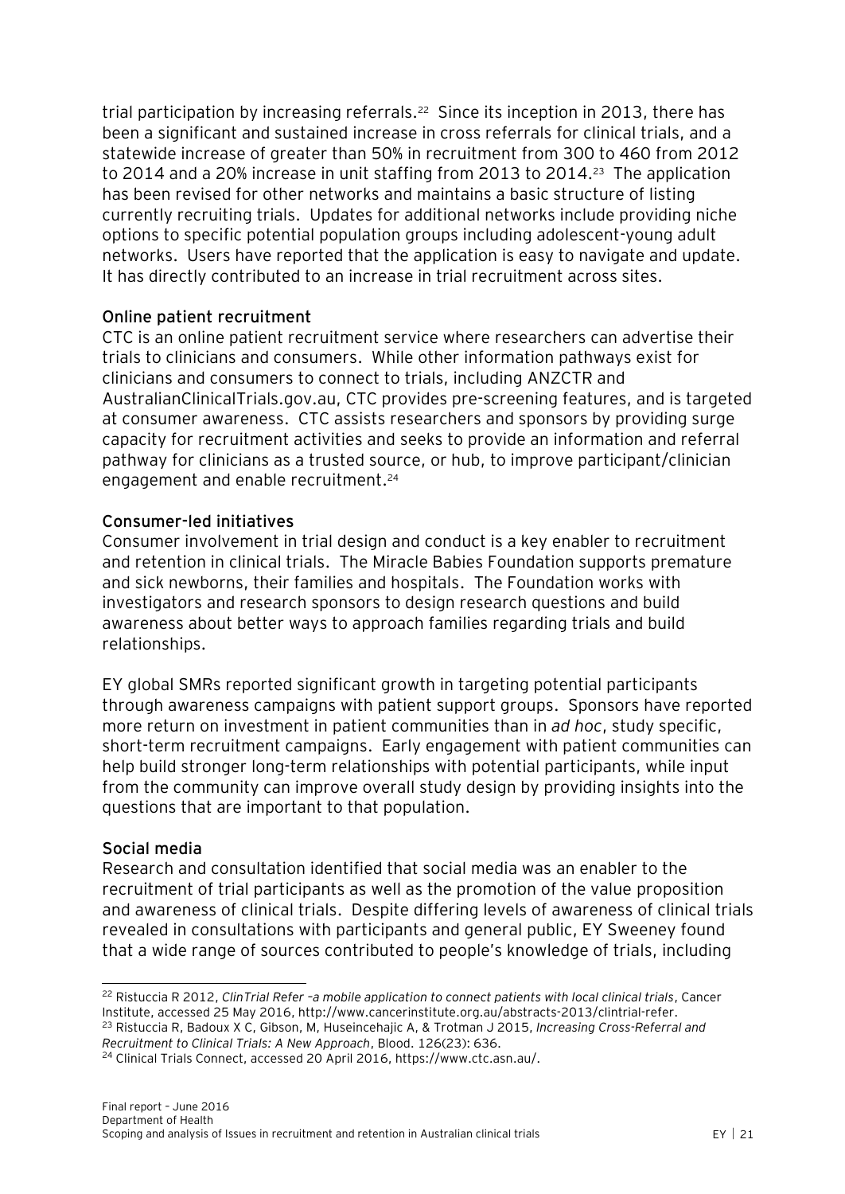trial participation by increasing referrals.[22] Since its inception in 2013, there has been a significant and sustained increase in cross referrals for clinical trials, and a statewide increase of greater than 50% in recruitment from 300 to 460 from 2012 to 2014 and a 20% increase in unit staffing from 2013 to 2014.[23] The application has been revised for other networks and maintains a basic structure of listing currently recruiting trials. Updates for additional networks include providing niche options to specific potential population groups including adolescent-young adult networks. Users have reported that the application is easy to navigate and update. It has directly contributed to an increase in trial recruitment across sites.

**Online patient recruitment**

CTC is an online patient recruitment service where researchers can advertise their trials to clinicians and consumers. While other information pathways exist for clinicians and consumers to connect to trials, including ANZCTR and AustralianClinicalTrials.gov.au, CTC provides pre-screening features, and is targeted at consumer awareness. CTC assists researchers and sponsors by providing surge capacity for recruitment activities and seeks to provide an information and referral pathway for clinicians as a trusted source, or hub, to improve participant/clinician engagement and enable recruitment.[24]

**Consumer-led initiatives**

Consumer involvement in trial design and conduct is a key enabler to recruitment and retention in clinical trials. The Miracle Babies Foundation supports premature and sick newborns, their families and hospitals. The Foundation works with investigators and research sponsors to design research questions and build awareness about better ways to approach families regarding trials and build relationships.

EY global SMRs reported significant growth in targeting potential participants through awareness campaigns with patient support groups. Sponsors have reported more return on investment in patient communities than in *ad hoc*, study specific, short-term recruitment campaigns. Early engagement with patient communities can help build stronger long-term relationships with potential participants, while input from the community can improve overall study design by providing insights into the questions that are important to that population.

**Social media**

Research and consultation identified that social media was an enabler to the recruitment of trial participants as well as the promotion of the value proposition and awareness of clinical trials. Despite differing levels of awareness of clinical trials revealed in consultations with participants and general public, EY Sweeney found that a wide range of sources contributed to people's knowledge of trials, including

---

[22] Ristuccia R 2012, *ClinTrial Refer –a mobile application to connect patients with local clinical trials*, Cancer Institute, accessed 25 May 2016, http://www.cancerinstitute.org.au/abstracts-2013/clintrial-refer.

[23] Ristuccia R, Badoux X C, Gibson, M, Huseincehajic A, & Trotman J 2015, *Increasing Cross-Referral and Recruitment to Clinical Trials: A New Approach*, Blood. 126(23): 636.

[24] Clinical Trials Connect, accessed 20 April 2016, https://www.ctc.asn.au/.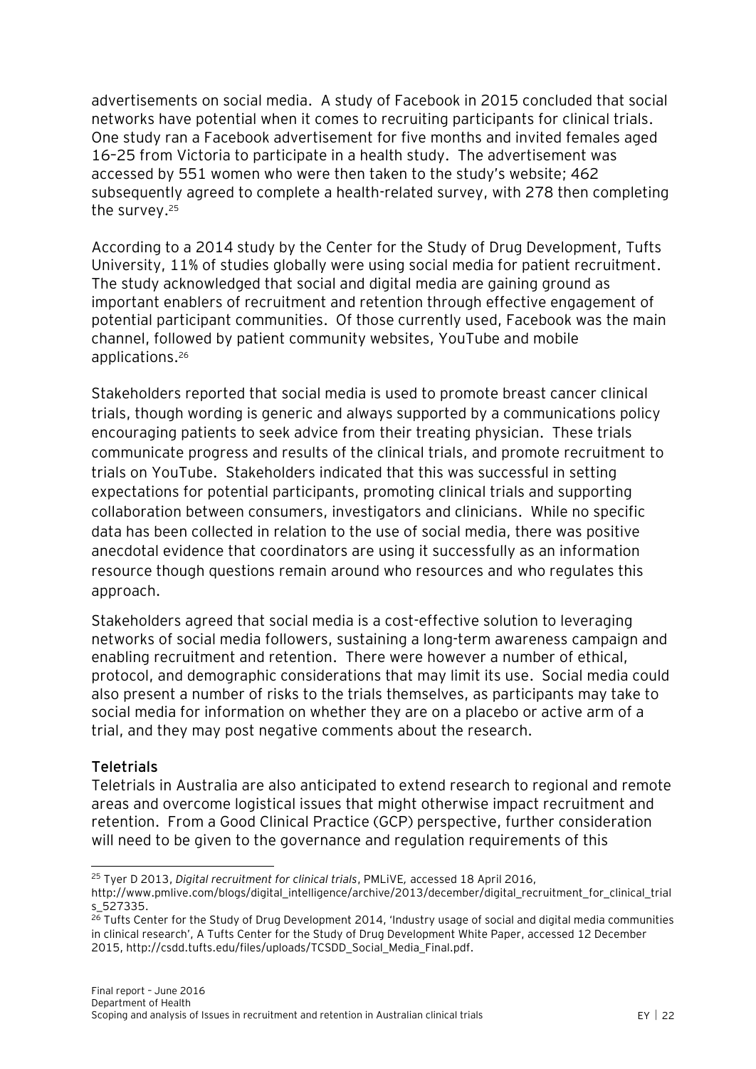advertisements on social media. A study of Facebook in 2015 concluded that social networks have potential when it comes to recruiting participants for clinical trials. One study ran a Facebook advertisement for five months and invited females aged 16–25 from Victoria to participate in a health study. The advertisement was accessed by 551 women who were then taken to the study's website; 462 subsequently agreed to complete a health-related survey, with 278 then completing the survey.[25]

According to a 2014 study by the Center for the Study of Drug Development, Tufts University, 11% of studies globally were using social media for patient recruitment. The study acknowledged that social and digital media are gaining ground as important enablers of recruitment and retention through effective engagement of potential participant communities. Of those currently used, Facebook was the main channel, followed by patient community websites, YouTube and mobile applications.[26]

Stakeholders reported that social media is used to promote breast cancer clinical trials, though wording is generic and always supported by a communications policy encouraging patients to seek advice from their treating physician. These trials communicate progress and results of the clinical trials, and promote recruitment to trials on YouTube. Stakeholders indicated that this was successful in setting expectations for potential participants, promoting clinical trials and supporting collaboration between consumers, investigators and clinicians. While no specific data has been collected in relation to the use of social media, there was positive anecdotal evidence that coordinators are using it successfully as an information resource though questions remain around who resources and who regulates this approach.

Stakeholders agreed that social media is a cost-effective solution to leveraging networks of social media followers, sustaining a long-term awareness campaign and enabling recruitment and retention. There were however a number of ethical, protocol, and demographic considerations that may limit its use. Social media could also present a number of risks to the trials themselves, as participants may take to social media for information on whether they are on a placebo or active arm of a trial, and they may post negative comments about the research.

### Teletrials

Teletrials in Australia are also anticipated to extend research to regional and remote areas and overcome logistical issues that might otherwise impact recruitment and retention. From a Good Clinical Practice (GCP) perspective, further consideration will need to be given to the governance and regulation requirements of this

---

[25] Tyer D 2013, *Digital recruitment for clinical trials*, PMLiVE, accessed 18 April 2016, http://www.pmlive.com/blogs/digital_intelligence/archive/2013/december/digital_recruitment_for_clinical_trials_527335.

[26] Tufts Center for the Study of Drug Development 2014, 'Industry usage of social and digital media communities in clinical research', A Tufts Center for the Study of Drug Development White Paper, accessed 12 December 2015, http://csdd.tufts.edu/files/uploads/TCSDD_Social_Media_Final.pdf.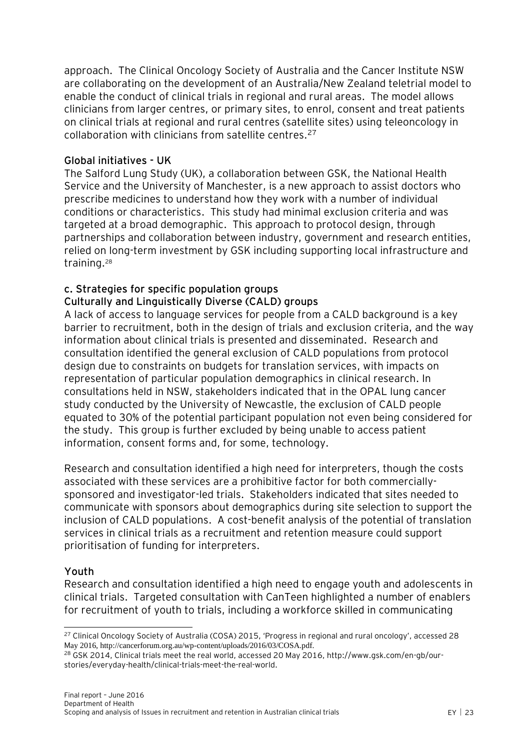approach. The Clinical Oncology Society of Australia and the Cancer Institute NSW are collaborating on the development of an Australia/New Zealand teletrial model to enable the conduct of clinical trials in regional and rural areas. The model allows clinicians from larger centres, or primary sites, to enrol, consent and treat patients on clinical trials at regional and rural centres (satellite sites) using teleoncology in collaboration with clinicians from satellite centres.[27]

#### Global initiatives - UK

The Salford Lung Study (UK), a collaboration between GSK, the National Health Service and the University of Manchester, is a new approach to assist doctors who prescribe medicines to understand how they work with a number of individual conditions or characteristics. This study had minimal exclusion criteria and was targeted at a broad demographic. This approach to protocol design, through partnerships and collaboration between industry, government and research entities, relied on long-term investment by GSK including supporting local infrastructure and training.[28]

### c. Strategies for specific population groups

#### Culturally and Linguistically Diverse (CALD) groups

A lack of access to language services for people from a CALD background is a key barrier to recruitment, both in the design of trials and exclusion criteria, and the way information about clinical trials is presented and disseminated. Research and consultation identified the general exclusion of CALD populations from protocol design due to constraints on budgets for translation services, with impacts on representation of particular population demographics in clinical research. In consultations held in NSW, stakeholders indicated that in the OPAL lung cancer study conducted by the University of Newcastle, the exclusion of CALD people equated to 30% of the potential participant population not even being considered for the study. This group is further excluded by being unable to access patient information, consent forms and, for some, technology.

Research and consultation identified a high need for interpreters, though the costs associated with these services are a prohibitive factor for both commercially-sponsored and investigator-led trials. Stakeholders indicated that sites needed to communicate with sponsors about demographics during site selection to support the inclusion of CALD populations. A cost-benefit analysis of the potential of translation services in clinical trials as a recruitment and retention measure could support prioritisation of funding for interpreters.

#### Youth

Research and consultation identified a high need to engage youth and adolescents in clinical trials. Targeted consultation with CanTeen highlighted a number of enablers for recruitment of youth to trials, including a workforce skilled in communicating

---

[27] Clinical Oncology Society of Australia (COSA) 2015, 'Progress in regional and rural oncology', accessed 28 May 2016, http://cancerforum.org.au/wp-content/uploads/2016/03/COSA.pdf.

[28] GSK 2014, Clinical trials meet the real world, accessed 20 May 2016, http://www.gsk.com/en-gb/our-stories/everyday-health/clinical-trials-meet-the-real-world.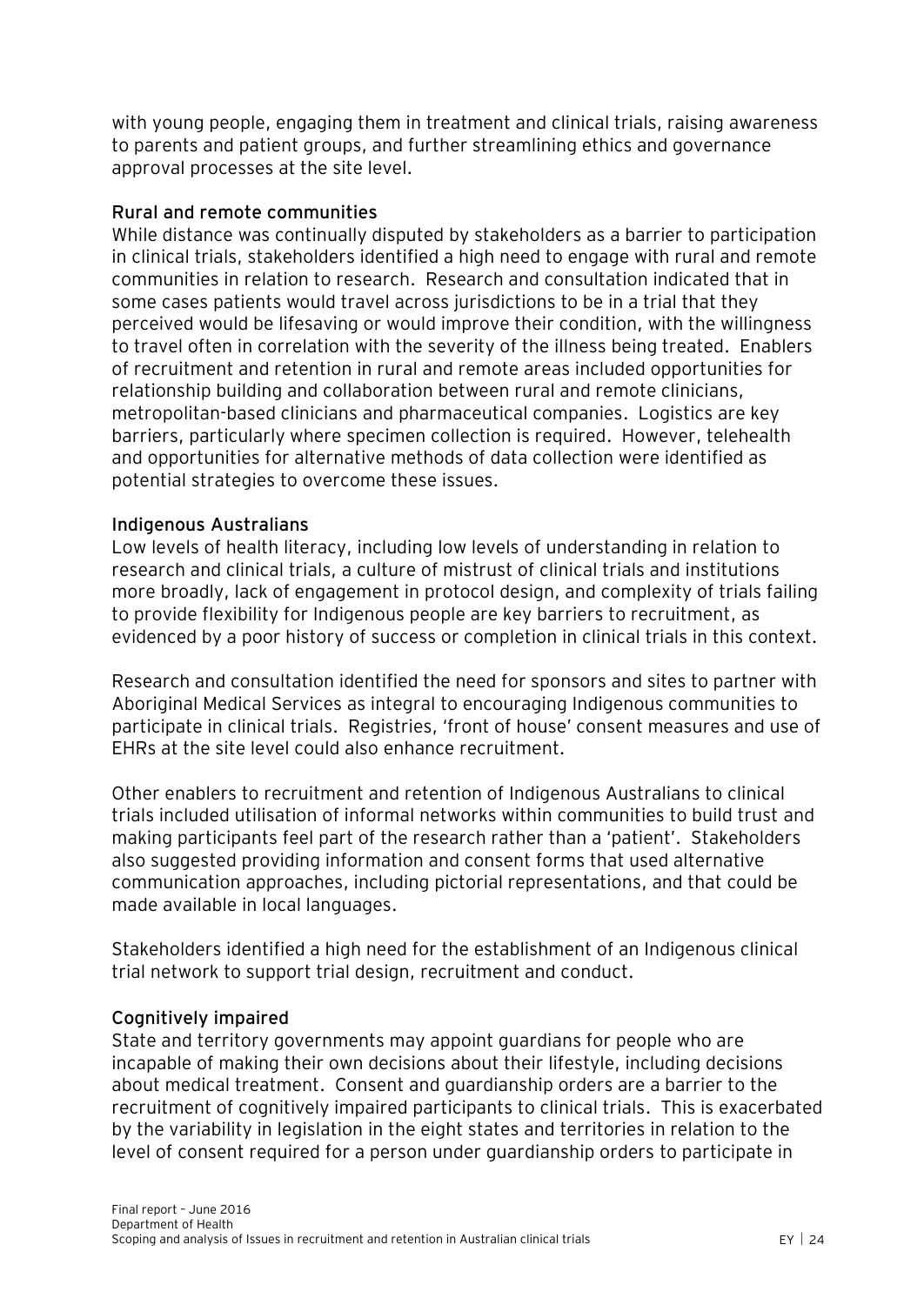with young people, engaging them in treatment and clinical trials, raising awareness to parents and patient groups, and further streamlining ethics and governance approval processes at the site level.

### Rural and remote communities

While distance was continually disputed by stakeholders as a barrier to participation in clinical trials, stakeholders identified a high need to engage with rural and remote communities in relation to research. Research and consultation indicated that in some cases patients would travel across jurisdictions to be in a trial that they perceived would be lifesaving or would improve their condition, with the willingness to travel often in correlation with the severity of the illness being treated. Enablers of recruitment and retention in rural and remote areas included opportunities for relationship building and collaboration between rural and remote clinicians, metropolitan-based clinicians and pharmaceutical companies. Logistics are key barriers, particularly where specimen collection is required. However, telehealth and opportunities for alternative methods of data collection were identified as potential strategies to overcome these issues.

### Indigenous Australians

Low levels of health literacy, including low levels of understanding in relation to research and clinical trials, a culture of mistrust of clinical trials and institutions more broadly, lack of engagement in protocol design, and complexity of trials failing to provide flexibility for Indigenous people are key barriers to recruitment, as evidenced by a poor history of success or completion in clinical trials in this context.

Research and consultation identified the need for sponsors and sites to partner with Aboriginal Medical Services as integral to encouraging Indigenous communities to participate in clinical trials. Registries, 'front of house' consent measures and use of EHRs at the site level could also enhance recruitment.

Other enablers to recruitment and retention of Indigenous Australians to clinical trials included utilisation of informal networks within communities to build trust and making participants feel part of the research rather than a 'patient'. Stakeholders also suggested providing information and consent forms that used alternative communication approaches, including pictorial representations, and that could be made available in local languages.

Stakeholders identified a high need for the establishment of an Indigenous clinical trial network to support trial design, recruitment and conduct.

### Cognitively impaired

State and territory governments may appoint guardians for people who are incapable of making their own decisions about their lifestyle, including decisions about medical treatment. Consent and guardianship orders are a barrier to the recruitment of cognitively impaired participants to clinical trials. This is exacerbated by the variability in legislation in the eight states and territories in relation to the level of consent required for a person under guardianship orders to participate in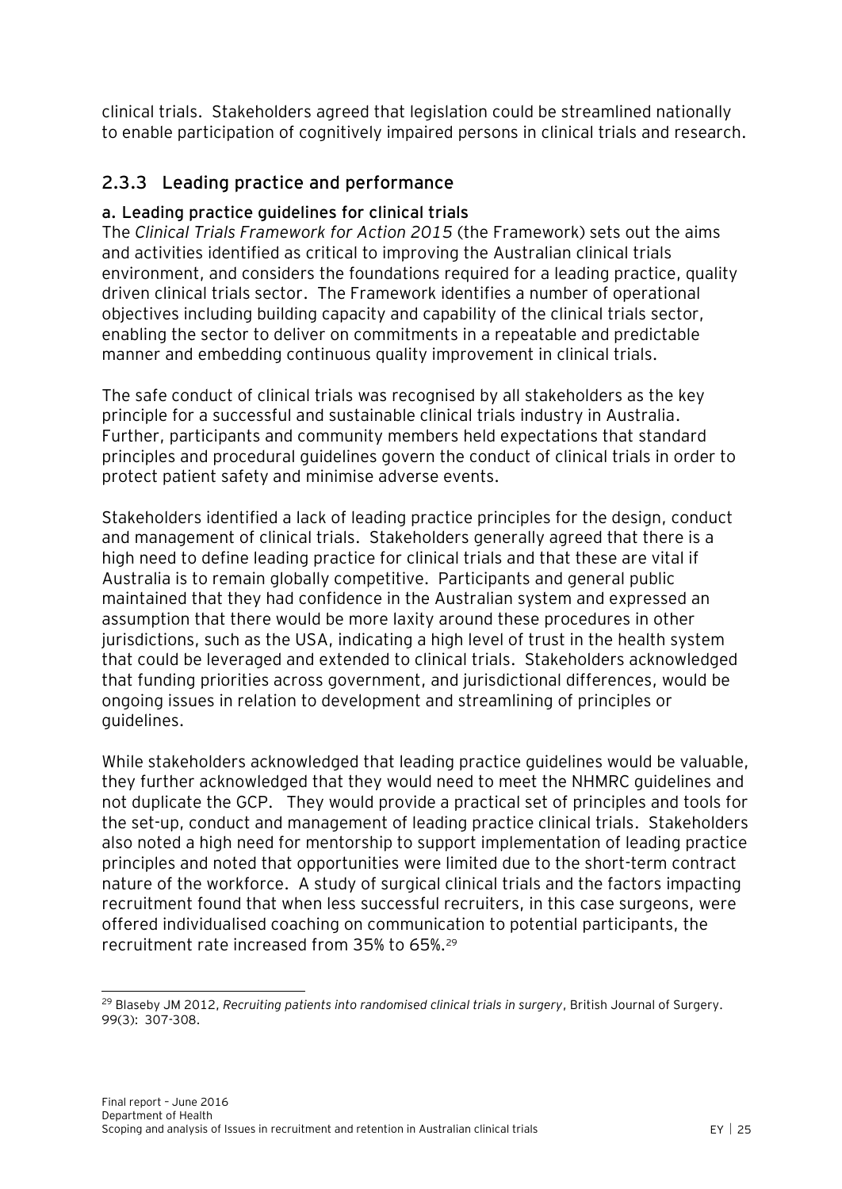clinical trials. Stakeholders agreed that legislation could be streamlined nationally to enable participation of cognitively impaired persons in clinical trials and research.

### 2.3.3 Leading practice and performance

#### a. Leading practice guidelines for clinical trials

The *Clinical Trials Framework for Action 2015* (the Framework) sets out the aims and activities identified as critical to improving the Australian clinical trials environment, and considers the foundations required for a leading practice, quality driven clinical trials sector. The Framework identifies a number of operational objectives including building capacity and capability of the clinical trials sector, enabling the sector to deliver on commitments in a repeatable and predictable manner and embedding continuous quality improvement in clinical trials.

The safe conduct of clinical trials was recognised by all stakeholders as the key principle for a successful and sustainable clinical trials industry in Australia. Further, participants and community members held expectations that standard principles and procedural guidelines govern the conduct of clinical trials in order to protect patient safety and minimise adverse events.

Stakeholders identified a lack of leading practice principles for the design, conduct and management of clinical trials. Stakeholders generally agreed that there is a high need to define leading practice for clinical trials and that these are vital if Australia is to remain globally competitive. Participants and general public maintained that they had confidence in the Australian system and expressed an assumption that there would be more laxity around these procedures in other jurisdictions, such as the USA, indicating a high level of trust in the health system that could be leveraged and extended to clinical trials. Stakeholders acknowledged that funding priorities across government, and jurisdictional differences, would be ongoing issues in relation to development and streamlining of principles or guidelines.

While stakeholders acknowledged that leading practice guidelines would be valuable, they further acknowledged that they would need to meet the NHMRC guidelines and not duplicate the GCP. They would provide a practical set of principles and tools for the set-up, conduct and management of leading practice clinical trials. Stakeholders also noted a high need for mentorship to support implementation of leading practice principles and noted that opportunities were limited due to the short-term contract nature of the workforce. A study of surgical clinical trials and the factors impacting recruitment found that when less successful recruiters, in this case surgeons, were offered individualised coaching on communication to potential participants, the recruitment rate increased from 35% to 65%.[29]

---

[29] Blaseby JM 2012, *Recruiting patients into randomised clinical trials in surgery*, British Journal of Surgery. 99(3): 307-308.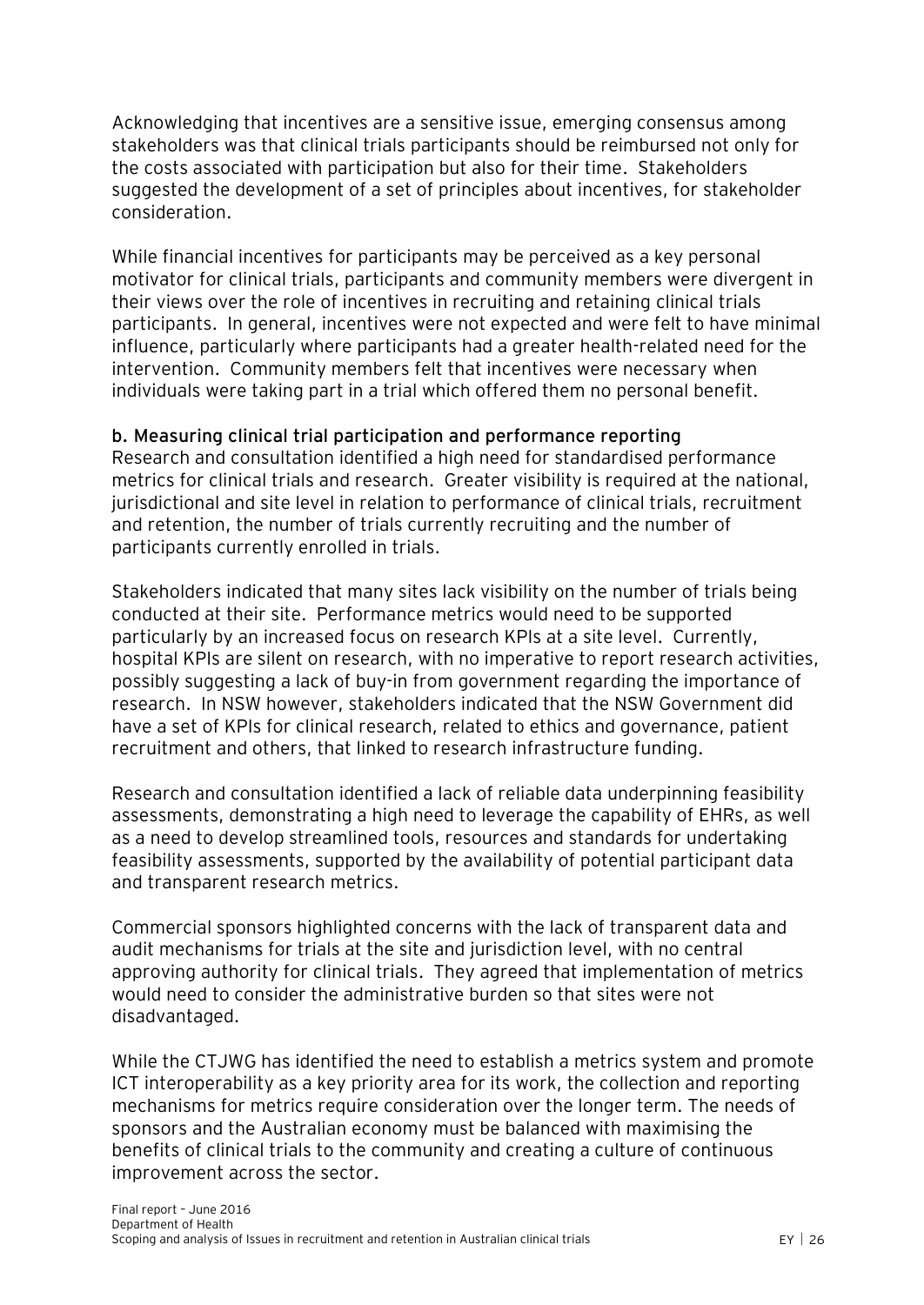Acknowledging that incentives are a sensitive issue, emerging consensus among stakeholders was that clinical trials participants should be reimbursed not only for the costs associated with participation but also for their time. Stakeholders suggested the development of a set of principles about incentives, for stakeholder consideration.

While financial incentives for participants may be perceived as a key personal motivator for clinical trials, participants and community members were divergent in their views over the role of incentives in recruiting and retaining clinical trials participants. In general, incentives were not expected and were felt to have minimal influence, particularly where participants had a greater health-related need for the intervention. Community members felt that incentives were necessary when individuals were taking part in a trial which offered them no personal benefit.

**b. Measuring clinical trial participation and performance reporting**

Research and consultation identified a high need for standardised performance metrics for clinical trials and research. Greater visibility is required at the national, jurisdictional and site level in relation to performance of clinical trials, recruitment and retention, the number of trials currently recruiting and the number of participants currently enrolled in trials.

Stakeholders indicated that many sites lack visibility on the number of trials being conducted at their site. Performance metrics would need to be supported particularly by an increased focus on research KPIs at a site level. Currently, hospital KPIs are silent on research, with no imperative to report research activities, possibly suggesting a lack of buy-in from government regarding the importance of research. In NSW however, stakeholders indicated that the NSW Government did have a set of KPIs for clinical research, related to ethics and governance, patient recruitment and others, that linked to research infrastructure funding.

Research and consultation identified a lack of reliable data underpinning feasibility assessments, demonstrating a high need to leverage the capability of EHRs, as well as a need to develop streamlined tools, resources and standards for undertaking feasibility assessments, supported by the availability of potential participant data and transparent research metrics.

Commercial sponsors highlighted concerns with the lack of transparent data and audit mechanisms for trials at the site and jurisdiction level, with no central approving authority for clinical trials. They agreed that implementation of metrics would need to consider the administrative burden so that sites were not disadvantaged.

While the CTJWG has identified the need to establish a metrics system and promote ICT interoperability as a key priority area for its work, the collection and reporting mechanisms for metrics require consideration over the longer term. The needs of sponsors and the Australian economy must be balanced with maximising the benefits of clinical trials to the community and creating a culture of continuous improvement across the sector.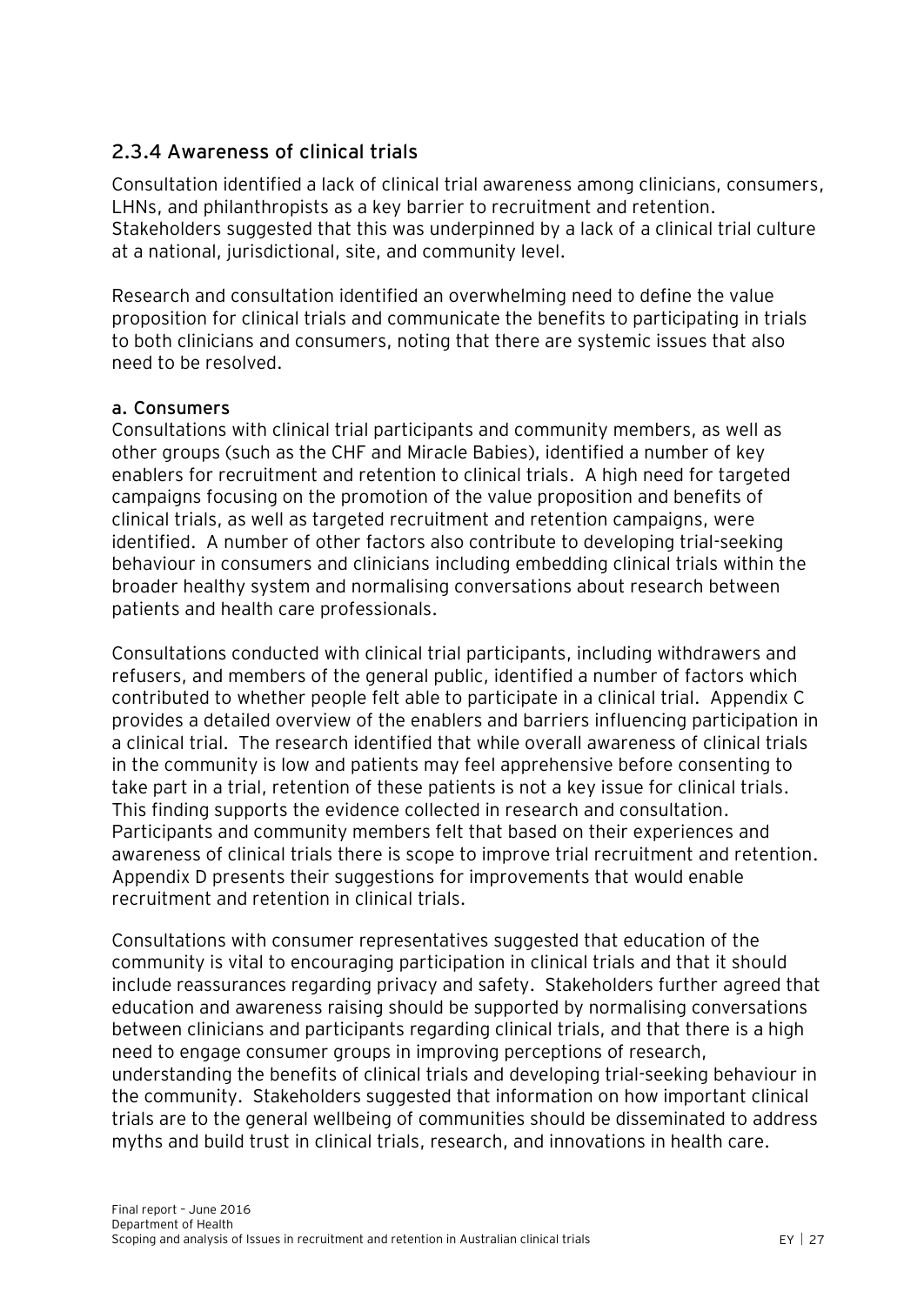## 2.3.4 Awareness of clinical trials

Consultation identified a lack of clinical trial awareness among clinicians, consumers, LHNs, and philanthropists as a key barrier to recruitment and retention. Stakeholders suggested that this was underpinned by a lack of a clinical trial culture at a national, jurisdictional, site, and community level.

Research and consultation identified an overwhelming need to define the value proposition for clinical trials and communicate the benefits to participating in trials to both clinicians and consumers, noting that there are systemic issues that also need to be resolved.

### a. Consumers

Consultations with clinical trial participants and community members, as well as other groups (such as the CHF and Miracle Babies), identified a number of key enablers for recruitment and retention to clinical trials. A high need for targeted campaigns focusing on the promotion of the value proposition and benefits of clinical trials, as well as targeted recruitment and retention campaigns, were identified. A number of other factors also contribute to developing trial-seeking behaviour in consumers and clinicians including embedding clinical trials within the broader healthy system and normalising conversations about research between patients and health care professionals.

Consultations conducted with clinical trial participants, including withdrawers and refusers, and members of the general public, identified a number of factors which contributed to whether people felt able to participate in a clinical trial. Appendix C provides a detailed overview of the enablers and barriers influencing participation in a clinical trial. The research identified that while overall awareness of clinical trials in the community is low and patients may feel apprehensive before consenting to take part in a trial, retention of these patients is not a key issue for clinical trials. This finding supports the evidence collected in research and consultation. Participants and community members felt that based on their experiences and awareness of clinical trials there is scope to improve trial recruitment and retention. Appendix D presents their suggestions for improvements that would enable recruitment and retention in clinical trials.

Consultations with consumer representatives suggested that education of the community is vital to encouraging participation in clinical trials and that it should include reassurances regarding privacy and safety. Stakeholders further agreed that education and awareness raising should be supported by normalising conversations between clinicians and participants regarding clinical trials, and that there is a high need to engage consumer groups in improving perceptions of research, understanding the benefits of clinical trials and developing trial-seeking behaviour in the community. Stakeholders suggested that information on how important clinical trials are to the general wellbeing of communities should be disseminated to address myths and build trust in clinical trials, research, and innovations in health care.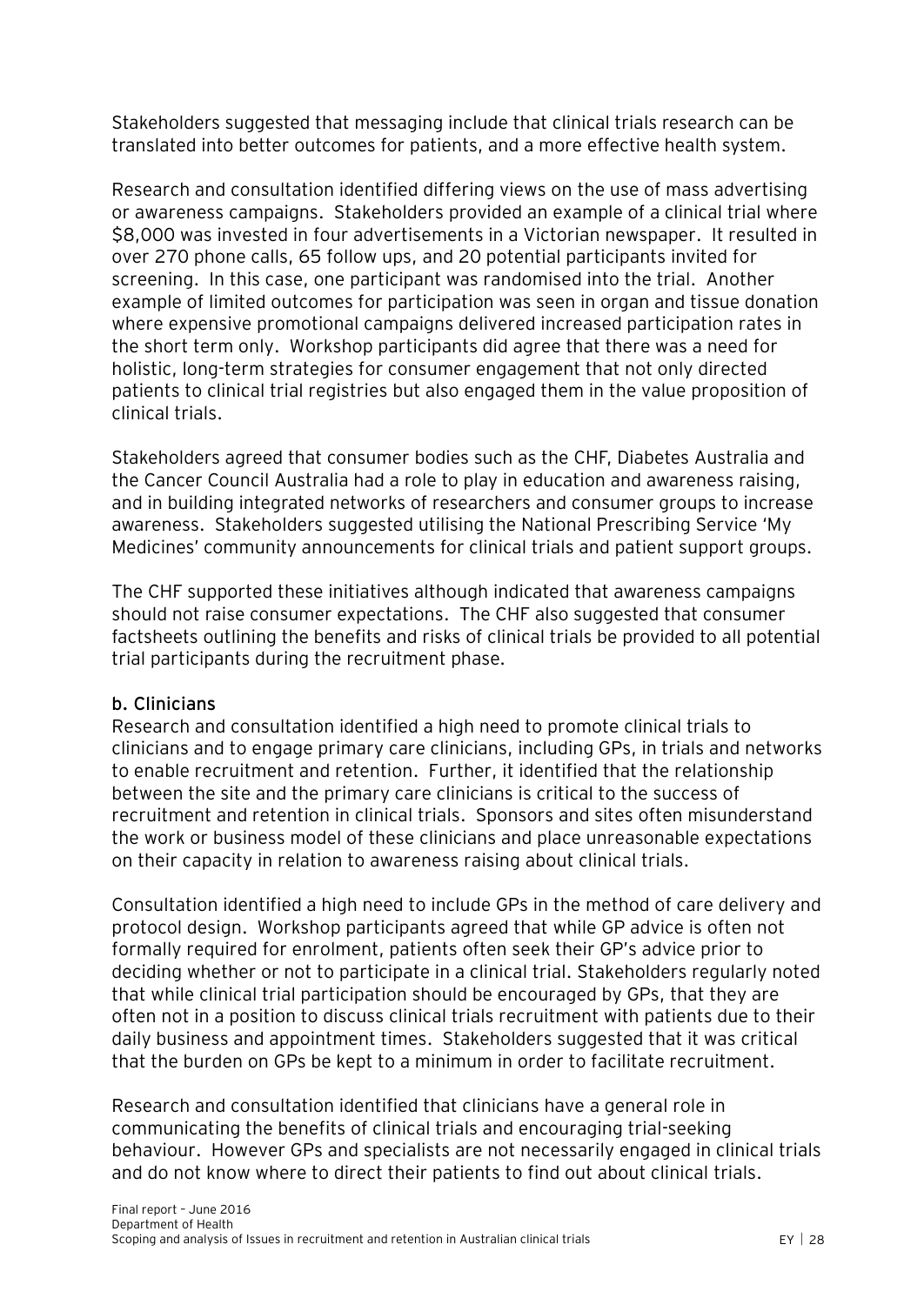Stakeholders suggested that messaging include that clinical trials research can be translated into better outcomes for patients, and a more effective health system.

Research and consultation identified differing views on the use of mass advertising or awareness campaigns. Stakeholders provided an example of a clinical trial where $8,000 was invested in four advertisements in a Victorian newspaper. It resulted in over 270 phone calls, 65 follow ups, and 20 potential participants invited for screening. In this case, one participant was randomised into the trial. Another example of limited outcomes for participation was seen in organ and tissue donation where expensive promotional campaigns delivered increased participation rates in the short term only. Workshop participants did agree that there was a need for holistic, long-term strategies for consumer engagement that not only directed patients to clinical trial registries but also engaged them in the value proposition of clinical trials.

Stakeholders agreed that consumer bodies such as the CHF, Diabetes Australia and the Cancer Council Australia had a role to play in education and awareness raising, and in building integrated networks of researchers and consumer groups to increase awareness. Stakeholders suggested utilising the National Prescribing Service 'My Medicines' community announcements for clinical trials and patient support groups.

The CHF supported these initiatives although indicated that awareness campaigns should not raise consumer expectations. The CHF also suggested that consumer factsheets outlining the benefits and risks of clinical trials be provided to all potential trial participants during the recruitment phase.

#### b. Clinicians

Research and consultation identified a high need to promote clinical trials to clinicians and to engage primary care clinicians, including GPs, in trials and networks to enable recruitment and retention. Further, it identified that the relationship between the site and the primary care clinicians is critical to the success of recruitment and retention in clinical trials. Sponsors and sites often misunderstand the work or business model of these clinicians and place unreasonable expectations on their capacity in relation to awareness raising about clinical trials.

Consultation identified a high need to include GPs in the method of care delivery and protocol design. Workshop participants agreed that while GP advice is often not formally required for enrolment, patients often seek their GP's advice prior to deciding whether or not to participate in a clinical trial. Stakeholders regularly noted that while clinical trial participation should be encouraged by GPs, that they are often not in a position to discuss clinical trials recruitment with patients due to their daily business and appointment times. Stakeholders suggested that it was critical that the burden on GPs be kept to a minimum in order to facilitate recruitment.

Research and consultation identified that clinicians have a general role in communicating the benefits of clinical trials and encouraging trial-seeking behaviour. However GPs and specialists are not necessarily engaged in clinical trials and do not know where to direct their patients to find out about clinical trials.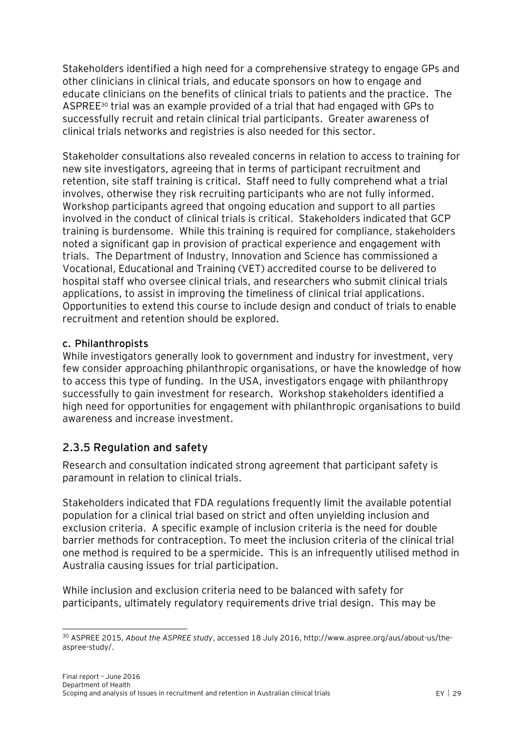Stakeholders identified a high need for a comprehensive strategy to engage GPs and other clinicians in clinical trials, and educate sponsors on how to engage and educate clinicians on the benefits of clinical trials to patients and the practice. The ASPREE[30] trial was an example provided of a trial that had engaged with GPs to successfully recruit and retain clinical trial participants. Greater awareness of clinical trials networks and registries is also needed for this sector.

Stakeholder consultations also revealed concerns in relation to access to training for new site investigators, agreeing that in terms of participant recruitment and retention, site staff training is critical. Staff need to fully comprehend what a trial involves, otherwise they risk recruiting participants who are not fully informed. Workshop participants agreed that ongoing education and support to all parties involved in the conduct of clinical trials is critical. Stakeholders indicated that GCP training is burdensome. While this training is required for compliance, stakeholders noted a significant gap in provision of practical experience and engagement with trials. The Department of Industry, Innovation and Science has commissioned a Vocational, Educational and Training (VET) accredited course to be delivered to hospital staff who oversee clinical trials, and researchers who submit clinical trials applications, to assist in improving the timeliness of clinical trial applications. Opportunities to extend this course to include design and conduct of trials to enable recruitment and retention should be explored.

**c. Philanthropists**

While investigators generally look to government and industry for investment, very few consider approaching philanthropic organisations, or have the knowledge of how to access this type of funding. In the USA, investigators engage with philanthropy successfully to gain investment for research. Workshop stakeholders identified a high need for opportunities for engagement with philanthropic organisations to build awareness and increase investment.

### 2.3.5 Regulation and safety

Research and consultation indicated strong agreement that participant safety is paramount in relation to clinical trials.

Stakeholders indicated that FDA regulations frequently limit the available potential population for a clinical trial based on strict and often unyielding inclusion and exclusion criteria. A specific example of inclusion criteria is the need for double barrier methods for contraception. To meet the inclusion criteria of the clinical trial one method is required to be a spermicide. This is an infrequently utilised method in Australia causing issues for trial participation.

While inclusion and exclusion criteria need to be balanced with safety for participants, ultimately regulatory requirements drive trial design. This may be

[30] ASPREE 2015, *About the ASPREE study*, accessed 18 July 2016, http://www.aspree.org/aus/about-us/the-aspree-study/.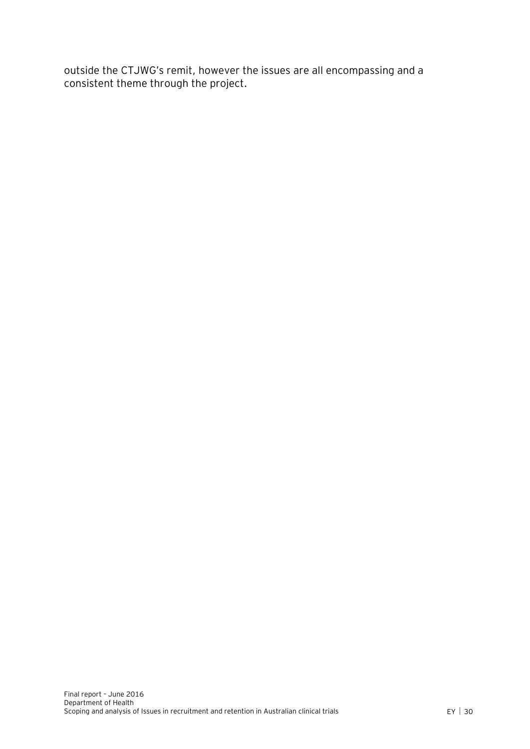outside the CTJWG's remit, however the issues are all encompassing and a consistent theme through the project.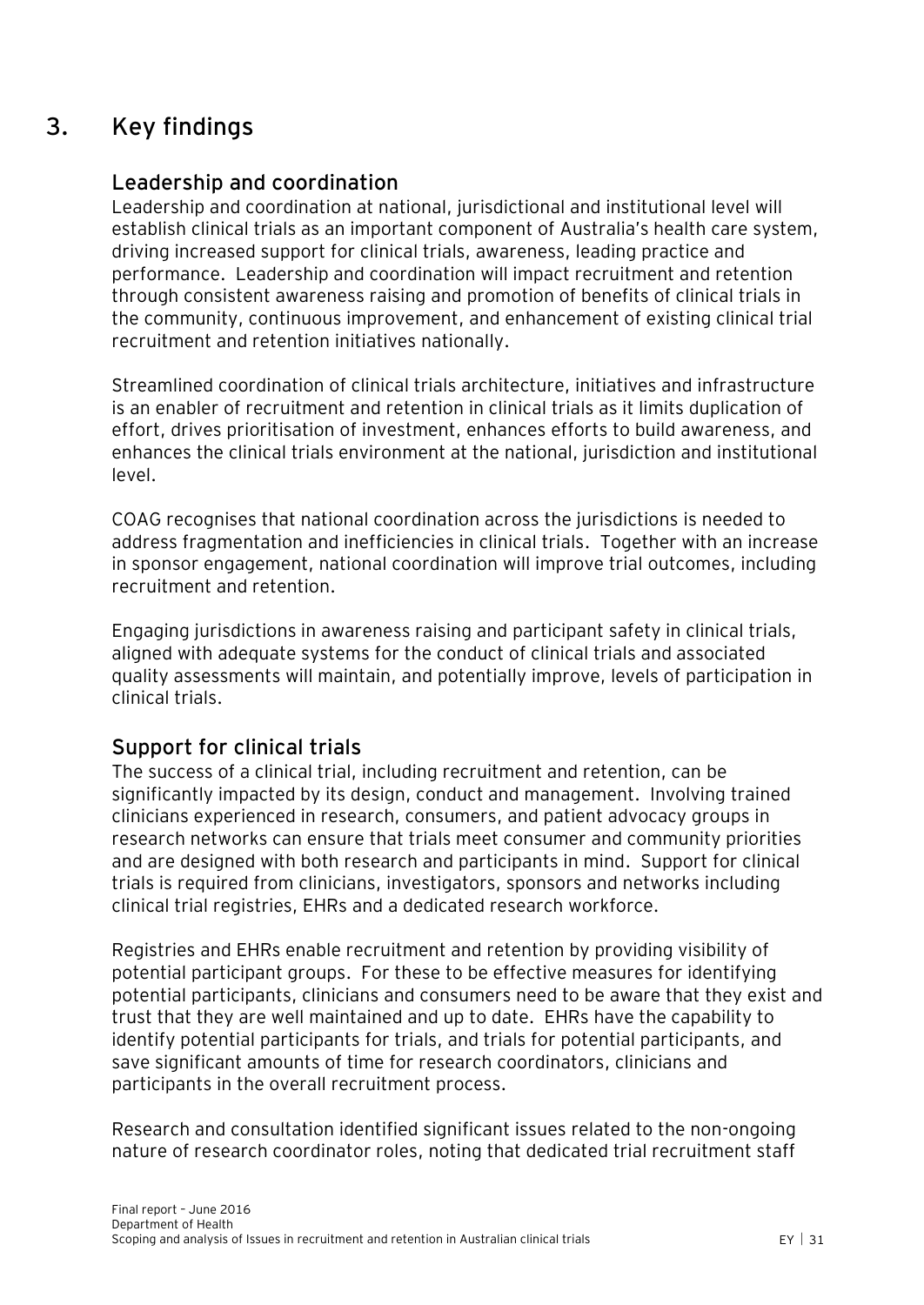# 3. Key findings

## Leadership and coordination

Leadership and coordination at national, jurisdictional and institutional level will establish clinical trials as an important component of Australia's health care system, driving increased support for clinical trials, awareness, leading practice and performance. Leadership and coordination will impact recruitment and retention through consistent awareness raising and promotion of benefits of clinical trials in the community, continuous improvement, and enhancement of existing clinical trial recruitment and retention initiatives nationally.

Streamlined coordination of clinical trials architecture, initiatives and infrastructure is an enabler of recruitment and retention in clinical trials as it limits duplication of effort, drives prioritisation of investment, enhances efforts to build awareness, and enhances the clinical trials environment at the national, jurisdiction and institutional level.

COAG recognises that national coordination across the jurisdictions is needed to address fragmentation and inefficiencies in clinical trials. Together with an increase in sponsor engagement, national coordination will improve trial outcomes, including recruitment and retention.

Engaging jurisdictions in awareness raising and participant safety in clinical trials, aligned with adequate systems for the conduct of clinical trials and associated quality assessments will maintain, and potentially improve, levels of participation in clinical trials.

## Support for clinical trials

The success of a clinical trial, including recruitment and retention, can be significantly impacted by its design, conduct and management. Involving trained clinicians experienced in research, consumers, and patient advocacy groups in research networks can ensure that trials meet consumer and community priorities and are designed with both research and participants in mind. Support for clinical trials is required from clinicians, investigators, sponsors and networks including clinical trial registries, EHRs and a dedicated research workforce.

Registries and EHRs enable recruitment and retention by providing visibility of potential participant groups. For these to be effective measures for identifying potential participants, clinicians and consumers need to be aware that they exist and trust that they are well maintained and up to date. EHRs have the capability to identify potential participants for trials, and trials for potential participants, and save significant amounts of time for research coordinators, clinicians and participants in the overall recruitment process.

Research and consultation identified significant issues related to the non-ongoing nature of research coordinator roles, noting that dedicated trial recruitment staff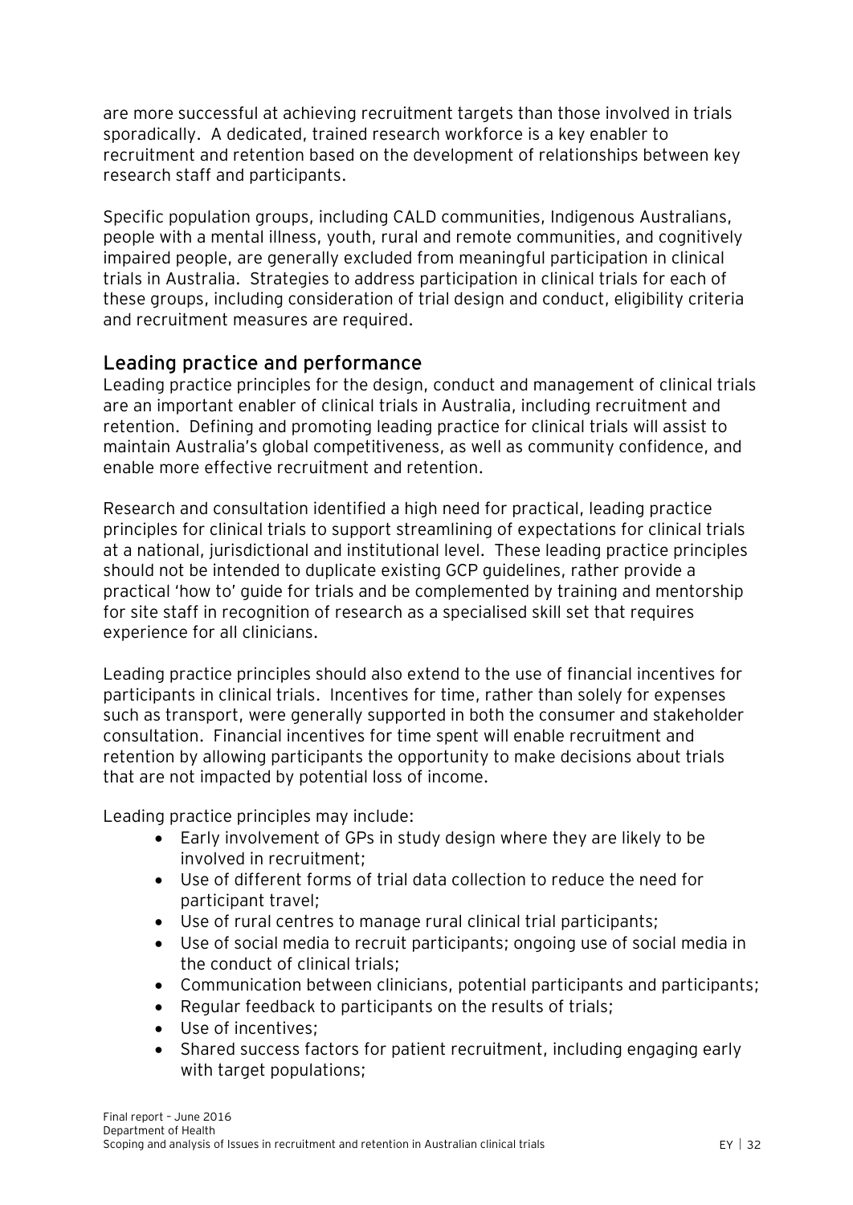are more successful at achieving recruitment targets than those involved in trials sporadically. A dedicated, trained research workforce is a key enabler to recruitment and retention based on the development of relationships between key research staff and participants.

Specific population groups, including CALD communities, Indigenous Australians, people with a mental illness, youth, rural and remote communities, and cognitively impaired people, are generally excluded from meaningful participation in clinical trials in Australia. Strategies to address participation in clinical trials for each of these groups, including consideration of trial design and conduct, eligibility criteria and recruitment measures are required.

## Leading practice and performance

Leading practice principles for the design, conduct and management of clinical trials are an important enabler of clinical trials in Australia, including recruitment and retention. Defining and promoting leading practice for clinical trials will assist to maintain Australia's global competitiveness, as well as community confidence, and enable more effective recruitment and retention.

Research and consultation identified a high need for practical, leading practice principles for clinical trials to support streamlining of expectations for clinical trials at a national, jurisdictional and institutional level. These leading practice principles should not be intended to duplicate existing GCP guidelines, rather provide a practical 'how to' guide for trials and be complemented by training and mentorship for site staff in recognition of research as a specialised skill set that requires experience for all clinicians.

Leading practice principles should also extend to the use of financial incentives for participants in clinical trials. Incentives for time, rather than solely for expenses such as transport, were generally supported in both the consumer and stakeholder consultation. Financial incentives for time spent will enable recruitment and retention by allowing participants the opportunity to make decisions about trials that are not impacted by potential loss of income.

Leading practice principles may include:

- Early involvement of GPs in study design where they are likely to be involved in recruitment;
- Use of different forms of trial data collection to reduce the need for participant travel;
- Use of rural centres to manage rural clinical trial participants;
- Use of social media to recruit participants; ongoing use of social media in the conduct of clinical trials;
- Communication between clinicians, potential participants and participants;
- Regular feedback to participants on the results of trials;
- Use of incentives;
- Shared success factors for patient recruitment, including engaging early with target populations;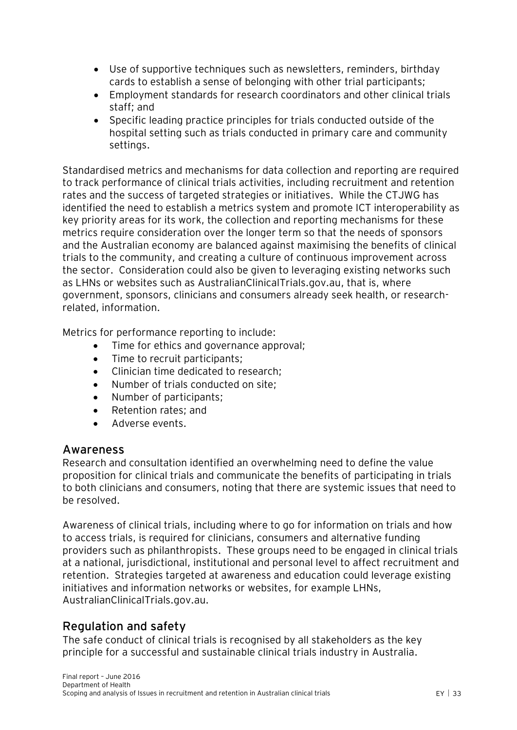- Use of supportive techniques such as newsletters, reminders, birthday cards to establish a sense of belonging with other trial participants;
- Employment standards for research coordinators and other clinical trials staff; and
- Specific leading practice principles for trials conducted outside of the hospital setting such as trials conducted in primary care and community settings.

Standardised metrics and mechanisms for data collection and reporting are required to track performance of clinical trials activities, including recruitment and retention rates and the success of targeted strategies or initiatives. While the CTJWG has identified the need to establish a metrics system and promote ICT interoperability as key priority areas for its work, the collection and reporting mechanisms for these metrics require consideration over the longer term so that the needs of sponsors and the Australian economy are balanced against maximising the benefits of clinical trials to the community, and creating a culture of continuous improvement across the sector. Consideration could also be given to leveraging existing networks such as LHNs or websites such as AustralianClinicalTrials.gov.au, that is, where government, sponsors, clinicians and consumers already seek health, or research-related, information.

Metrics for performance reporting to include:

- Time for ethics and governance approval;
- Time to recruit participants;
- Clinician time dedicated to research;
- Number of trials conducted on site;
- Number of participants;
- Retention rates; and
- Adverse events.

## Awareness

Research and consultation identified an overwhelming need to define the value proposition for clinical trials and communicate the benefits of participating in trials to both clinicians and consumers, noting that there are systemic issues that need to be resolved.

Awareness of clinical trials, including where to go for information on trials and how to access trials, is required for clinicians, consumers and alternative funding providers such as philanthropists. These groups need to be engaged in clinical trials at a national, jurisdictional, institutional and personal level to affect recruitment and retention. Strategies targeted at awareness and education could leverage existing initiatives and information networks or websites, for example LHNs, AustralianClinicalTrials.gov.au.

## Regulation and safety

The safe conduct of clinical trials is recognised by all stakeholders as the key principle for a successful and sustainable clinical trials industry in Australia.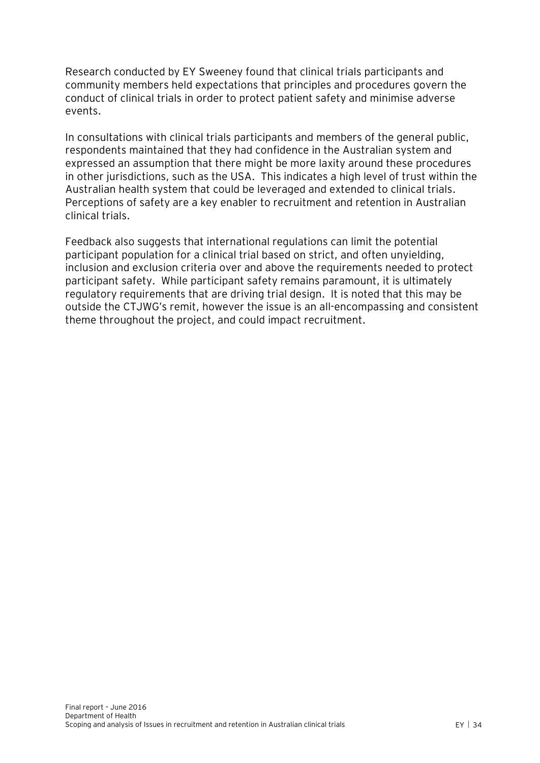Research conducted by EY Sweeney found that clinical trials participants and community members held expectations that principles and procedures govern the conduct of clinical trials in order to protect patient safety and minimise adverse events.

In consultations with clinical trials participants and members of the general public, respondents maintained that they had confidence in the Australian system and expressed an assumption that there might be more laxity around these procedures in other jurisdictions, such as the USA. This indicates a high level of trust within the Australian health system that could be leveraged and extended to clinical trials. Perceptions of safety are a key enabler to recruitment and retention in Australian clinical trials.

Feedback also suggests that international regulations can limit the potential participant population for a clinical trial based on strict, and often unyielding, inclusion and exclusion criteria over and above the requirements needed to protect participant safety. While participant safety remains paramount, it is ultimately regulatory requirements that are driving trial design. It is noted that this may be outside the CTJWG's remit, however the issue is an all-encompassing and consistent theme throughout the project, and could impact recruitment.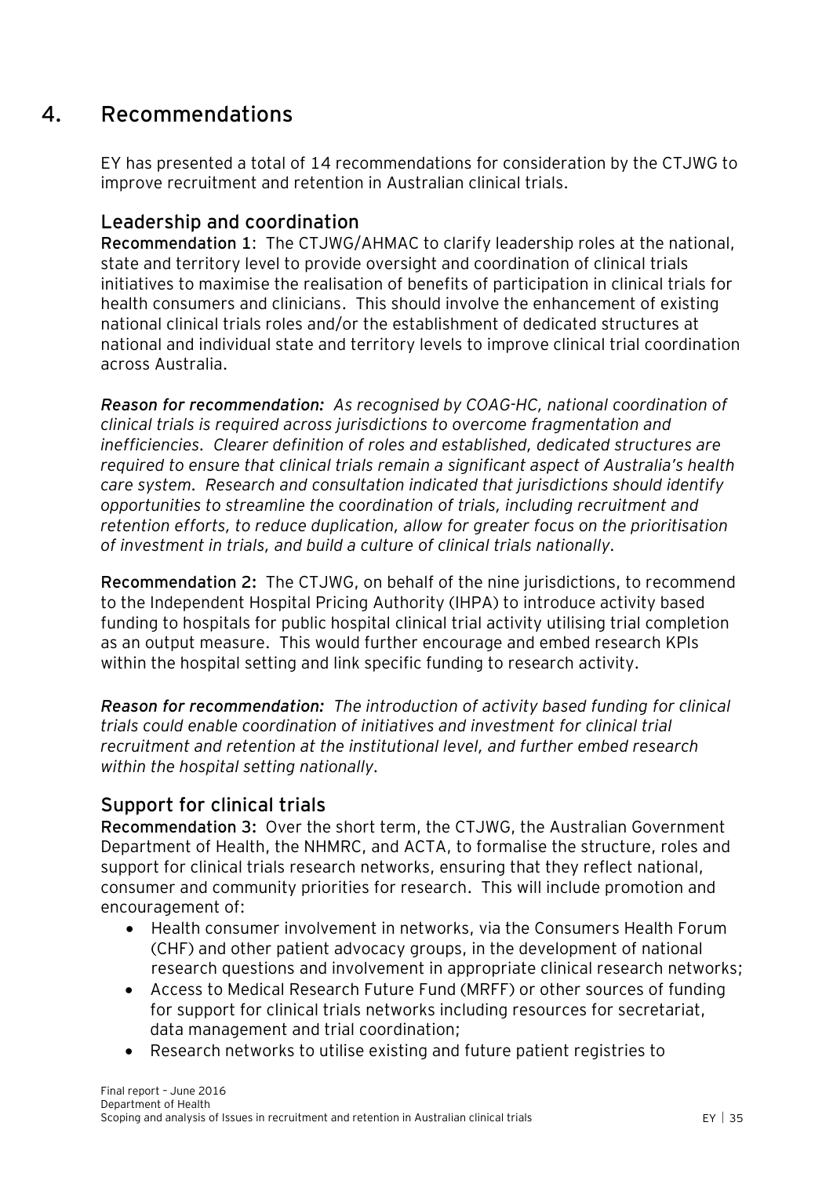# 4. Recommendations

EY has presented a total of 14 recommendations for consideration by the CTJWG to improve recruitment and retention in Australian clinical trials.

## Leadership and coordination

**Recommendation 1**: The CTJWG/AHMAC to clarify leadership roles at the national, state and territory level to provide oversight and coordination of clinical trials initiatives to maximise the realisation of benefits of participation in clinical trials for health consumers and clinicians. This should involve the enhancement of existing national clinical trials roles and/or the establishment of dedicated structures at national and individual state and territory levels to improve clinical trial coordination across Australia.

***Reason for recommendation:*** *As recognised by COAG-HC, national coordination of clinical trials is required across jurisdictions to overcome fragmentation and inefficiencies. Clearer definition of roles and established, dedicated structures are required to ensure that clinical trials remain a significant aspect of Australia's health care system. Research and consultation indicated that jurisdictions should identify opportunities to streamline the coordination of trials, including recruitment and retention efforts, to reduce duplication, allow for greater focus on the prioritisation of investment in trials, and build a culture of clinical trials nationally.*

**Recommendation 2:** The CTJWG, on behalf of the nine jurisdictions, to recommend to the Independent Hospital Pricing Authority (IHPA) to introduce activity based funding to hospitals for public hospital clinical trial activity utilising trial completion as an output measure. This would further encourage and embed research KPIs within the hospital setting and link specific funding to research activity.

***Reason for recommendation:*** *The introduction of activity based funding for clinical trials could enable coordination of initiatives and investment for clinical trial recruitment and retention at the institutional level, and further embed research within the hospital setting nationally.*

## Support for clinical trials

**Recommendation 3:** Over the short term, the CTJWG, the Australian Government Department of Health, the NHMRC, and ACTA, to formalise the structure, roles and support for clinical trials research networks, ensuring that they reflect national, consumer and community priorities for research. This will include promotion and encouragement of:

- Health consumer involvement in networks, via the Consumers Health Forum (CHF) and other patient advocacy groups, in the development of national research questions and involvement in appropriate clinical research networks;
- Access to Medical Research Future Fund (MRFF) or other sources of funding for support for clinical trials networks including resources for secretariat, data management and trial coordination;
- Research networks to utilise existing and future patient registries to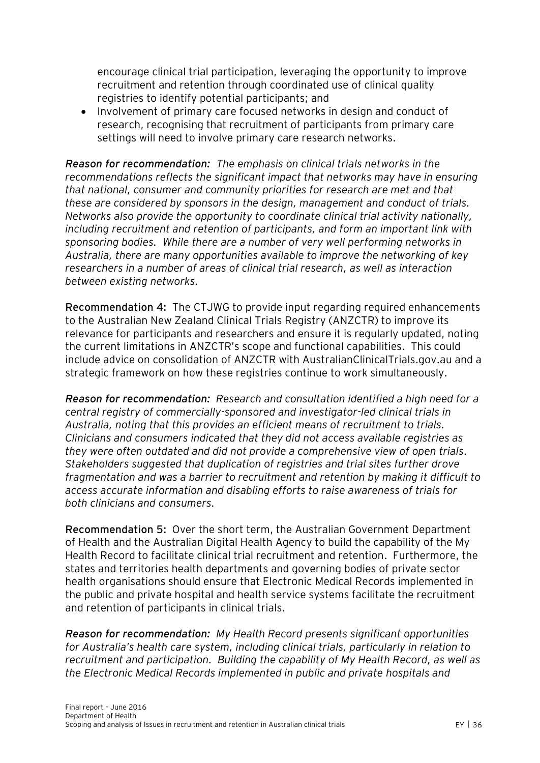encourage clinical trial participation, leveraging the opportunity to improve recruitment and retention through coordinated use of clinical quality registries to identify potential participants; and

- Involvement of primary care focused networks in design and conduct of research, recognising that recruitment of participants from primary care settings will need to involve primary care research networks.

***Reason for recommendation:*** *The emphasis on clinical trials networks in the recommendations reflects the significant impact that networks may have in ensuring that national, consumer and community priorities for research are met and that these are considered by sponsors in the design, management and conduct of trials. Networks also provide the opportunity to coordinate clinical trial activity nationally, including recruitment and retention of participants, and form an important link with sponsoring bodies. While there are a number of very well performing networks in Australia, there are many opportunities available to improve the networking of key researchers in a number of areas of clinical trial research, as well as interaction between existing networks.*

**Recommendation 4:** The CTJWG to provide input regarding required enhancements to the Australian New Zealand Clinical Trials Registry (ANZCTR) to improve its relevance for participants and researchers and ensure it is regularly updated, noting the current limitations in ANZCTR's scope and functional capabilities. This could include advice on consolidation of ANZCTR with AustralianClinicalTrials.gov.au and a strategic framework on how these registries continue to work simultaneously.

***Reason for recommendation:*** *Research and consultation identified a high need for a central registry of commercially-sponsored and investigator-led clinical trials in Australia, noting that this provides an efficient means of recruitment to trials. Clinicians and consumers indicated that they did not access available registries as they were often outdated and did not provide a comprehensive view of open trials. Stakeholders suggested that duplication of registries and trial sites further drove fragmentation and was a barrier to recruitment and retention by making it difficult to access accurate information and disabling efforts to raise awareness of trials for both clinicians and consumers.*

**Recommendation 5:** Over the short term, the Australian Government Department of Health and the Australian Digital Health Agency to build the capability of the My Health Record to facilitate clinical trial recruitment and retention. Furthermore, the states and territories health departments and governing bodies of private sector health organisations should ensure that Electronic Medical Records implemented in the public and private hospital and health service systems facilitate the recruitment and retention of participants in clinical trials.

***Reason for recommendation:*** *My Health Record presents significant opportunities for Australia's health care system, including clinical trials, particularly in relation to recruitment and participation. Building the capability of My Health Record, as well as the Electronic Medical Records implemented in public and private hospitals and*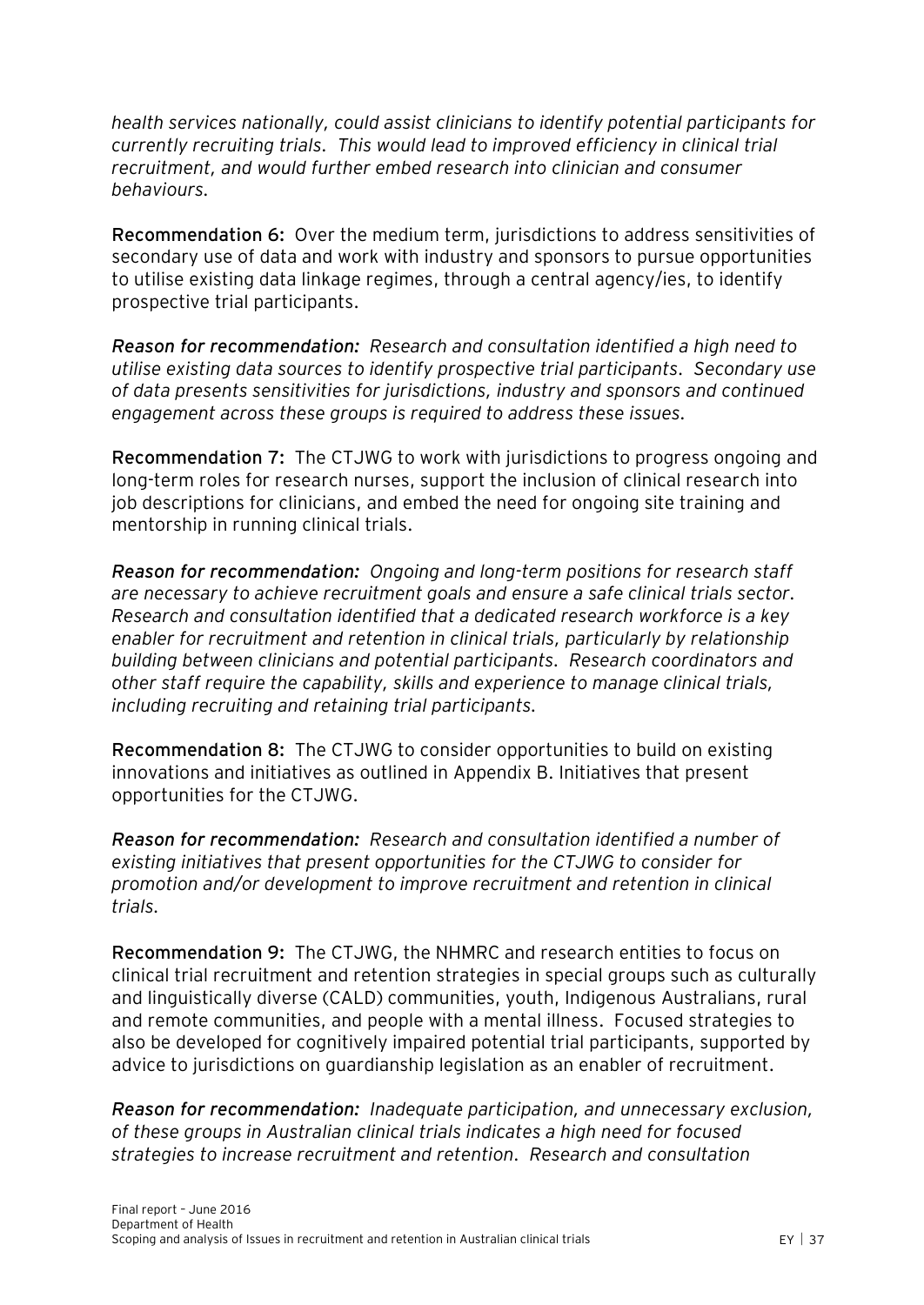*health services nationally, could assist clinicians to identify potential participants for currently recruiting trials. This would lead to improved efficiency in clinical trial recruitment, and would further embed research into clinician and consumer behaviours.*

**Recommendation 6:** Over the medium term, jurisdictions to address sensitivities of secondary use of data and work with industry and sponsors to pursue opportunities to utilise existing data linkage regimes, through a central agency/ies, to identify prospective trial participants.

***Reason for recommendation:*** *Research and consultation identified a high need to utilise existing data sources to identify prospective trial participants. Secondary use of data presents sensitivities for jurisdictions, industry and sponsors and continued engagement across these groups is required to address these issues.*

**Recommendation 7:** The CTJWG to work with jurisdictions to progress ongoing and long-term roles for research nurses, support the inclusion of clinical research into job descriptions for clinicians, and embed the need for ongoing site training and mentorship in running clinical trials.

***Reason for recommendation:*** *Ongoing and long-term positions for research staff are necessary to achieve recruitment goals and ensure a safe clinical trials sector. Research and consultation identified that a dedicated research workforce is a key enabler for recruitment and retention in clinical trials, particularly by relationship building between clinicians and potential participants. Research coordinators and other staff require the capability, skills and experience to manage clinical trials, including recruiting and retaining trial participants.*

**Recommendation 8:** The CTJWG to consider opportunities to build on existing innovations and initiatives as outlined in Appendix B. Initiatives that present opportunities for the CTJWG.

***Reason for recommendation:*** *Research and consultation identified a number of existing initiatives that present opportunities for the CTJWG to consider for promotion and/or development to improve recruitment and retention in clinical trials.*

**Recommendation 9:** The CTJWG, the NHMRC and research entities to focus on clinical trial recruitment and retention strategies in special groups such as culturally and linguistically diverse (CALD) communities, youth, Indigenous Australians, rural and remote communities, and people with a mental illness. Focused strategies to also be developed for cognitively impaired potential trial participants, supported by advice to jurisdictions on guardianship legislation as an enabler of recruitment.

***Reason for recommendation:*** *Inadequate participation, and unnecessary exclusion, of these groups in Australian clinical trials indicates a high need for focused strategies to increase recruitment and retention. Research and consultation*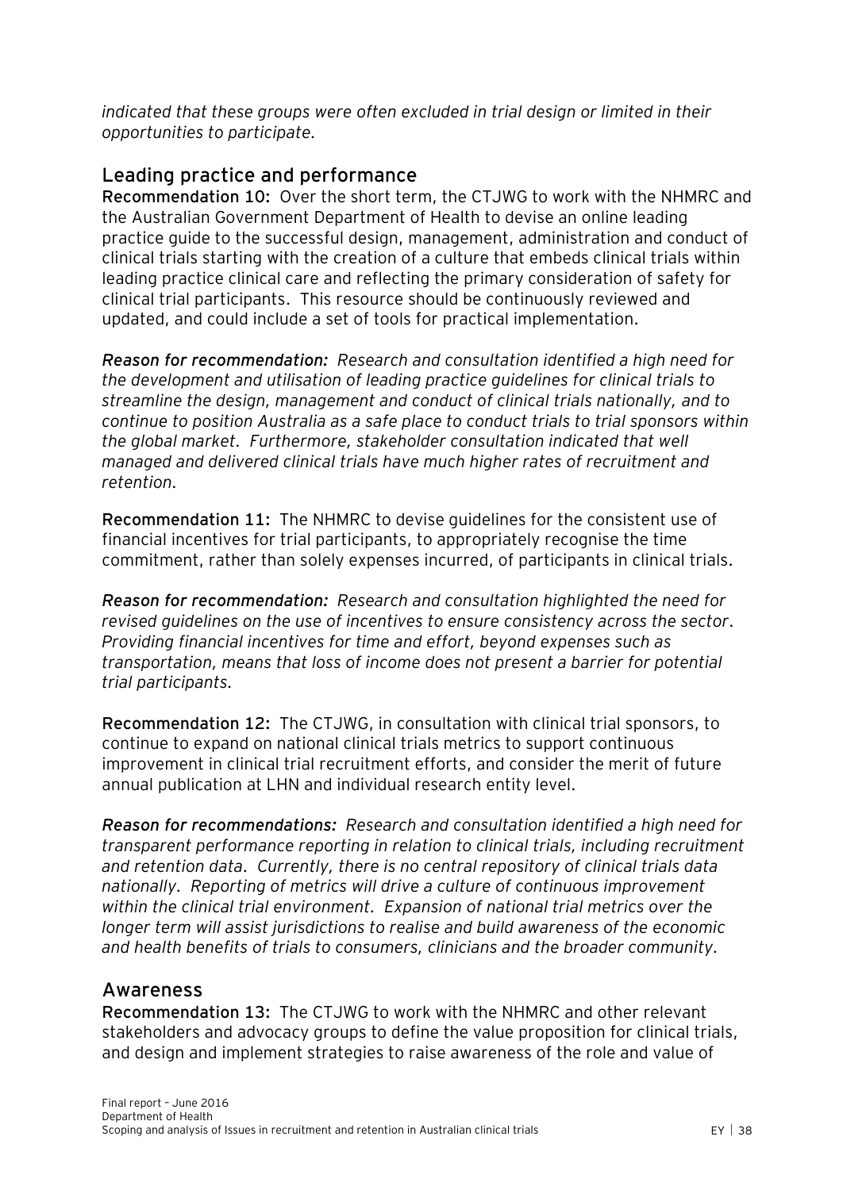*indicated that these groups were often excluded in trial design or limited in their opportunities to participate.*

## Leading practice and performance

**Recommendation 10:** Over the short term, the CTJWG to work with the NHMRC and the Australian Government Department of Health to devise an online leading practice guide to the successful design, management, administration and conduct of clinical trials starting with the creation of a culture that embeds clinical trials within leading practice clinical care and reflecting the primary consideration of safety for clinical trial participants. This resource should be continuously reviewed and updated, and could include a set of tools for practical implementation.

***Reason for recommendation:*** *Research and consultation identified a high need for the development and utilisation of leading practice guidelines for clinical trials to streamline the design, management and conduct of clinical trials nationally, and to continue to position Australia as a safe place to conduct trials to trial sponsors within the global market. Furthermore, stakeholder consultation indicated that well managed and delivered clinical trials have much higher rates of recruitment and retention.*

**Recommendation 11:** The NHMRC to devise guidelines for the consistent use of financial incentives for trial participants, to appropriately recognise the time commitment, rather than solely expenses incurred, of participants in clinical trials.

***Reason for recommendation:*** *Research and consultation highlighted the need for revised guidelines on the use of incentives to ensure consistency across the sector. Providing financial incentives for time and effort, beyond expenses such as transportation, means that loss of income does not present a barrier for potential trial participants.*

**Recommendation 12:** The CTJWG, in consultation with clinical trial sponsors, to continue to expand on national clinical trials metrics to support continuous improvement in clinical trial recruitment efforts, and consider the merit of future annual publication at LHN and individual research entity level.

***Reason for recommendations:*** *Research and consultation identified a high need for transparent performance reporting in relation to clinical trials, including recruitment and retention data. Currently, there is no central repository of clinical trials data nationally. Reporting of metrics will drive a culture of continuous improvement within the clinical trial environment. Expansion of national trial metrics over the longer term will assist jurisdictions to realise and build awareness of the economic and health benefits of trials to consumers, clinicians and the broader community.*

## Awareness

**Recommendation 13:** The CTJWG to work with the NHMRC and other relevant stakeholders and advocacy groups to define the value proposition for clinical trials, and design and implement strategies to raise awareness of the role and value of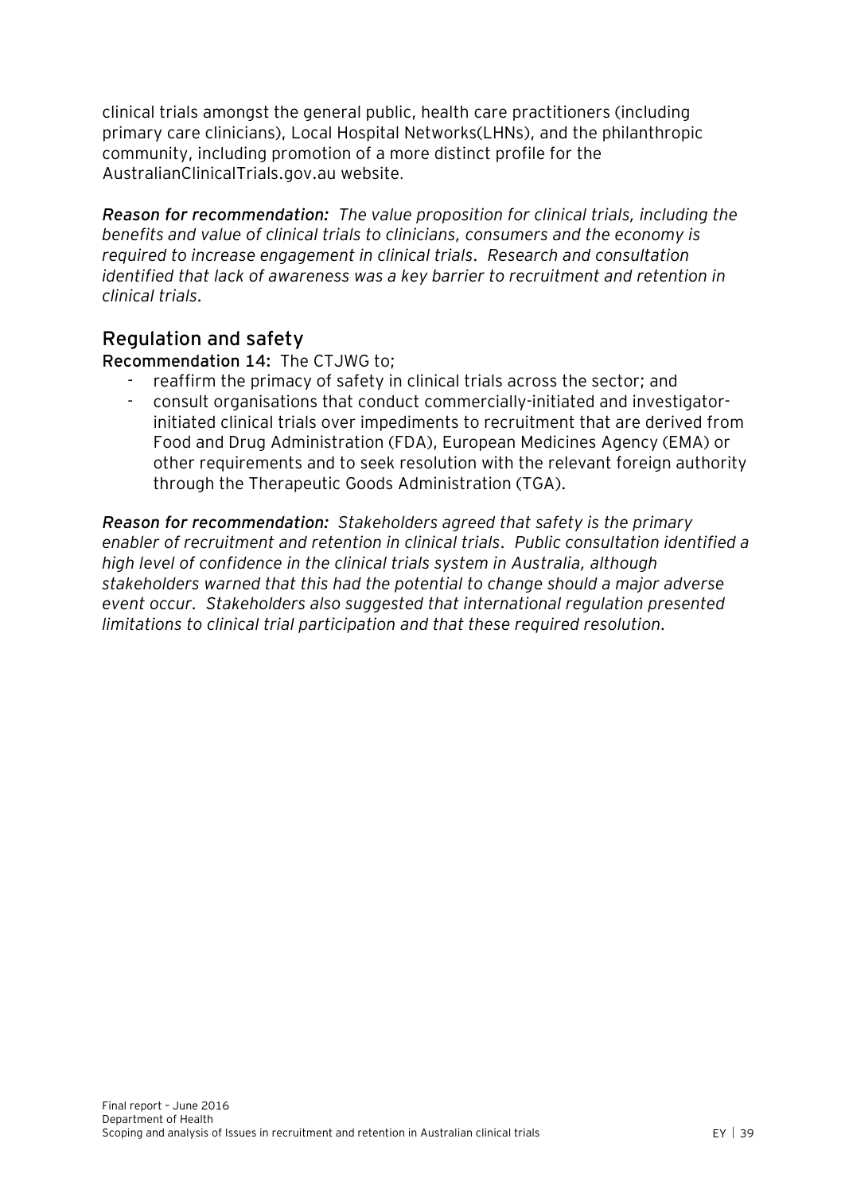clinical trials amongst the general public, health care practitioners (including primary care clinicians), Local Hospital Networks(LHNs), and the philanthropic community, including promotion of a more distinct profile for the AustralianClinicalTrials.gov.au website.

***Reason for recommendation:*** *The value proposition for clinical trials, including the benefits and value of clinical trials to clinicians, consumers and the economy is required to increase engagement in clinical trials. Research and consultation identified that lack of awareness was a key barrier to recruitment and retention in clinical trials.*

## Regulation and safety

**Recommendation 14:** The CTJWG to;

- reaffirm the primacy of safety in clinical trials across the sector; and
- consult organisations that conduct commercially-initiated and investigator-initiated clinical trials over impediments to recruitment that are derived from Food and Drug Administration (FDA), European Medicines Agency (EMA) or other requirements and to seek resolution with the relevant foreign authority through the Therapeutic Goods Administration (TGA).

***Reason for recommendation:*** *Stakeholders agreed that safety is the primary enabler of recruitment and retention in clinical trials. Public consultation identified a high level of confidence in the clinical trials system in Australia, although stakeholders warned that this had the potential to change should a major adverse event occur. Stakeholders also suggested that international regulation presented limitations to clinical trial participation and that these required resolution.*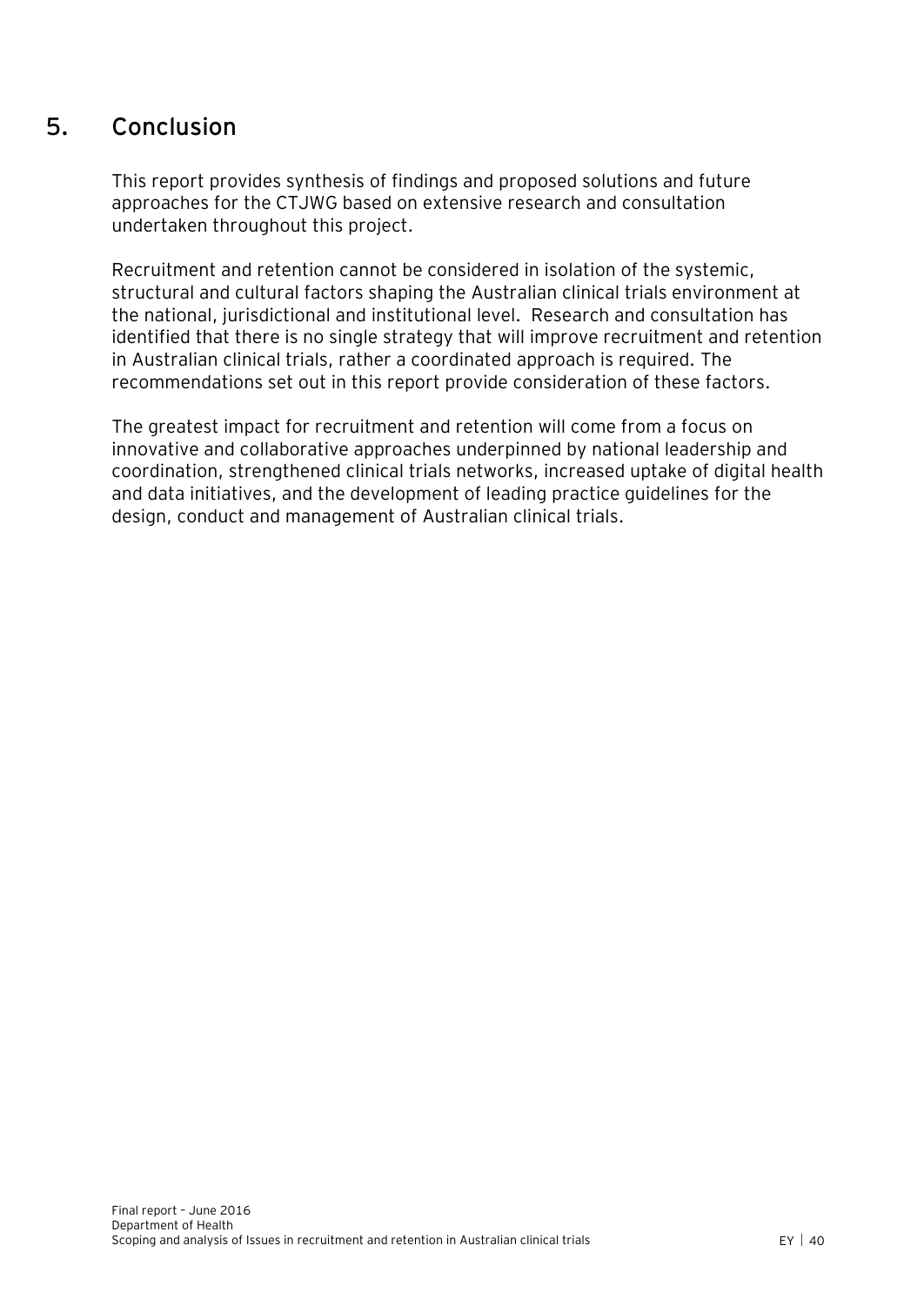# 5. Conclusion

This report provides synthesis of findings and proposed solutions and future approaches for the CTJWG based on extensive research and consultation undertaken throughout this project.

Recruitment and retention cannot be considered in isolation of the systemic, structural and cultural factors shaping the Australian clinical trials environment at the national, jurisdictional and institutional level. Research and consultation has identified that there is no single strategy that will improve recruitment and retention in Australian clinical trials, rather a coordinated approach is required. The recommendations set out in this report provide consideration of these factors.

The greatest impact for recruitment and retention will come from a focus on innovative and collaborative approaches underpinned by national leadership and coordination, strengthened clinical trials networks, increased uptake of digital health and data initiatives, and the development of leading practice guidelines for the design, conduct and management of Australian clinical trials.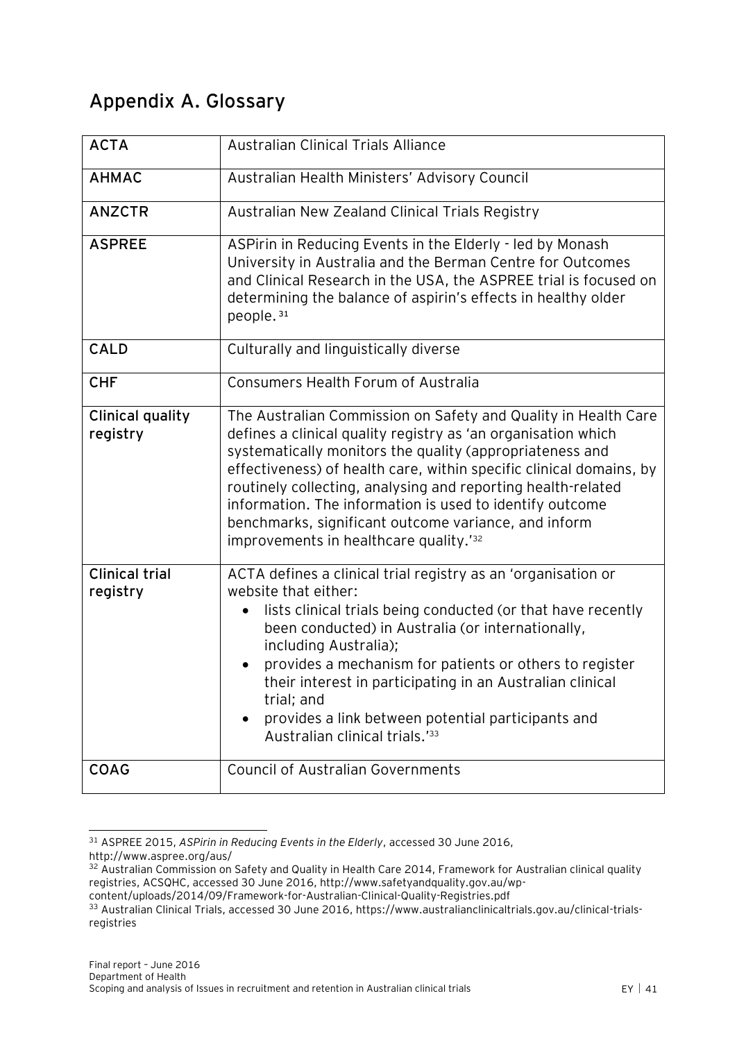## Appendix A. Glossary

| | |
|---|---|
| **ACTA** | Australian Clinical Trials Alliance |
| **AHMAC** | Australian Health Ministers' Advisory Council |
| **ANZCTR** | Australian New Zealand Clinical Trials Registry |
| **ASPREE** | ASPirin in Reducing Events in the Elderly - led by Monash University in Australia and the Berman Centre for Outcomes and Clinical Research in the USA, the ASPREE trial is focused on determining the balance of aspirin's effects in healthy older people.[31] |
| **CALD** | Culturally and linguistically diverse |
| **CHF** | Consumers Health Forum of Australia |
| **Clinical quality registry** | The Australian Commission on Safety and Quality in Health Care defines a clinical quality registry as 'an organisation which systematically monitors the quality (appropriateness and effectiveness) of health care, within specific clinical domains, by routinely collecting, analysing and reporting health-related information. The information is used to identify outcome benchmarks, significant outcome variance, and inform improvements in healthcare quality.'[32] |
| **Clinical trial registry** | ACTA defines a clinical trial registry as an 'organisation or website that either: <br>• lists clinical trials being conducted (or that have recently been conducted) in Australia (or internationally, including Australia); <br>• provides a mechanism for patients or others to register their interest in participating in an Australian clinical trial; and <br>• provides a link between potential participants and Australian clinical trials.'[33] |
| **COAG** | Council of Australian Governments |

[31] ASPREE 2015, *ASPirin in Reducing Events in the Elderly*, accessed 30 June 2016, http://www.aspree.org/aus/

[32] Australian Commission on Safety and Quality in Health Care 2014, Framework for Australian clinical quality registries, ACSQHC, accessed 30 June 2016, http://www.safetyandquality.gov.au/wp-content/uploads/2014/09/Framework-for-Australian-Clinical-Quality-Registries.pdf

[33] Australian Clinical Trials, accessed 30 June 2016, https://www.australianclinicaltrials.gov.au/clinical-trials-registries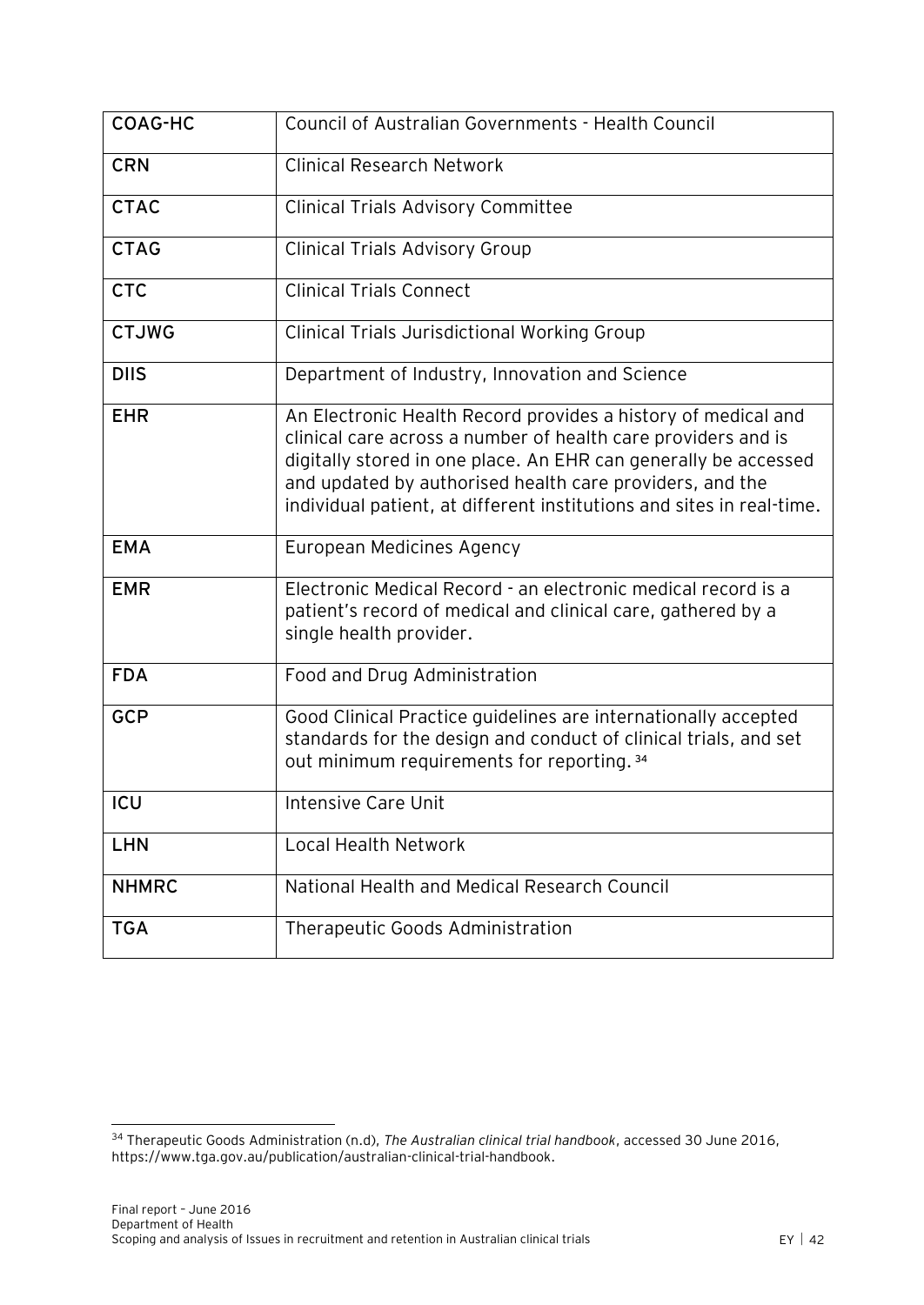| **COAG-HC** | Council of Australian Governments - Health Council |
|---|---|
| **CRN** | Clinical Research Network |
| **CTAC** | Clinical Trials Advisory Committee |
| **CTAG** | Clinical Trials Advisory Group |
| **CTC** | Clinical Trials Connect |
| **CTJWG** | Clinical Trials Jurisdictional Working Group |
| **DIIS** | Department of Industry, Innovation and Science |
| **EHR** | An Electronic Health Record provides a history of medical and clinical care across a number of health care providers and is digitally stored in one place. An EHR can generally be accessed and updated by authorised health care providers, and the individual patient, at different institutions and sites in real-time. |
| **EMA** | European Medicines Agency |
| **EMR** | Electronic Medical Record - an electronic medical record is a patient's record of medical and clinical care, gathered by a single health provider. |
| **FDA** | Food and Drug Administration |
| **GCP** | Good Clinical Practice guidelines are internationally accepted standards for the design and conduct of clinical trials, and set out minimum requirements for reporting. [34] |
| **ICU** | Intensive Care Unit |
| **LHN** | Local Health Network |
| **NHMRC** | National Health and Medical Research Council |
| **TGA** | Therapeutic Goods Administration |

[34] Therapeutic Goods Administration (n.d), *The Australian clinical trial handbook*, accessed 30 June 2016, https://www.tga.gov.au/publication/australian-clinical-trial-handbook.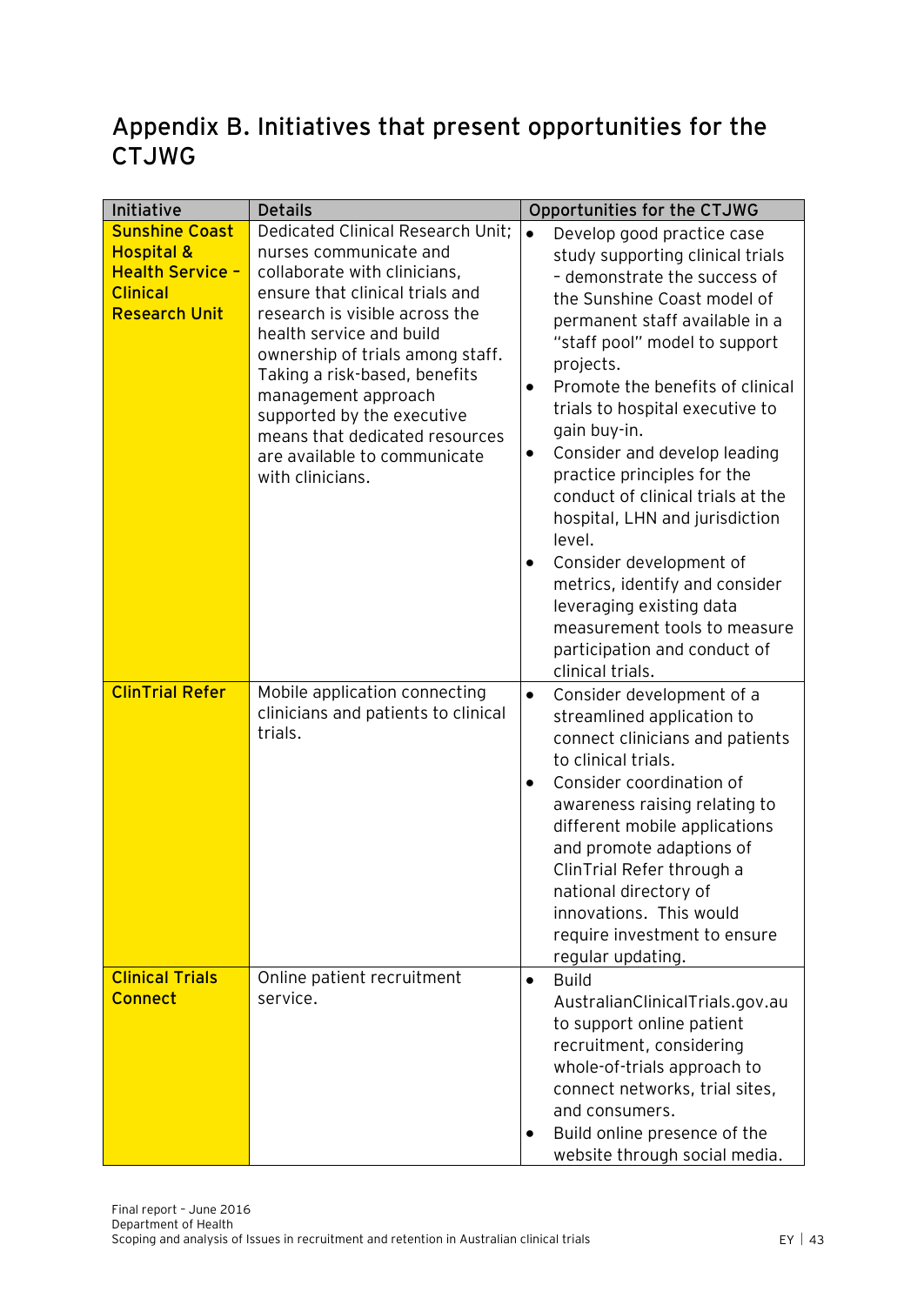## Appendix B. Initiatives that present opportunities for the CTJWG

| Initiative | Details | Opportunities for the CTJWG |
|---|---|---|
| **Sunshine Coast Hospital & Health Service – Clinical Research Unit** | Dedicated Clinical Research Unit; nurses communicate and collaborate with clinicians, ensure that clinical trials and research is visible across the health service and build ownership of trials among staff. Taking a risk-based, benefits management approach supported by the executive means that dedicated resources are available to communicate with clinicians. | • Develop good practice case study supporting clinical trials – demonstrate the success of the Sunshine Coast model of permanent staff available in a "staff pool" model to support projects.<br>• Promote the benefits of clinical trials to hospital executive to gain buy-in.<br>• Consider and develop leading practice principles for the conduct of clinical trials at the hospital, LHN and jurisdiction level.<br>• Consider development of metrics, identify and consider leveraging existing data measurement tools to measure participation and conduct of clinical trials. |
| **ClinTrial Refer** | Mobile application connecting clinicians and patients to clinical trials. | • Consider development of a streamlined application to connect clinicians and patients to clinical trials.<br>• Consider coordination of awareness raising relating to different mobile applications and promote adaptions of ClinTrial Refer through a national directory of innovations. This would require investment to ensure regular updating. |
| **Clinical Trials Connect** | Online patient recruitment service. | • Build AustralianClinicalTrials.gov.au to support online patient recruitment, considering whole-of-trials approach to connect networks, trial sites, and consumers.<br>• Build online presence of the website through social media. |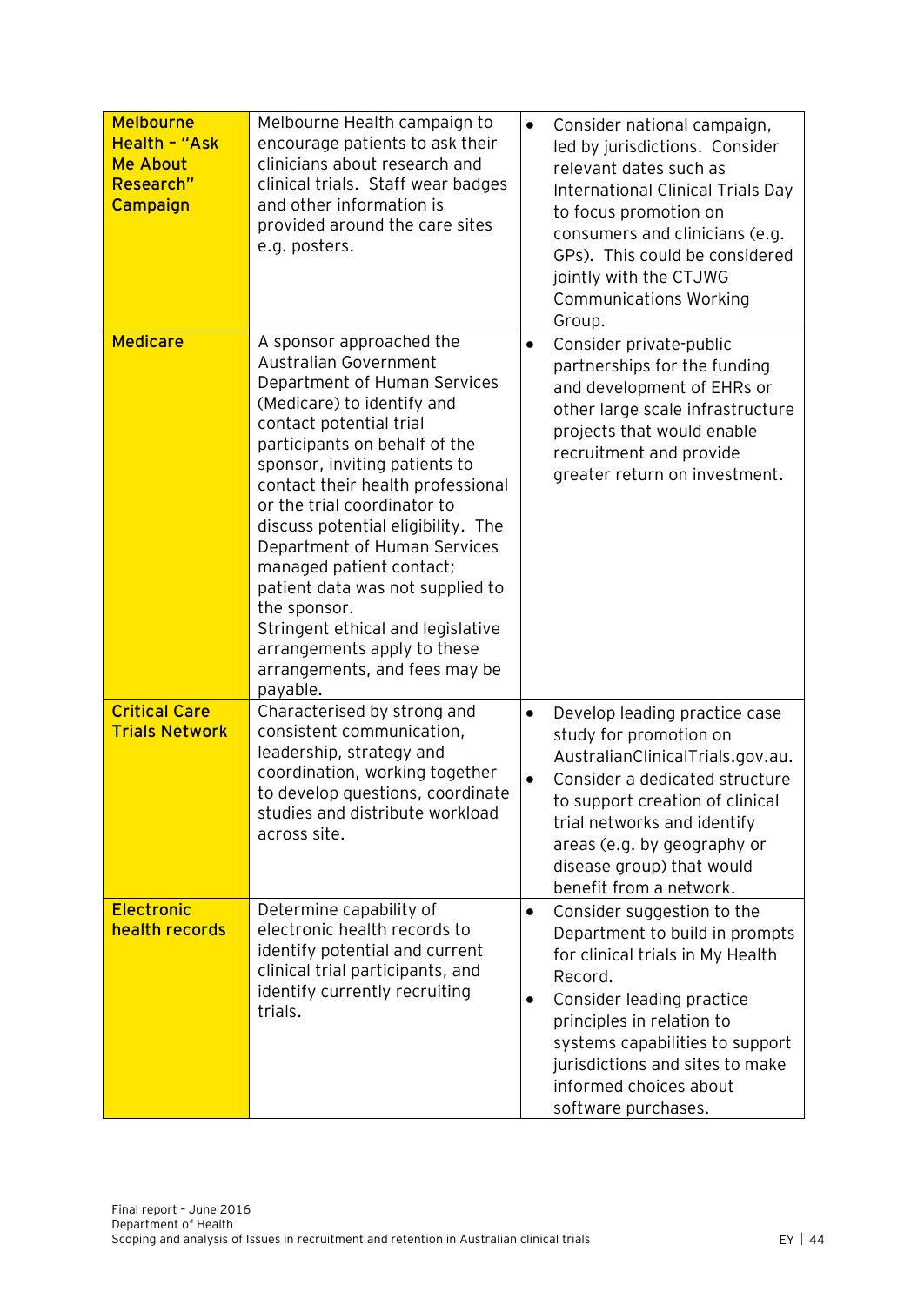| | | |
|---|---|---|
| **Melbourne Health – "Ask Me About Research" Campaign** | Melbourne Health campaign to encourage patients to ask their clinicians about research and clinical trials. Staff wear badges and other information is provided around the care sites e.g. posters. | • Consider national campaign, led by jurisdictions. Consider relevant dates such as International Clinical Trials Day to focus promotion on consumers and clinicians (e.g. GPs). This could be considered jointly with the CTJWG Communications Working Group. |
| **Medicare** | A sponsor approached the Australian Government Department of Human Services (Medicare) to identify and contact potential trial participants on behalf of the sponsor, inviting patients to contact their health professional or the trial coordinator to discuss potential eligibility. The Department of Human Services managed patient contact; patient data was not supplied to the sponsor. Stringent ethical and legislative arrangements apply to these arrangements, and fees may be payable. | • Consider private-public partnerships for the funding and development of EHRs or other large scale infrastructure projects that would enable recruitment and provide greater return on investment. |
| **Critical Care Trials Network** | Characterised by strong and consistent communication, leadership, strategy and coordination, working together to develop questions, coordinate studies and distribute workload across site. | • Develop leading practice case study for promotion on AustralianClinicalTrials.gov.au.<br>• Consider a dedicated structure to support creation of clinical trial networks and identify areas (e.g. by geography or disease group) that would benefit from a network. |
| **Electronic health records** | Determine capability of electronic health records to identify potential and current clinical trial participants, and identify currently recruiting trials. | • Consider suggestion to the Department to build in prompts for clinical trials in My Health Record.<br>• Consider leading practice principles in relation to systems capabilities to support jurisdictions and sites to make informed choices about software purchases. |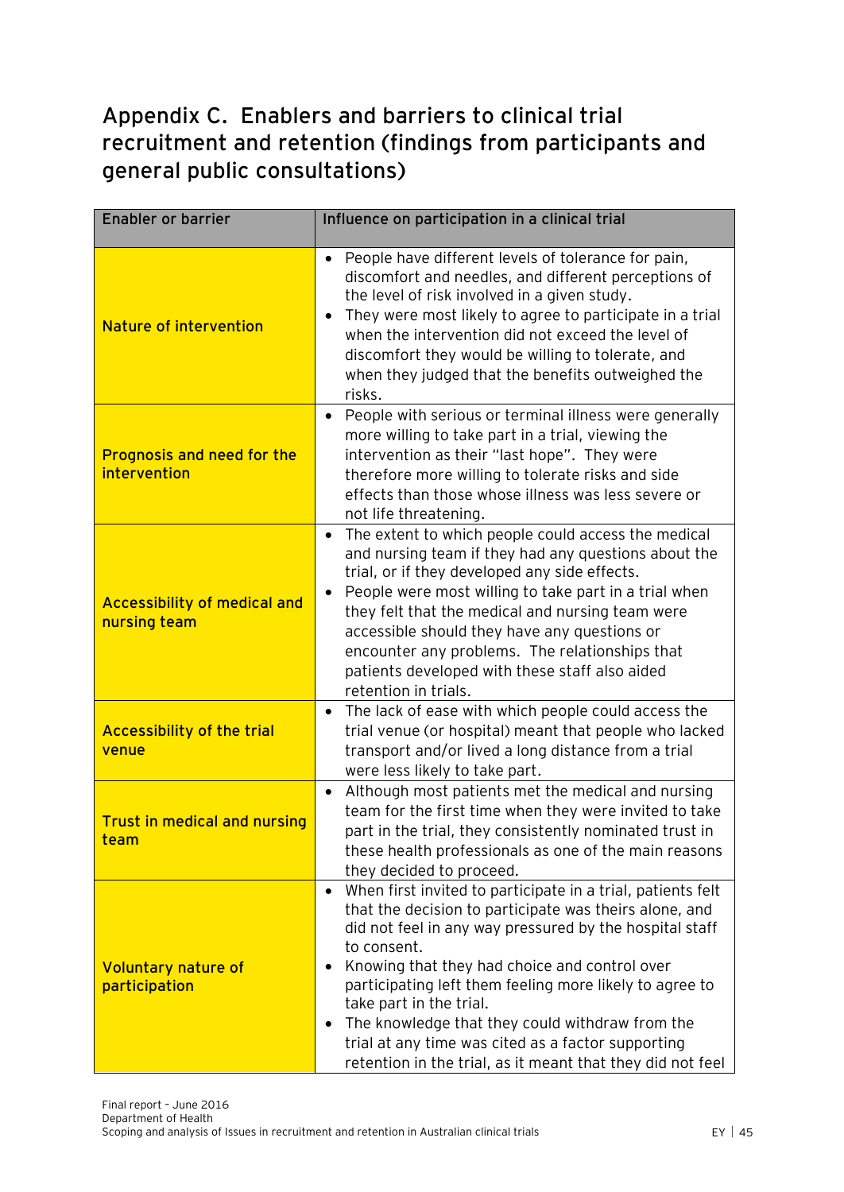# Appendix C. Enablers and barriers to clinical trial recruitment and retention (findings from participants and general public consultations)

| Enabler or barrier | Influence on participation in a clinical trial |
| --- | --- |
| **Nature of intervention** | • People have different levels of tolerance for pain, discomfort and needles, and different perceptions of the level of risk involved in a given study.<br>• They were most likely to agree to participate in a trial when the intervention did not exceed the level of discomfort they would be willing to tolerate, and when they judged that the benefits outweighed the risks. |
| **Prognosis and need for the intervention** | • People with serious or terminal illness were generally more willing to take part in a trial, viewing the intervention as their "last hope". They were therefore more willing to tolerate risks and side effects than those whose illness was less severe or not life threatening. |
| **Accessibility of medical and nursing team** | • The extent to which people could access the medical and nursing team if they had any questions about the trial, or if they developed any side effects.<br>• People were most willing to take part in a trial when they felt that the medical and nursing team were accessible should they have any questions or encounter any problems. The relationships that patients developed with these staff also aided retention in trials. |
| **Accessibility of the trial venue** | • The lack of ease with which people could access the trial venue (or hospital) meant that people who lacked transport and/or lived a long distance from a trial were less likely to take part. |
| **Trust in medical and nursing team** | • Although most patients met the medical and nursing team for the first time when they were invited to take part in the trial, they consistently nominated trust in these health professionals as one of the main reasons they decided to proceed. |
| **Voluntary nature of participation** | • When first invited to participate in a trial, patients felt that the decision to participate was theirs alone, and did not feel in any way pressured by the hospital staff to consent.<br>• Knowing that they had choice and control over participating left them feeling more likely to agree to take part in the trial.<br>• The knowledge that they could withdraw from the trial at any time was cited as a factor supporting retention in the trial, as it meant that they did not feel |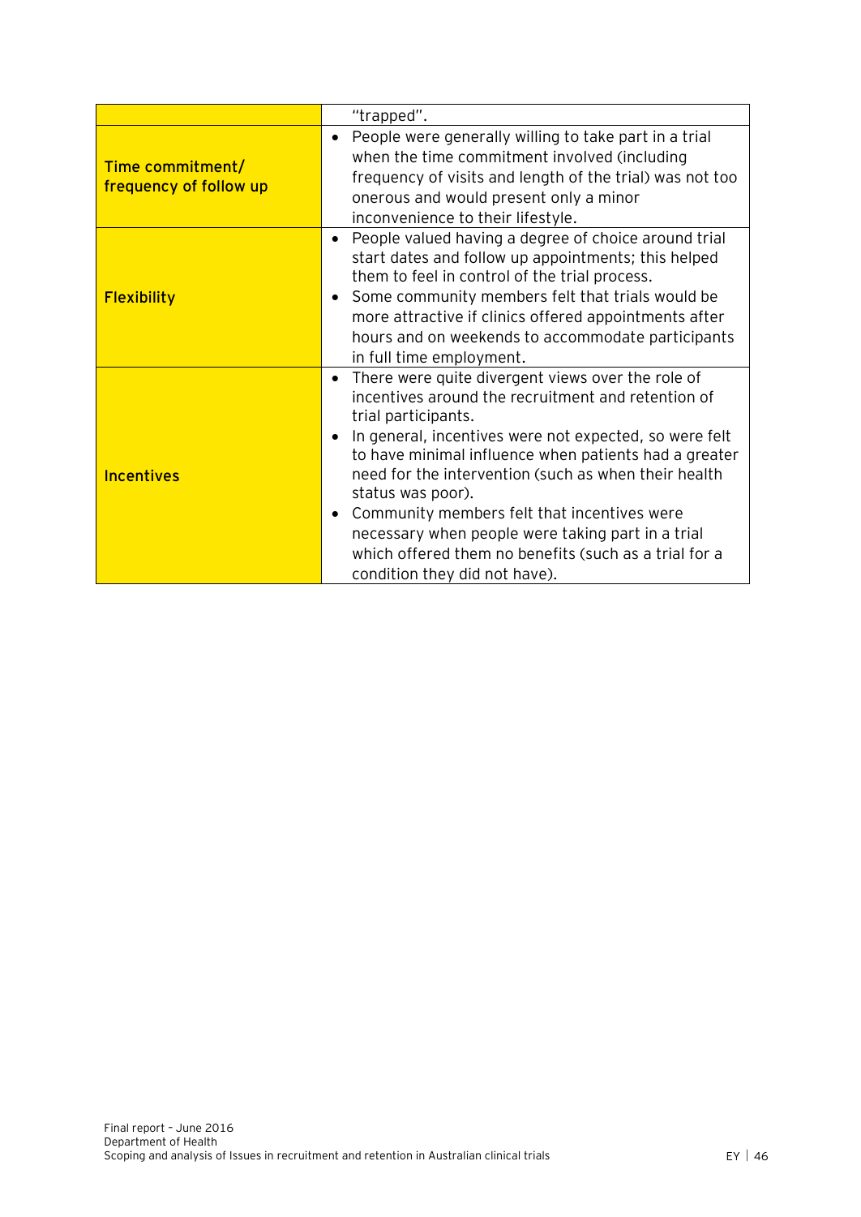| | |
|---|---|
| | "trapped". |
| **Time commitment/ frequency of follow up** | • People were generally willing to take part in a trial when the time commitment involved (including frequency of visits and length of the trial) was not too onerous and would present only a minor inconvenience to their lifestyle. |
| **Flexibility** | • People valued having a degree of choice around trial start dates and follow up appointments; this helped them to feel in control of the trial process.<br>• Some community members felt that trials would be more attractive if clinics offered appointments after hours and on weekends to accommodate participants in full time employment. |
| **Incentives** | • There were quite divergent views over the role of incentives around the recruitment and retention of trial participants.<br>• In general, incentives were not expected, so were felt to have minimal influence when patients had a greater need for the intervention (such as when their health status was poor).<br>• Community members felt that incentives were necessary when people were taking part in a trial which offered them no benefits (such as a trial for a condition they did not have). |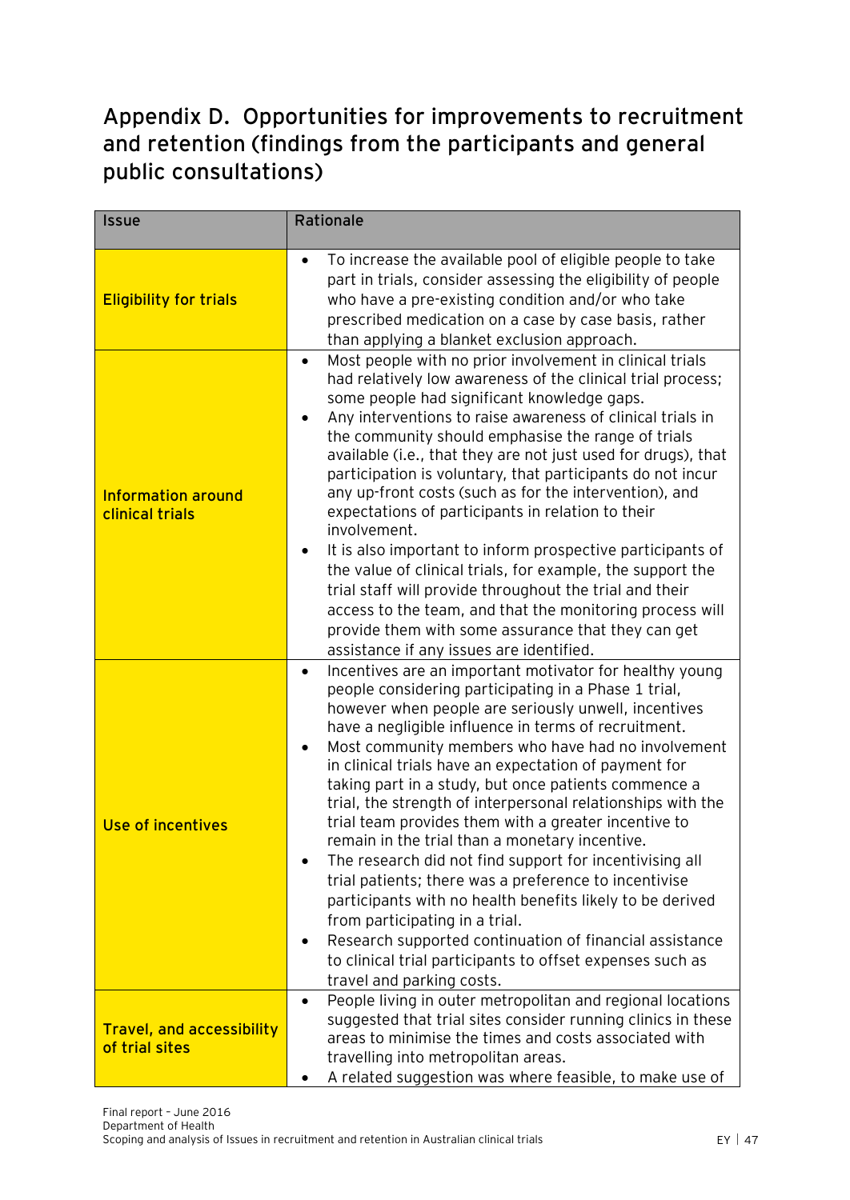## Appendix D. Opportunities for improvements to recruitment and retention (findings from the participants and general public consultations)

| Issue | Rationale |
|---|---|
| **Eligibility for trials** | • To increase the available pool of eligible people to take part in trials, consider assessing the eligibility of people who have a pre-existing condition and/or who take prescribed medication on a case by case basis, rather than applying a blanket exclusion approach. |
| **Information around clinical trials** | • Most people with no prior involvement in clinical trials had relatively low awareness of the clinical trial process; some people had significant knowledge gaps.<br>• Any interventions to raise awareness of clinical trials in the community should emphasise the range of trials available (i.e., that they are not just used for drugs), that participation is voluntary, that participants do not incur any up-front costs (such as for the intervention), and expectations of participants in relation to their involvement.<br>• It is also important to inform prospective participants of the value of clinical trials, for example, the support the trial staff will provide throughout the trial and their access to the team, and that the monitoring process will provide them with some assurance that they can get assistance if any issues are identified. |
| **Use of incentives** | • Incentives are an important motivator for healthy young people considering participating in a Phase 1 trial, however when people are seriously unwell, incentives have a negligible influence in terms of recruitment.<br>• Most community members who have had no involvement in clinical trials have an expectation of payment for taking part in a study, but once patients commence a trial, the strength of interpersonal relationships with the trial team provides them with a greater incentive to remain in the trial than a monetary incentive.<br>• The research did not find support for incentivising all trial patients; there was a preference to incentivise participants with no health benefits likely to be derived from participating in a trial.<br>• Research supported continuation of financial assistance to clinical trial participants to offset expenses such as travel and parking costs. |
| **Travel, and accessibility of trial sites** | • People living in outer metropolitan and regional locations suggested that trial sites consider running clinics in these areas to minimise the times and costs associated with travelling into metropolitan areas.<br>• A related suggestion was where feasible, to make use of |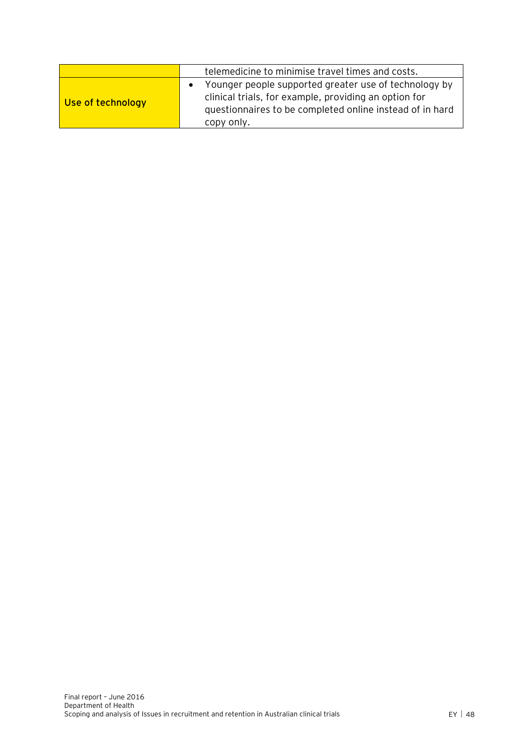| | |
|---|---|
| | telemedicine to minimise travel times and costs. |
| **Use of technology** | • Younger people supported greater use of technology by clinical trials, for example, providing an option for questionnaires to be completed online instead of in hard copy only. |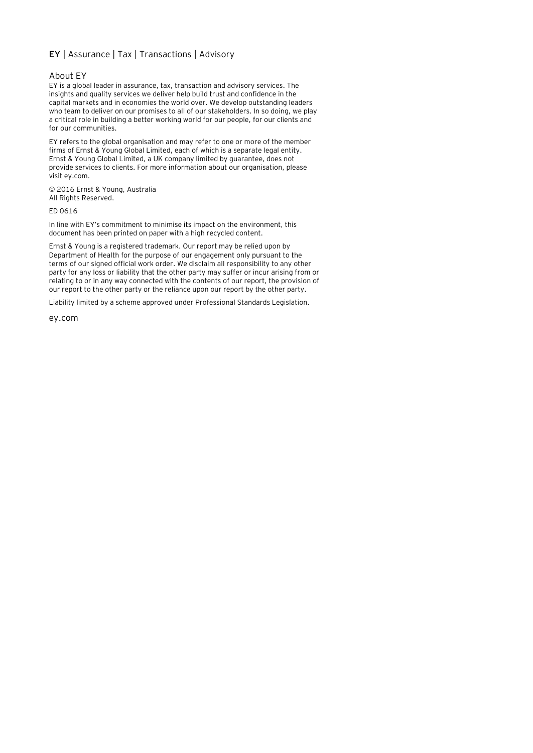**EY** | Assurance | Tax | Transactions | Advisory

## About EY

EY is a global leader in assurance, tax, transaction and advisory services. The insights and quality services we deliver help build trust and confidence in the capital markets and in economies the world over. We develop outstanding leaders who team to deliver on our promises to all of our stakeholders. In so doing, we play a critical role in building a better working world for our people, for our clients and for our communities.

EY refers to the global organisation and may refer to one or more of the member firms of Ernst & Young Global Limited, each of which is a separate legal entity. Ernst & Young Global Limited, a UK company limited by guarantee, does not provide services to clients. For more information about our organisation, please visit ey.com.

© 2016 Ernst & Young, Australia
All Rights Reserved.

ED 0616

In line with EY's commitment to minimise its impact on the environment, this document has been printed on paper with a high recycled content.

Ernst & Young is a registered trademark. Our report may be relied upon by Department of Health for the purpose of our engagement only pursuant to the terms of our signed official work order. We disclaim all responsibility to any other party for any loss or liability that the other party may suffer or incur arising from or relating to or in any way connected with the contents of our report, the provision of our report to the other party or the reliance upon our report by the other party.

Liability limited by a scheme approved under Professional Standards Legislation.

ey.com